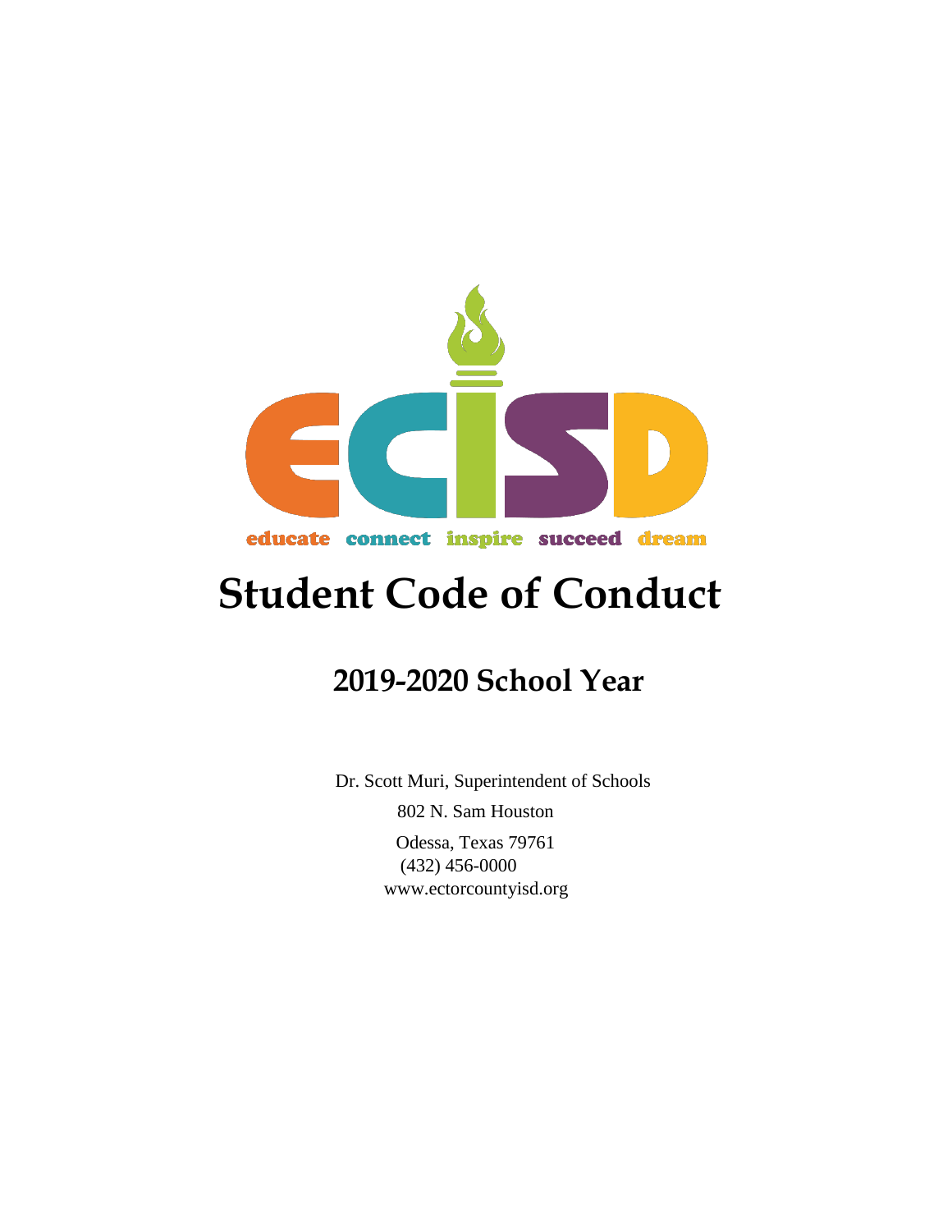ECISD

educate connect inspire succeed dream

# Student Code of Conduct

## 2019-2020 School Year

Dr. Scott Muri, Superintendent of Schools

802 N. Sam Houston

Odessa, Texas 79761

(432) 456-0000

www.ectorcountyisd.org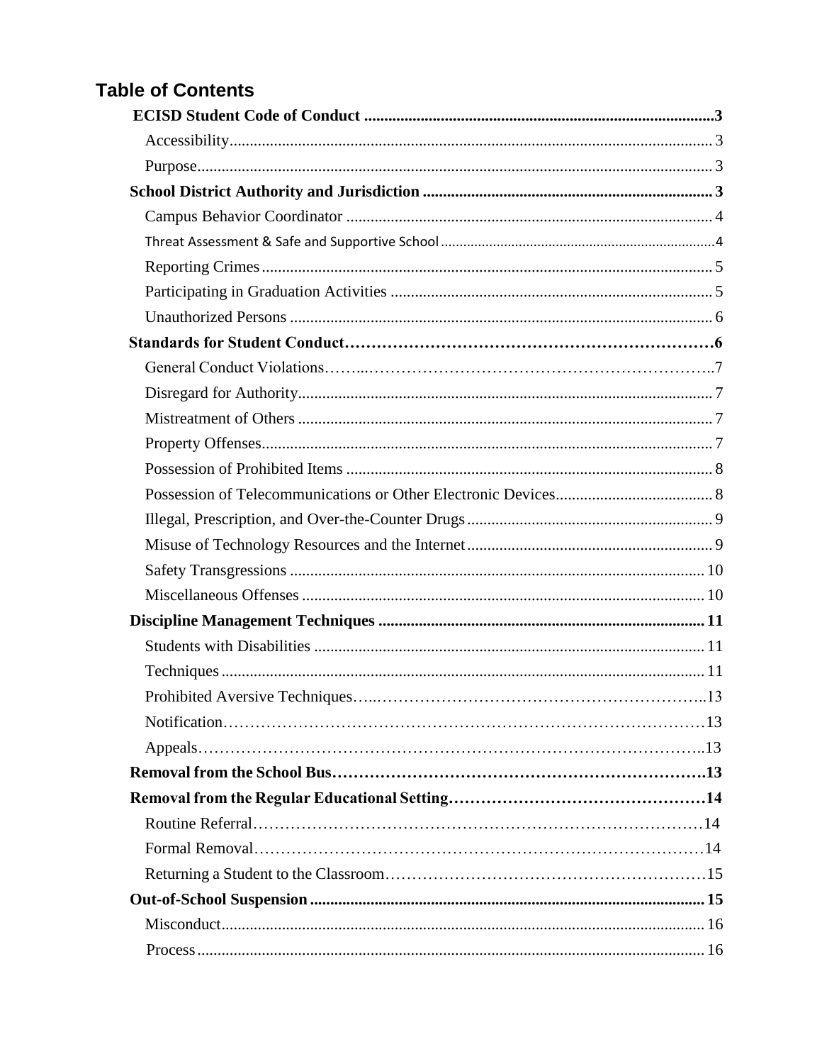## Table of Contents

**ECISD Student Code of Conduct** ........................................ **3**
- Accessibility ........................................ 3
- Purpose ........................................ 3

**School District Authority and Jurisdiction** ........................................ **3**
- Campus Behavior Coordinator ........................................ 4
- Threat Assessment & Safe and Supportive School ........................................ 4
- Reporting Crimes ........................................ 5
- Participating in Graduation Activities ........................................ 5
- Unauthorized Persons ........................................ 6

**Standards for Student Conduct** ........................................ **6**
- General Conduct Violations ........................................ 7
- Disregard for Authority ........................................ 7
- Mistreatment of Others ........................................ 7
- Property Offenses ........................................ 7
- Possession of Prohibited Items ........................................ 8
- Possession of Telecommunications or Other Electronic Devices ........................................ 8
- Illegal, Prescription, and Over-the-Counter Drugs ........................................ 9
- Misuse of Technology Resources and the Internet ........................................ 9
- Safety Transgressions ........................................ 10
- Miscellaneous Offenses ........................................ 10

**Discipline Management Techniques** ........................................ **11**
- Students with Disabilities ........................................ 11
- Techniques ........................................ 11
- Prohibited Aversive Techniques ........................................ 13
- Notification ........................................ 13
- Appeals ........................................ 13

**Removal from the School Bus** ........................................ **13**

**Removal from the Regular Educational Setting** ........................................ **14**
- Routine Referral ........................................ 14
- Formal Removal ........................................ 14
- Returning a Student to the Classroom ........................................ 15

**Out-of-School Suspension** ........................................ **15**
- Misconduct ........................................ 16
- Process ........................................ 16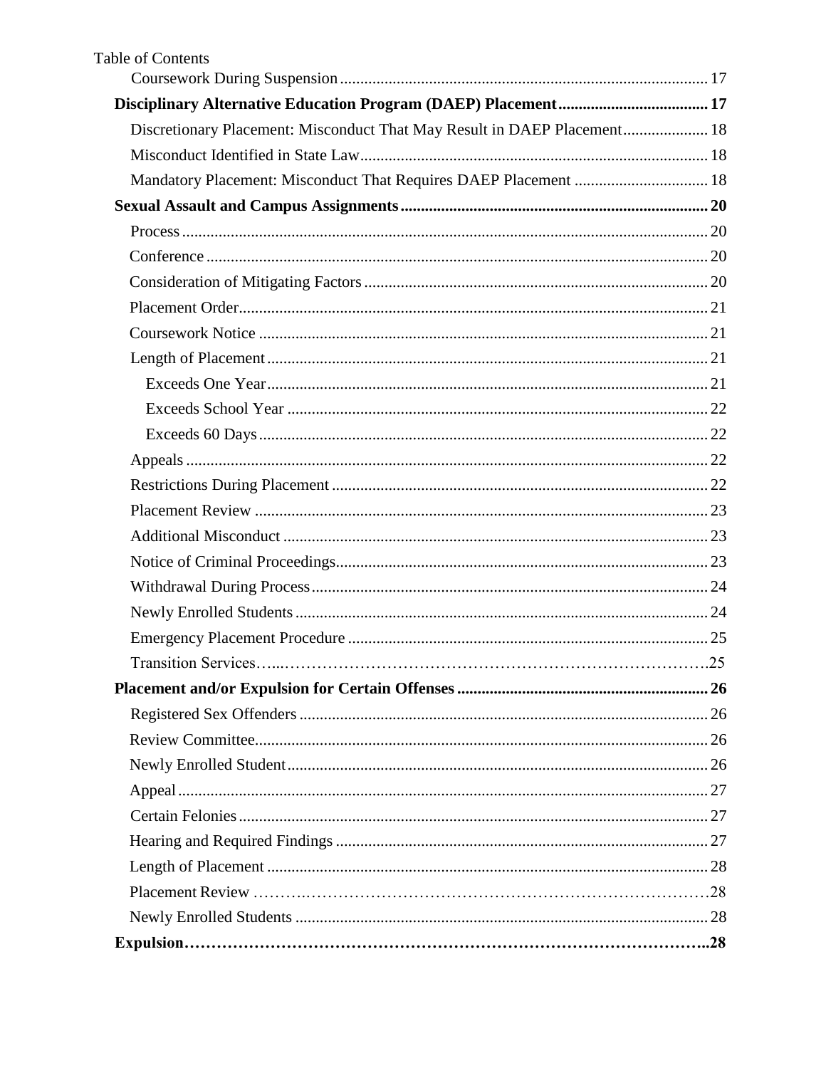Table of Contents

- Coursework During Suspension .......... 17
- **Disciplinary Alternative Education Program (DAEP) Placement .......... 17**
  - Discretionary Placement: Misconduct That May Result in DAEP Placement .......... 18
  - Misconduct Identified in State Law .......... 18
  - Mandatory Placement: Misconduct That Requires DAEP Placement .......... 18
- **Sexual Assault and Campus Assignments .......... 20**
  - Process .......... 20
  - Conference .......... 20
  - Consideration of Mitigating Factors .......... 20
  - Placement Order .......... 21
  - Coursework Notice .......... 21
  - Length of Placement .......... 21
    - Exceeds One Year .......... 21
    - Exceeds School Year .......... 22
    - Exceeds 60 Days .......... 22
  - Appeals .......... 22
  - Restrictions During Placement .......... 22
  - Placement Review .......... 23
  - Additional Misconduct .......... 23
  - Notice of Criminal Proceedings .......... 23
  - Withdrawal During Process .......... 24
  - Newly Enrolled Students .......... 24
  - Emergency Placement Procedure .......... 25
  - Transition Services .......... 25
- **Placement and/or Expulsion for Certain Offenses .......... 26**
  - Registered Sex Offenders .......... 26
  - Review Committee .......... 26
  - Newly Enrolled Student .......... 26
  - Appeal .......... 27
  - Certain Felonies .......... 27
  - Hearing and Required Findings .......... 27
  - Length of Placement .......... 28
  - Placement Review .......... 28
  - Newly Enrolled Students .......... 28
- **Expulsion .......... 28**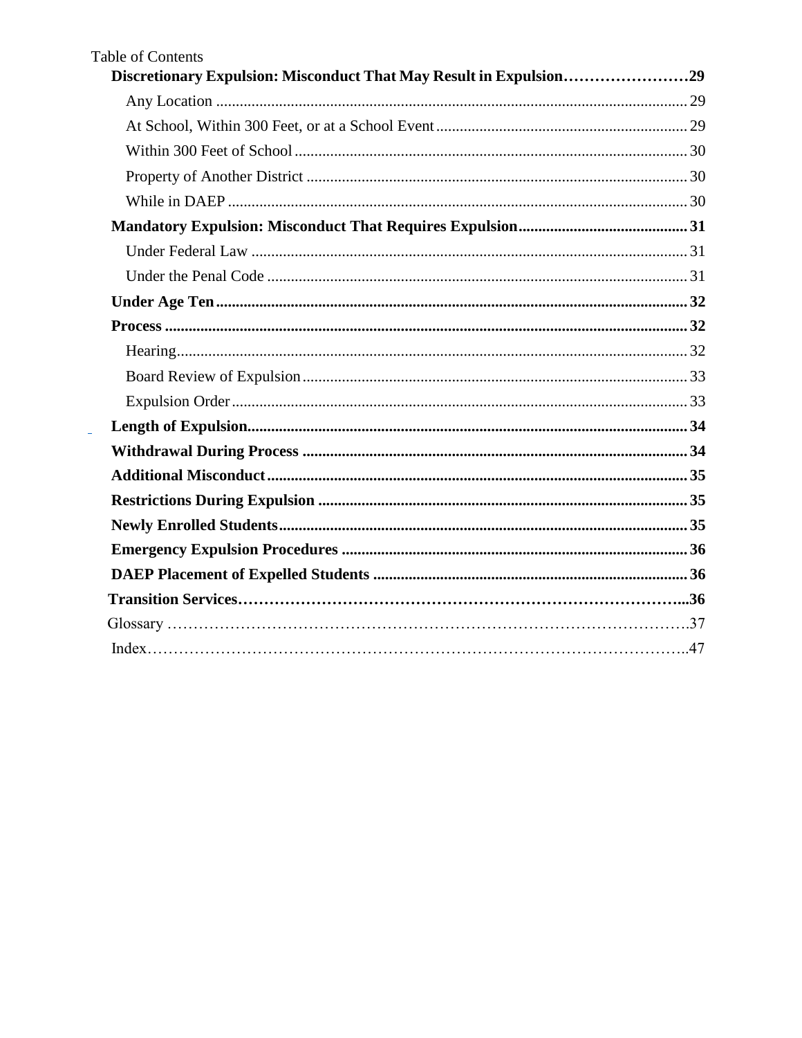Table of Contents

**Discretionary Expulsion: Misconduct That May Result in Expulsion……………………29**

Any Location ....................................................................................................................... 29

At School, Within 300 Feet, or at a School Event ............................................................... 29

Within 300 Feet of School ................................................................................................... 30

Property of Another District ................................................................................................ 30

While in DAEP .................................................................................................................... 30

**Mandatory Expulsion: Misconduct That Requires Expulsion........................................... 31**

Under Federal Law .............................................................................................................. 31

Under the Penal Code .......................................................................................................... 31

**Under Age Ten ...................................................................................................................... 32**

**Process ................................................................................................................................... 32**

Hearing................................................................................................................................. 32

Board Review of Expulsion ................................................................................................. 33

Expulsion Order ................................................................................................................... 33

**Length of Expulsion.............................................................................................................. 34**

**Withdrawal During Process ................................................................................................. 34**

**Additional Misconduct ......................................................................................................... 35**

**Restrictions During Expulsion ............................................................................................. 35**

**Newly Enrolled Students....................................................................................................... 35**

**Emergency Expulsion Procedures ....................................................................................... 36**

**DAEP Placement of Expelled Students ............................................................................... 36**

**Transition Services………………………………………………………………………...36**

Glossary ……………………………………………………………………………………….37

Index…………………………………………………………………………………………..47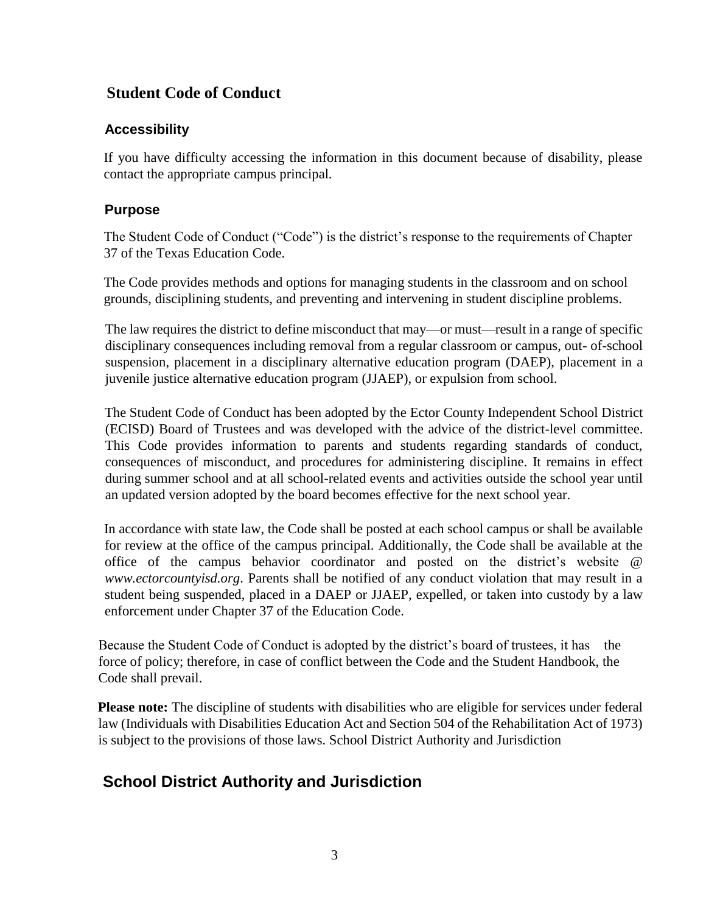## Student Code of Conduct

### Accessibility

If you have difficulty accessing the information in this document because of disability, please contact the appropriate campus principal.

### Purpose

The Student Code of Conduct ("Code") is the district's response to the requirements of Chapter 37 of the Texas Education Code.

The Code provides methods and options for managing students in the classroom and on school grounds, disciplining students, and preventing and intervening in student discipline problems.

The law requires the district to define misconduct that may—or must—result in a range of specific disciplinary consequences including removal from a regular classroom or campus, out- of-school suspension, placement in a disciplinary alternative education program (DAEP), placement in a juvenile justice alternative education program (JJAEP), or expulsion from school.

The Student Code of Conduct has been adopted by the Ector County Independent School District (ECISD) Board of Trustees and was developed with the advice of the district-level committee. This Code provides information to parents and students regarding standards of conduct, consequences of misconduct, and procedures for administering discipline. It remains in effect during summer school and at all school-related events and activities outside the school year until an updated version adopted by the board becomes effective for the next school year.

In accordance with state law, the Code shall be posted at each school campus or shall be available for review at the office of the campus principal. Additionally, the Code shall be available at the office of the campus behavior coordinator and posted on the district's website @ *www.ectorcountyisd.org*. Parents shall be notified of any conduct violation that may result in a student being suspended, placed in a DAEP or JJAEP, expelled, or taken into custody by a law enforcement under Chapter 37 of the Education Code.

Because the Student Code of Conduct is adopted by the district's board of trustees, it has the force of policy; therefore, in case of conflict between the Code and the Student Handbook, the Code shall prevail.

**Please note:** The discipline of students with disabilities who are eligible for services under federal law (Individuals with Disabilities Education Act and Section 504 of the Rehabilitation Act of 1973) is subject to the provisions of those laws. School District Authority and Jurisdiction

## School District Authority and Jurisdiction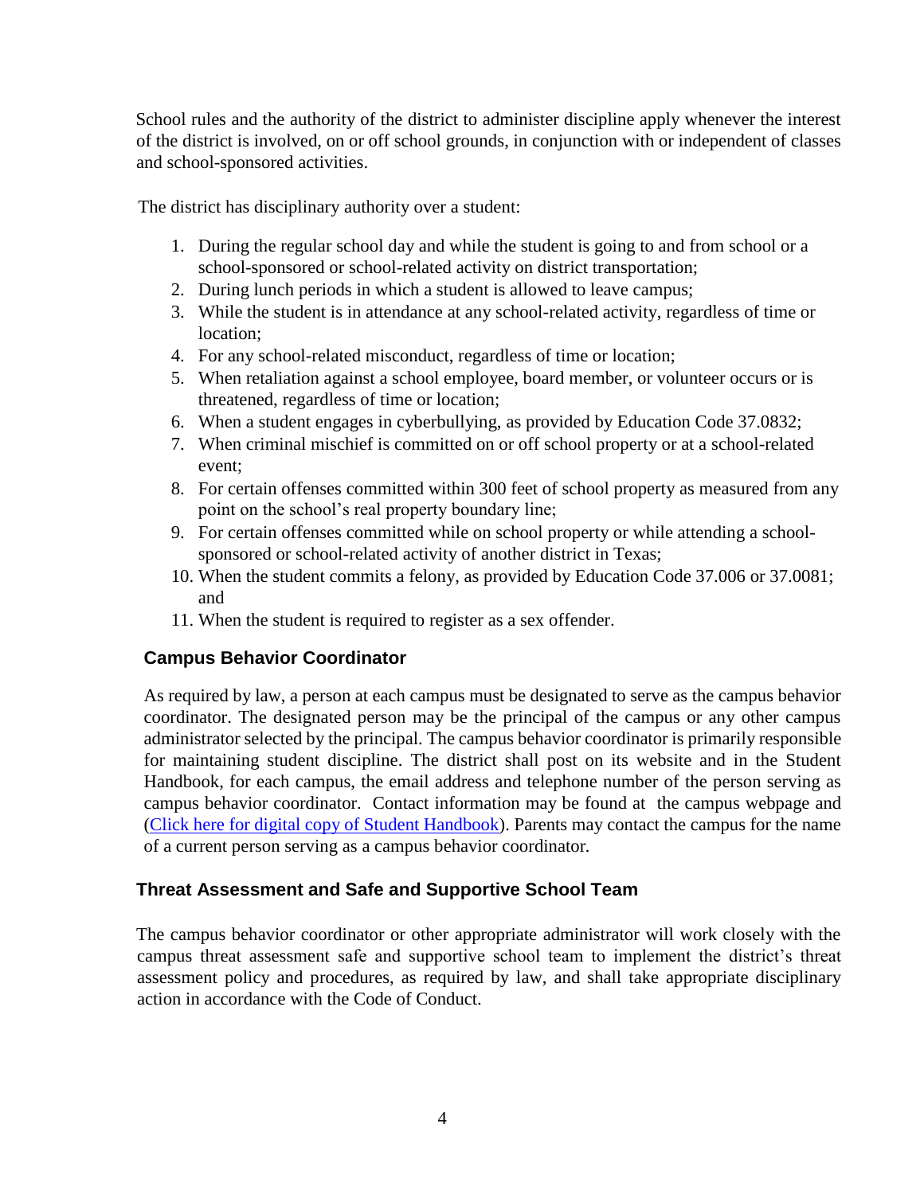School rules and the authority of the district to administer discipline apply whenever the interest of the district is involved, on or off school grounds, in conjunction with or independent of classes and school-sponsored activities.

The district has disciplinary authority over a student:

1. During the regular school day and while the student is going to and from school or a school-sponsored or school-related activity on district transportation;
2. During lunch periods in which a student is allowed to leave campus;
3. While the student is in attendance at any school-related activity, regardless of time or location;
4. For any school-related misconduct, regardless of time or location;
5. When retaliation against a school employee, board member, or volunteer occurs or is threatened, regardless of time or location;
6. When a student engages in cyberbullying, as provided by Education Code 37.0832;
7. When criminal mischief is committed on or off school property or at a school-related event;
8. For certain offenses committed within 300 feet of school property as measured from any point on the school's real property boundary line;
9. For certain offenses committed while on school property or while attending a school-sponsored or school-related activity of another district in Texas;
10. When the student commits a felony, as provided by Education Code 37.006 or 37.0081; and
11. When the student is required to register as a sex offender.

## Campus Behavior Coordinator

As required by law, a person at each campus must be designated to serve as the campus behavior coordinator. The designated person may be the principal of the campus or any other campus administrator selected by the principal. The campus behavior coordinator is primarily responsible for maintaining student discipline. The district shall post on its website and in the Student Handbook, for each campus, the email address and telephone number of the person serving as campus behavior coordinator. Contact information may be found at the campus webpage and (Click here for digital copy of Student Handbook). Parents may contact the campus for the name of a current person serving as a campus behavior coordinator.

## Threat Assessment and Safe and Supportive School Team

The campus behavior coordinator or other appropriate administrator will work closely with the campus threat assessment safe and supportive school team to implement the district's threat assessment policy and procedures, as required by law, and shall take appropriate disciplinary action in accordance with the Code of Conduct.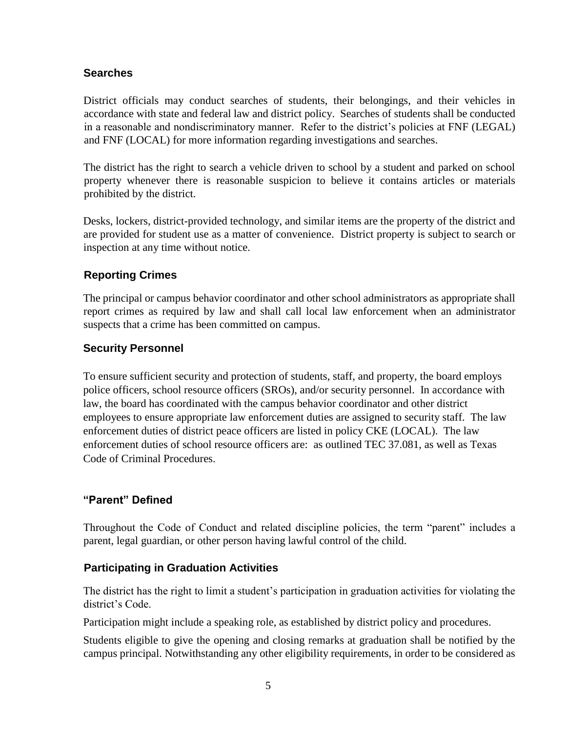## Searches

District officials may conduct searches of students, their belongings, and their vehicles in accordance with state and federal law and district policy. Searches of students shall be conducted in a reasonable and nondiscriminatory manner. Refer to the district's policies at FNF (LEGAL) and FNF (LOCAL) for more information regarding investigations and searches.

The district has the right to search a vehicle driven to school by a student and parked on school property whenever there is reasonable suspicion to believe it contains articles or materials prohibited by the district.

Desks, lockers, district-provided technology, and similar items are the property of the district and are provided for student use as a matter of convenience. District property is subject to search or inspection at any time without notice.

## Reporting Crimes

The principal or campus behavior coordinator and other school administrators as appropriate shall report crimes as required by law and shall call local law enforcement when an administrator suspects that a crime has been committed on campus.

## Security Personnel

To ensure sufficient security and protection of students, staff, and property, the board employs police officers, school resource officers (SROs), and/or security personnel. In accordance with law, the board has coordinated with the campus behavior coordinator and other district employees to ensure appropriate law enforcement duties are assigned to security staff. The law enforcement duties of district peace officers are listed in policy CKE (LOCAL). The law enforcement duties of school resource officers are: as outlined TEC 37.081, as well as Texas Code of Criminal Procedures.

## "Parent" Defined

Throughout the Code of Conduct and related discipline policies, the term "parent" includes a parent, legal guardian, or other person having lawful control of the child.

## Participating in Graduation Activities

The district has the right to limit a student's participation in graduation activities for violating the district's Code.

Participation might include a speaking role, as established by district policy and procedures.

Students eligible to give the opening and closing remarks at graduation shall be notified by the campus principal. Notwithstanding any other eligibility requirements, in order to be considered as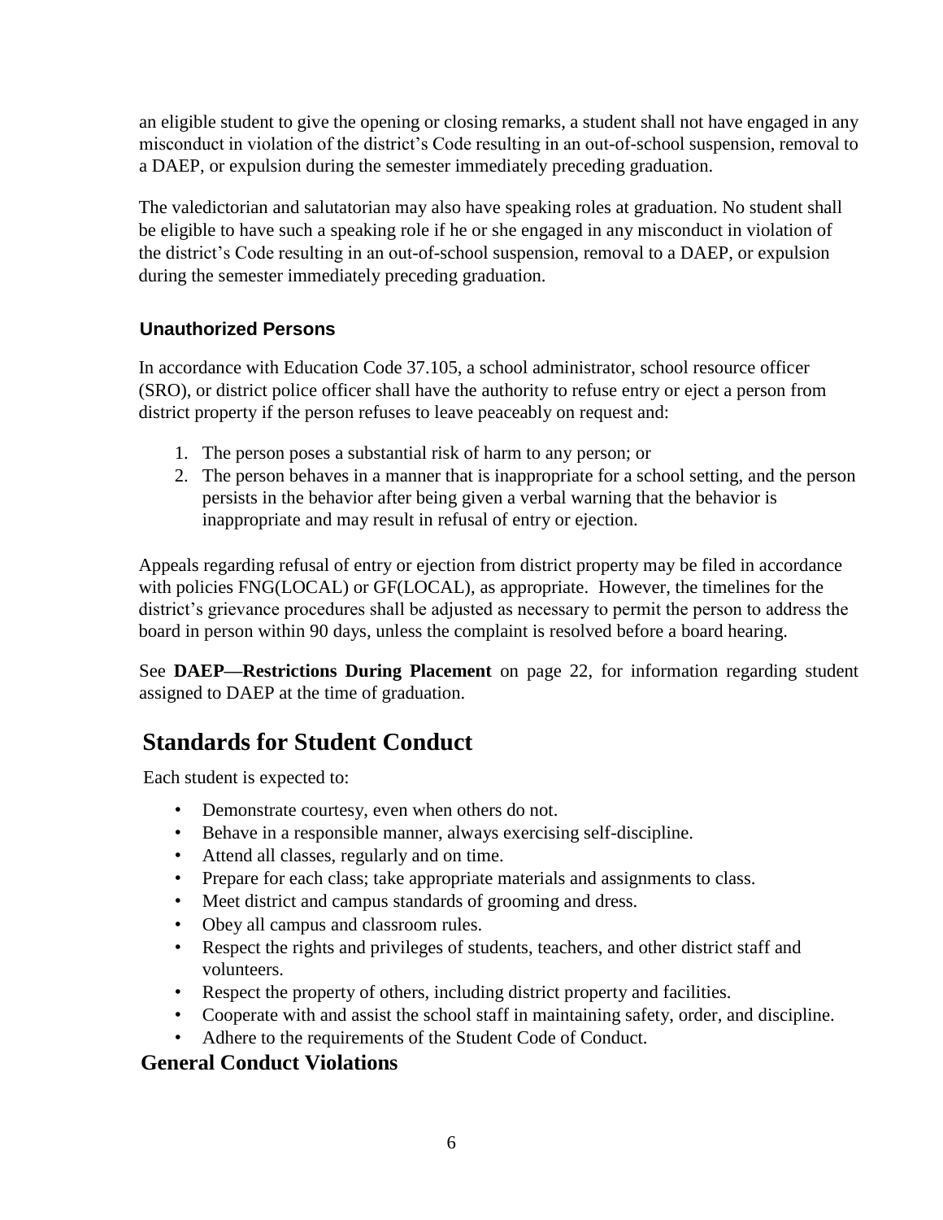an eligible student to give the opening or closing remarks, a student shall not have engaged in any misconduct in violation of the district's Code resulting in an out-of-school suspension, removal to a DAEP, or expulsion during the semester immediately preceding graduation.

The valedictorian and salutatorian may also have speaking roles at graduation. No student shall be eligible to have such a speaking role if he or she engaged in any misconduct in violation of the district's Code resulting in an out-of-school suspension, removal to a DAEP, or expulsion during the semester immediately preceding graduation.

### Unauthorized Persons

In accordance with Education Code 37.105, a school administrator, school resource officer (SRO), or district police officer shall have the authority to refuse entry or eject a person from district property if the person refuses to leave peaceably on request and:

1. The person poses a substantial risk of harm to any person; or
2. The person behaves in a manner that is inappropriate for a school setting, and the person persists in the behavior after being given a verbal warning that the behavior is inappropriate and may result in refusal of entry or ejection.

Appeals regarding refusal of entry or ejection from district property may be filed in accordance with policies FNG(LOCAL) or GF(LOCAL), as appropriate. However, the timelines for the district's grievance procedures shall be adjusted as necessary to permit the person to address the board in person within 90 days, unless the complaint is resolved before a board hearing.

See **DAEP—Restrictions During Placement** on page 22, for information regarding student assigned to DAEP at the time of graduation.

## Standards for Student Conduct

Each student is expected to:

- Demonstrate courtesy, even when others do not.
- Behave in a responsible manner, always exercising self-discipline.
- Attend all classes, regularly and on time.
- Prepare for each class; take appropriate materials and assignments to class.
- Meet district and campus standards of grooming and dress.
- Obey all campus and classroom rules.
- Respect the rights and privileges of students, teachers, and other district staff and volunteers.
- Respect the property of others, including district property and facilities.
- Cooperate with and assist the school staff in maintaining safety, order, and discipline.
- Adhere to the requirements of the Student Code of Conduct.

### General Conduct Violations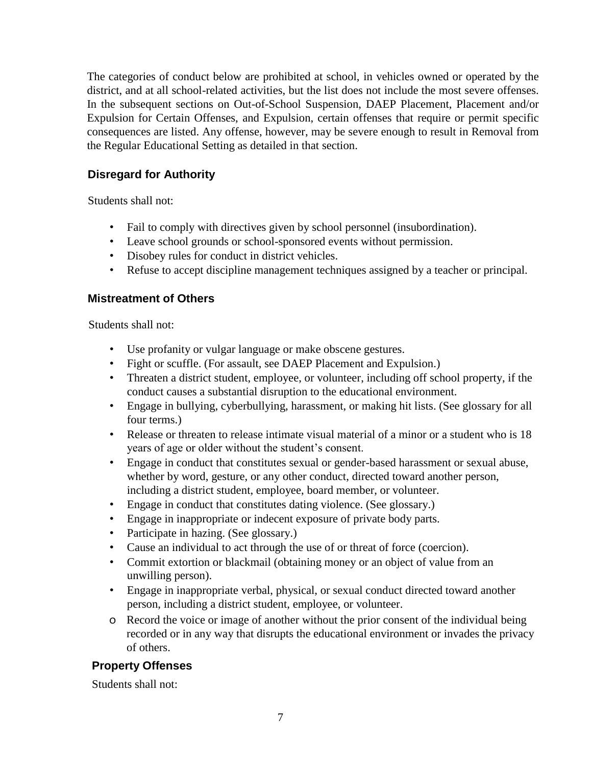The categories of conduct below are prohibited at school, in vehicles owned or operated by the district, and at all school-related activities, but the list does not include the most severe offenses. In the subsequent sections on Out-of-School Suspension, DAEP Placement, Placement and/or Expulsion for Certain Offenses, and Expulsion, certain offenses that require or permit specific consequences are listed. Any offense, however, may be severe enough to result in Removal from the Regular Educational Setting as detailed in that section.

### Disregard for Authority

Students shall not:

- Fail to comply with directives given by school personnel (insubordination).
- Leave school grounds or school-sponsored events without permission.
- Disobey rules for conduct in district vehicles.
- Refuse to accept discipline management techniques assigned by a teacher or principal.

### Mistreatment of Others

Students shall not:

- Use profanity or vulgar language or make obscene gestures.
- Fight or scuffle. (For assault, see DAEP Placement and Expulsion.)
- Threaten a district student, employee, or volunteer, including off school property, if the conduct causes a substantial disruption to the educational environment.
- Engage in bullying, cyberbullying, harassment, or making hit lists. (See glossary for all four terms.)
- Release or threaten to release intimate visual material of a minor or a student who is 18 years of age or older without the student's consent.
- Engage in conduct that constitutes sexual or gender-based harassment or sexual abuse, whether by word, gesture, or any other conduct, directed toward another person, including a district student, employee, board member, or volunteer.
- Engage in conduct that constitutes dating violence. (See glossary.)
- Engage in inappropriate or indecent exposure of private body parts.
- Participate in hazing. (See glossary.)
- Cause an individual to act through the use of or threat of force (coercion).
- Commit extortion or blackmail (obtaining money or an object of value from an unwilling person).
- Engage in inappropriate verbal, physical, or sexual conduct directed toward another person, including a district student, employee, or volunteer.
- Record the voice or image of another without the prior consent of the individual being recorded or in any way that disrupts the educational environment or invades the privacy of others.

### Property Offenses

Students shall not: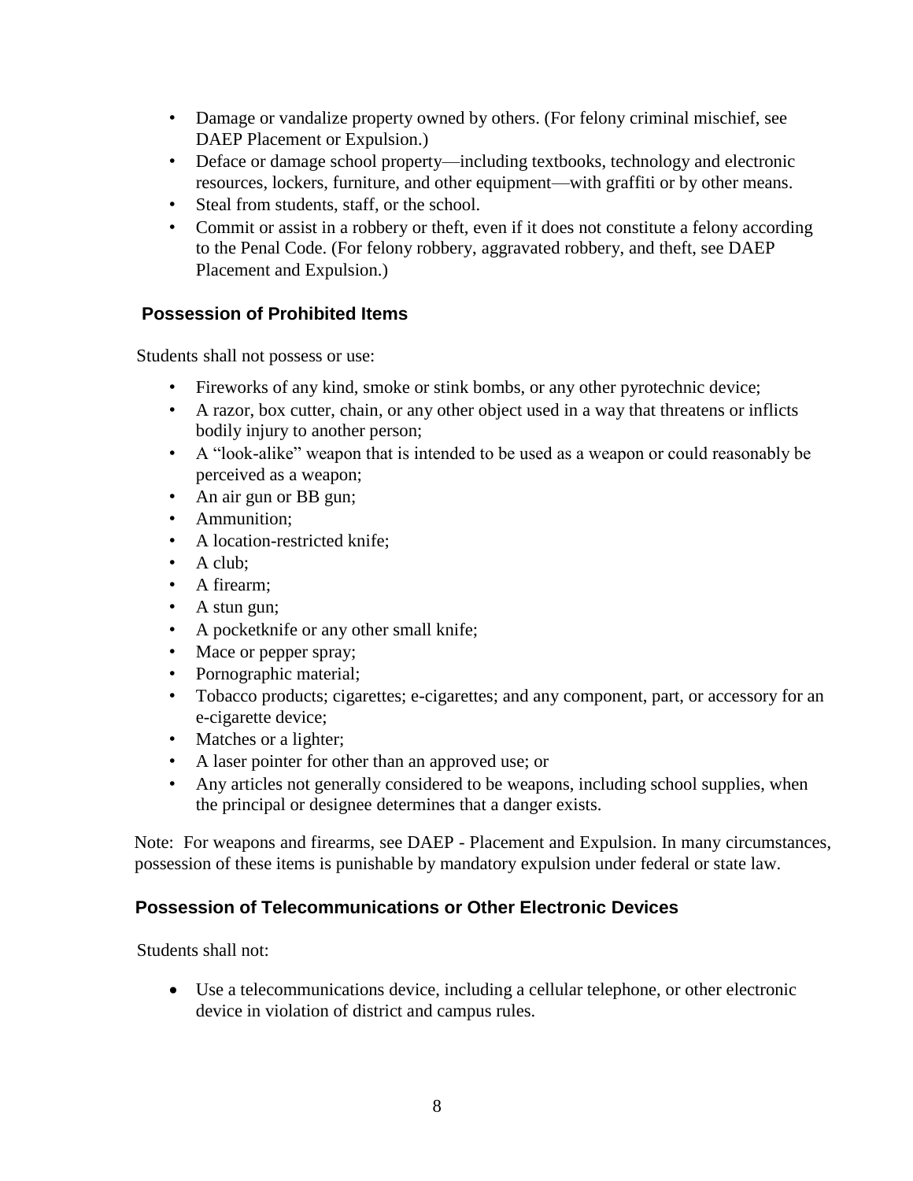- Damage or vandalize property owned by others. (For felony criminal mischief, see DAEP Placement or Expulsion.)
- Deface or damage school property—including textbooks, technology and electronic resources, lockers, furniture, and other equipment—with graffiti or by other means.
- Steal from students, staff, or the school.
- Commit or assist in a robbery or theft, even if it does not constitute a felony according to the Penal Code. (For felony robbery, aggravated robbery, and theft, see DAEP Placement and Expulsion.)

### Possession of Prohibited Items

Students shall not possess or use:

- Fireworks of any kind, smoke or stink bombs, or any other pyrotechnic device;
- A razor, box cutter, chain, or any other object used in a way that threatens or inflicts bodily injury to another person;
- A "look-alike" weapon that is intended to be used as a weapon or could reasonably be perceived as a weapon;
- An air gun or BB gun;
- Ammunition;
- A location-restricted knife;
- A club;
- A firearm;
- A stun gun;
- A pocketknife or any other small knife;
- Mace or pepper spray;
- Pornographic material;
- Tobacco products; cigarettes; e-cigarettes; and any component, part, or accessory for an e-cigarette device;
- Matches or a lighter;
- A laser pointer for other than an approved use; or
- Any articles not generally considered to be weapons, including school supplies, when the principal or designee determines that a danger exists.

Note: For weapons and firearms, see DAEP - Placement and Expulsion. In many circumstances, possession of these items is punishable by mandatory expulsion under federal or state law.

### Possession of Telecommunications or Other Electronic Devices

Students shall not:

- Use a telecommunications device, including a cellular telephone, or other electronic device in violation of district and campus rules.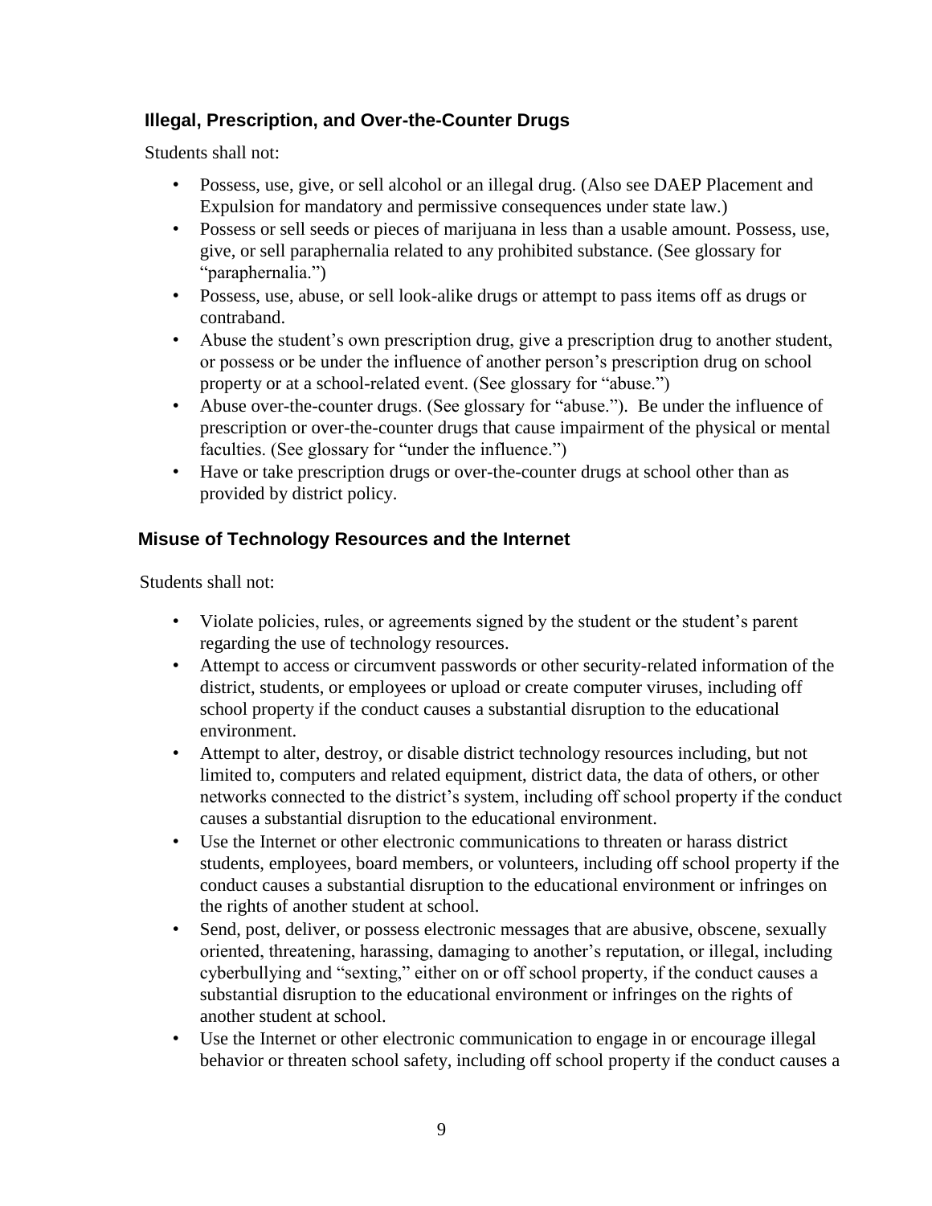### Illegal, Prescription, and Over-the-Counter Drugs

Students shall not:

- Possess, use, give, or sell alcohol or an illegal drug. (Also see DAEP Placement and Expulsion for mandatory and permissive consequences under state law.)
- Possess or sell seeds or pieces of marijuana in less than a usable amount. Possess, use, give, or sell paraphernalia related to any prohibited substance. (See glossary for "paraphernalia.")
- Possess, use, abuse, or sell look-alike drugs or attempt to pass items off as drugs or contraband.
- Abuse the student's own prescription drug, give a prescription drug to another student, or possess or be under the influence of another person's prescription drug on school property or at a school-related event. (See glossary for "abuse.")
- Abuse over-the-counter drugs. (See glossary for "abuse."). Be under the influence of prescription or over-the-counter drugs that cause impairment of the physical or mental faculties. (See glossary for "under the influence.")
- Have or take prescription drugs or over-the-counter drugs at school other than as provided by district policy.

### Misuse of Technology Resources and the Internet

Students shall not:

- Violate policies, rules, or agreements signed by the student or the student's parent regarding the use of technology resources.
- Attempt to access or circumvent passwords or other security-related information of the district, students, or employees or upload or create computer viruses, including off school property if the conduct causes a substantial disruption to the educational environment.
- Attempt to alter, destroy, or disable district technology resources including, but not limited to, computers and related equipment, district data, the data of others, or other networks connected to the district's system, including off school property if the conduct causes a substantial disruption to the educational environment.
- Use the Internet or other electronic communications to threaten or harass district students, employees, board members, or volunteers, including off school property if the conduct causes a substantial disruption to the educational environment or infringes on the rights of another student at school.
- Send, post, deliver, or possess electronic messages that are abusive, obscene, sexually oriented, threatening, harassing, damaging to another's reputation, or illegal, including cyberbullying and "sexting," either on or off school property, if the conduct causes a substantial disruption to the educational environment or infringes on the rights of another student at school.
- Use the Internet or other electronic communication to engage in or encourage illegal behavior or threaten school safety, including off school property if the conduct causes a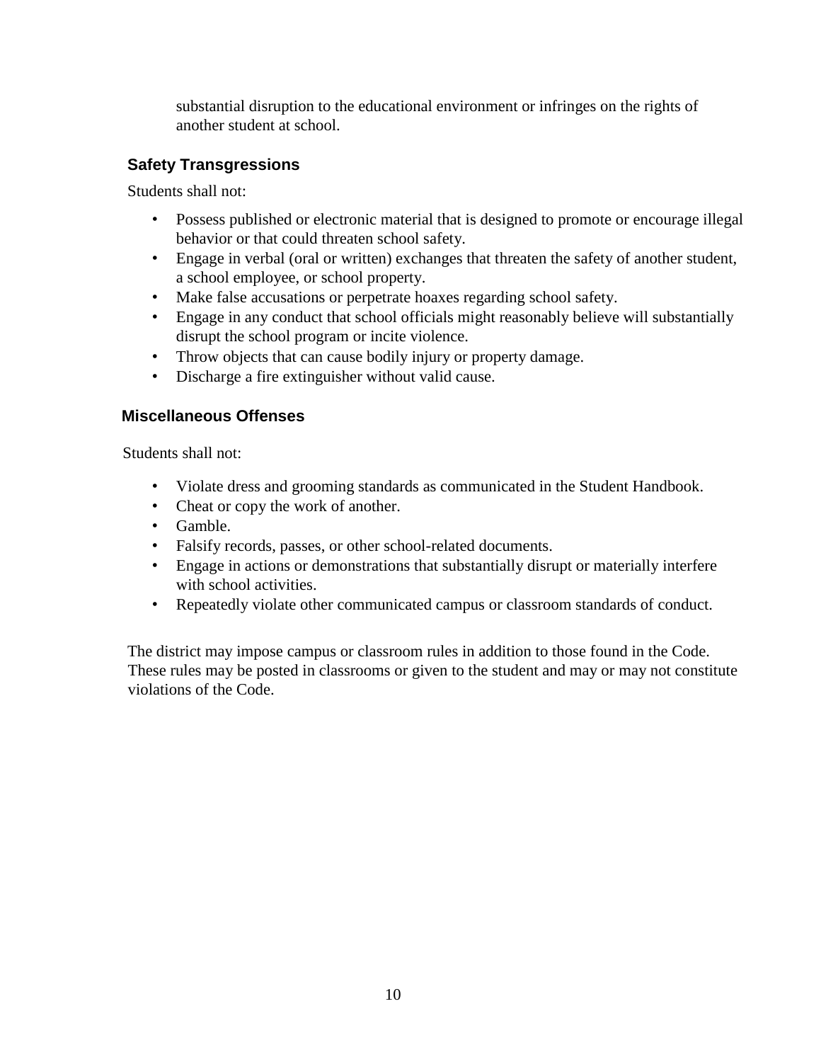substantial disruption to the educational environment or infringes on the rights of another student at school.

### Safety Transgressions

Students shall not:

- Possess published or electronic material that is designed to promote or encourage illegal behavior or that could threaten school safety.
- Engage in verbal (oral or written) exchanges that threaten the safety of another student, a school employee, or school property.
- Make false accusations or perpetrate hoaxes regarding school safety.
- Engage in any conduct that school officials might reasonably believe will substantially disrupt the school program or incite violence.
- Throw objects that can cause bodily injury or property damage.
- Discharge a fire extinguisher without valid cause.

### Miscellaneous Offenses

Students shall not:

- Violate dress and grooming standards as communicated in the Student Handbook.
- Cheat or copy the work of another.
- Gamble.
- Falsify records, passes, or other school-related documents.
- Engage in actions or demonstrations that substantially disrupt or materially interfere with school activities.
- Repeatedly violate other communicated campus or classroom standards of conduct.

The district may impose campus or classroom rules in addition to those found in the Code. These rules may be posted in classrooms or given to the student and may or may not constitute violations of the Code.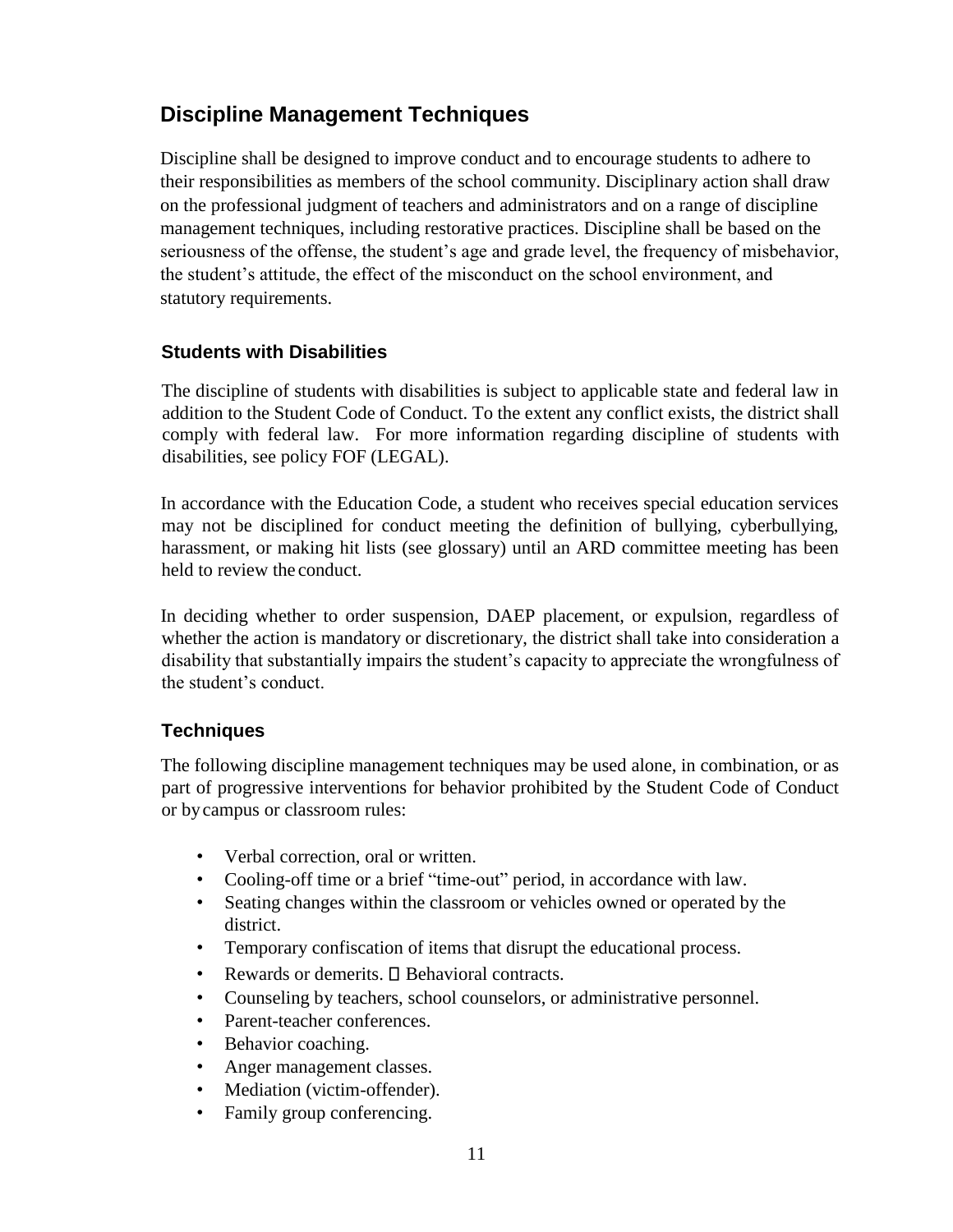## Discipline Management Techniques

Discipline shall be designed to improve conduct and to encourage students to adhere to their responsibilities as members of the school community. Disciplinary action shall draw on the professional judgment of teachers and administrators and on a range of discipline management techniques, including restorative practices. Discipline shall be based on the seriousness of the offense, the student's age and grade level, the frequency of misbehavior, the student's attitude, the effect of the misconduct on the school environment, and statutory requirements.

### Students with Disabilities

The discipline of students with disabilities is subject to applicable state and federal law in addition to the Student Code of Conduct. To the extent any conflict exists, the district shall comply with federal law. For more information regarding discipline of students with disabilities, see policy FOF (LEGAL).

In accordance with the Education Code, a student who receives special education services may not be disciplined for conduct meeting the definition of bullying, cyberbullying, harassment, or making hit lists (see glossary) until an ARD committee meeting has been held to review the conduct.

In deciding whether to order suspension, DAEP placement, or expulsion, regardless of whether the action is mandatory or discretionary, the district shall take into consideration a disability that substantially impairs the student's capacity to appreciate the wrongfulness of the student's conduct.

### Techniques

The following discipline management techniques may be used alone, in combination, or as part of progressive interventions for behavior prohibited by the Student Code of Conduct or by campus or classroom rules:

- Verbal correction, oral or written.
- Cooling-off time or a brief "time-out" period, in accordance with law.
- Seating changes within the classroom or vehicles owned or operated by the district.
- Temporary confiscation of items that disrupt the educational process.
- Rewards or demerits.
- Behavioral contracts.
- Counseling by teachers, school counselors, or administrative personnel.
- Parent-teacher conferences.
- Behavior coaching.
- Anger management classes.
- Mediation (victim-offender).
- Family group conferencing.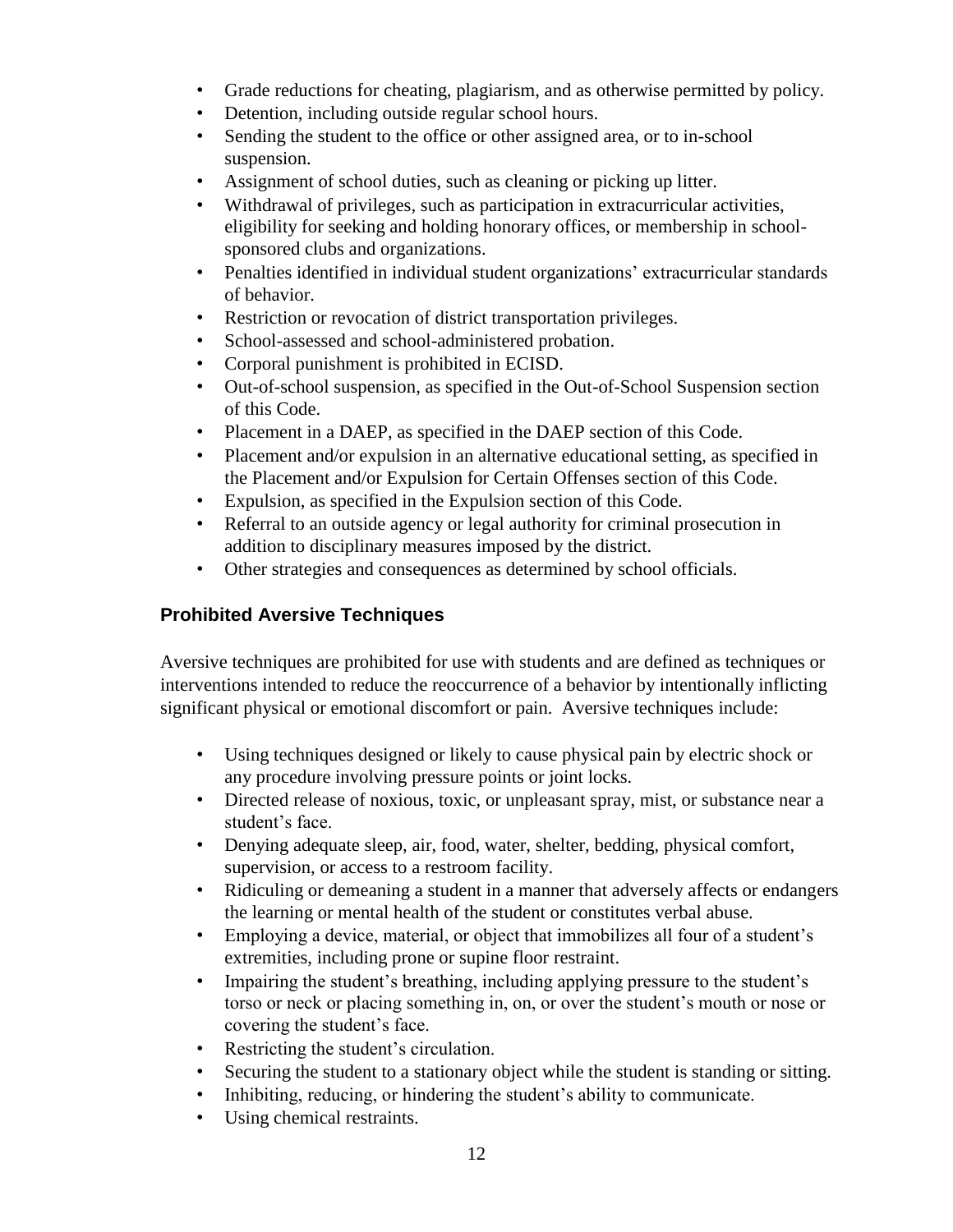- Grade reductions for cheating, plagiarism, and as otherwise permitted by policy.
- Detention, including outside regular school hours.
- Sending the student to the office or other assigned area, or to in-school suspension.
- Assignment of school duties, such as cleaning or picking up litter.
- Withdrawal of privileges, such as participation in extracurricular activities, eligibility for seeking and holding honorary offices, or membership in school-sponsored clubs and organizations.
- Penalties identified in individual student organizations' extracurricular standards of behavior.
- Restriction or revocation of district transportation privileges.
- School-assessed and school-administered probation.
- Corporal punishment is prohibited in ECISD.
- Out-of-school suspension, as specified in the Out-of-School Suspension section of this Code.
- Placement in a DAEP, as specified in the DAEP section of this Code.
- Placement and/or expulsion in an alternative educational setting, as specified in the Placement and/or Expulsion for Certain Offenses section of this Code.
- Expulsion, as specified in the Expulsion section of this Code.
- Referral to an outside agency or legal authority for criminal prosecution in addition to disciplinary measures imposed by the district.
- Other strategies and consequences as determined by school officials.

### Prohibited Aversive Techniques

Aversive techniques are prohibited for use with students and are defined as techniques or interventions intended to reduce the reoccurrence of a behavior by intentionally inflicting significant physical or emotional discomfort or pain. Aversive techniques include:

- Using techniques designed or likely to cause physical pain by electric shock or any procedure involving pressure points or joint locks.
- Directed release of noxious, toxic, or unpleasant spray, mist, or substance near a student's face.
- Denying adequate sleep, air, food, water, shelter, bedding, physical comfort, supervision, or access to a restroom facility.
- Ridiculing or demeaning a student in a manner that adversely affects or endangers the learning or mental health of the student or constitutes verbal abuse.
- Employing a device, material, or object that immobilizes all four of a student's extremities, including prone or supine floor restraint.
- Impairing the student's breathing, including applying pressure to the student's torso or neck or placing something in, on, or over the student's mouth or nose or covering the student's face.
- Restricting the student's circulation.
- Securing the student to a stationary object while the student is standing or sitting.
- Inhibiting, reducing, or hindering the student's ability to communicate.
- Using chemical restraints.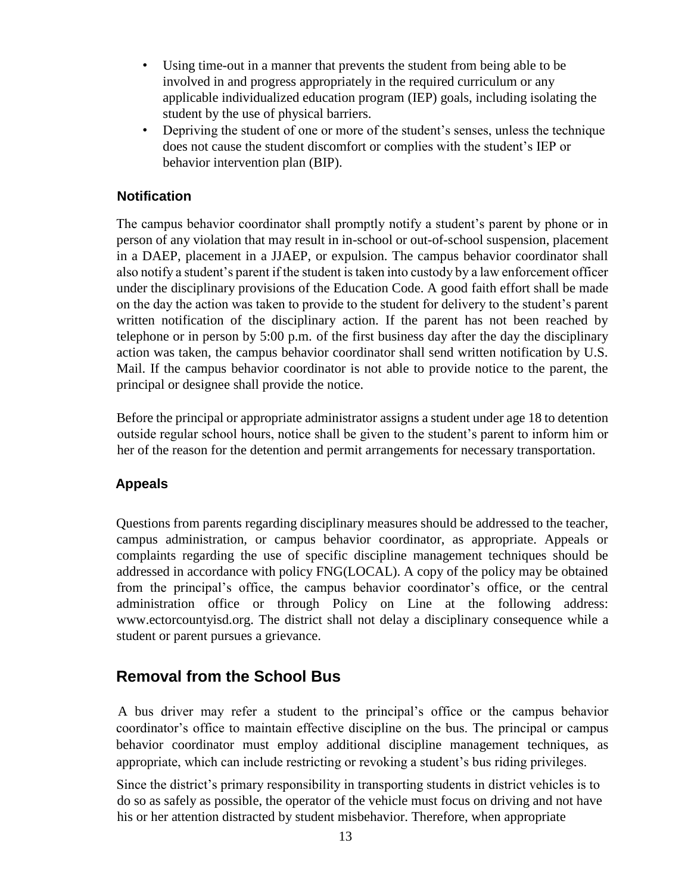- Using time-out in a manner that prevents the student from being able to be involved in and progress appropriately in the required curriculum or any applicable individualized education program (IEP) goals, including isolating the student by the use of physical barriers.
- Depriving the student of one or more of the student's senses, unless the technique does not cause the student discomfort or complies with the student's IEP or behavior intervention plan (BIP).

### Notification

The campus behavior coordinator shall promptly notify a student's parent by phone or in person of any violation that may result in in-school or out-of-school suspension, placement in a DAEP, placement in a JJAEP, or expulsion. The campus behavior coordinator shall also notify a student's parent if the student is taken into custody by a law enforcement officer under the disciplinary provisions of the Education Code. A good faith effort shall be made on the day the action was taken to provide to the student for delivery to the student's parent written notification of the disciplinary action. If the parent has not been reached by telephone or in person by 5:00 p.m. of the first business day after the day the disciplinary action was taken, the campus behavior coordinator shall send written notification by U.S. Mail. If the campus behavior coordinator is not able to provide notice to the parent, the principal or designee shall provide the notice.

Before the principal or appropriate administrator assigns a student under age 18 to detention outside regular school hours, notice shall be given to the student's parent to inform him or her of the reason for the detention and permit arrangements for necessary transportation.

### Appeals

Questions from parents regarding disciplinary measures should be addressed to the teacher, campus administration, or campus behavior coordinator, as appropriate. Appeals or complaints regarding the use of specific discipline management techniques should be addressed in accordance with policy FNG(LOCAL). A copy of the policy may be obtained from the principal's office, the campus behavior coordinator's office, or the central administration office or through Policy on Line at the following address: www.ectorcountyisd.org. The district shall not delay a disciplinary consequence while a student or parent pursues a grievance.

## Removal from the School Bus

A bus driver may refer a student to the principal's office or the campus behavior coordinator's office to maintain effective discipline on the bus. The principal or campus behavior coordinator must employ additional discipline management techniques, as appropriate, which can include restricting or revoking a student's bus riding privileges.

Since the district's primary responsibility in transporting students in district vehicles is to do so as safely as possible, the operator of the vehicle must focus on driving and not have his or her attention distracted by student misbehavior. Therefore, when appropriate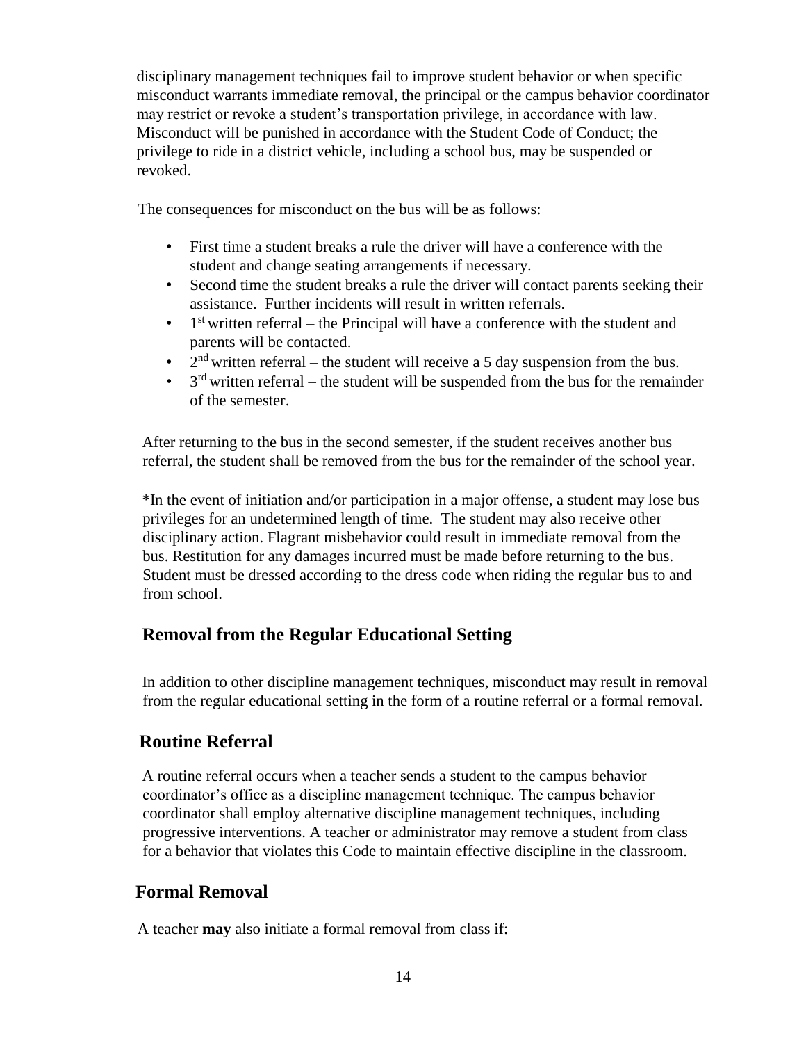disciplinary management techniques fail to improve student behavior or when specific misconduct warrants immediate removal, the principal or the campus behavior coordinator may restrict or revoke a student's transportation privilege, in accordance with law. Misconduct will be punished in accordance with the Student Code of Conduct; the privilege to ride in a district vehicle, including a school bus, may be suspended or revoked.

The consequences for misconduct on the bus will be as follows:

- First time a student breaks a rule the driver will have a conference with the student and change seating arrangements if necessary.
- Second time the student breaks a rule the driver will contact parents seeking their assistance. Further incidents will result in written referrals.
- 1st written referral – the Principal will have a conference with the student and parents will be contacted.
- 2nd written referral – the student will receive a 5 day suspension from the bus.
- 3rd written referral – the student will be suspended from the bus for the remainder of the semester.

After returning to the bus in the second semester, if the student receives another bus referral, the student shall be removed from the bus for the remainder of the school year.

*In the event of initiation and/or participation in a major offense, a student may lose bus privileges for an undetermined length of time. The student may also receive other disciplinary action. Flagrant misbehavior could result in immediate removal from the bus. Restitution for any damages incurred must be made before returning to the bus. Student must be dressed according to the dress code when riding the regular bus to and from school.

## Removal from the Regular Educational Setting

In addition to other discipline management techniques, misconduct may result in removal from the regular educational setting in the form of a routine referral or a formal removal.

## Routine Referral

A routine referral occurs when a teacher sends a student to the campus behavior coordinator's office as a discipline management technique. The campus behavior coordinator shall employ alternative discipline management techniques, including progressive interventions. A teacher or administrator may remove a student from class for a behavior that violates this Code to maintain effective discipline in the classroom.

## Formal Removal

A teacher **may** also initiate a formal removal from class if: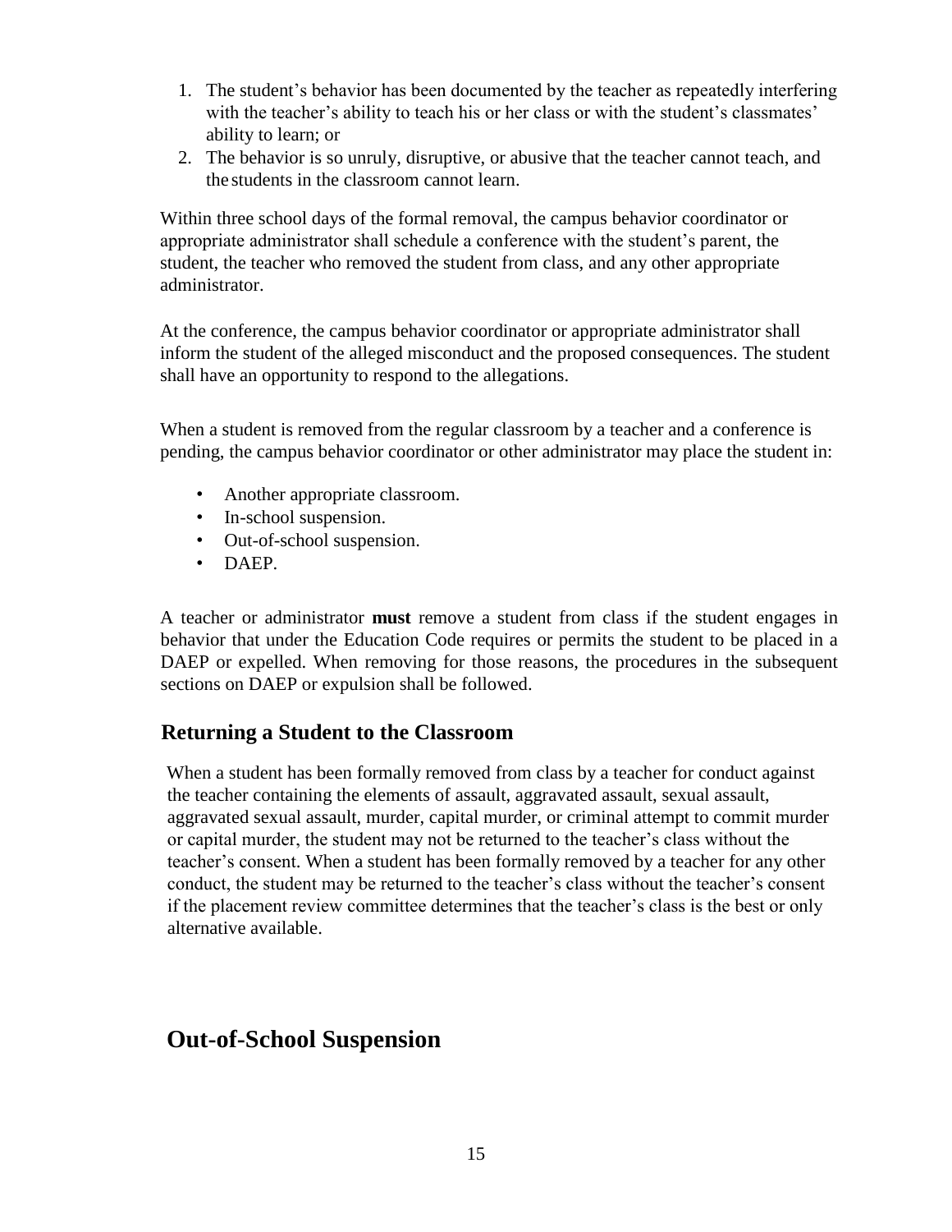1. The student's behavior has been documented by the teacher as repeatedly interfering with the teacher's ability to teach his or her class or with the student's classmates' ability to learn; or
2. The behavior is so unruly, disruptive, or abusive that the teacher cannot teach, and the students in the classroom cannot learn.

Within three school days of the formal removal, the campus behavior coordinator or appropriate administrator shall schedule a conference with the student's parent, the student, the teacher who removed the student from class, and any other appropriate administrator.

At the conference, the campus behavior coordinator or appropriate administrator shall inform the student of the alleged misconduct and the proposed consequences. The student shall have an opportunity to respond to the allegations.

When a student is removed from the regular classroom by a teacher and a conference is pending, the campus behavior coordinator or other administrator may place the student in:

- Another appropriate classroom.
- In-school suspension.
- Out-of-school suspension.
- DAEP.

A teacher or administrator **must** remove a student from class if the student engages in behavior that under the Education Code requires or permits the student to be placed in a DAEP or expelled. When removing for those reasons, the procedures in the subsequent sections on DAEP or expulsion shall be followed.

## Returning a Student to the Classroom

When a student has been formally removed from class by a teacher for conduct against the teacher containing the elements of assault, aggravated assault, sexual assault, aggravated sexual assault, murder, capital murder, or criminal attempt to commit murder or capital murder, the student may not be returned to the teacher's class without the teacher's consent. When a student has been formally removed by a teacher for any other conduct, the student may be returned to the teacher's class without the teacher's consent if the placement review committee determines that the teacher's class is the best or only alternative available.

# Out-of-School Suspension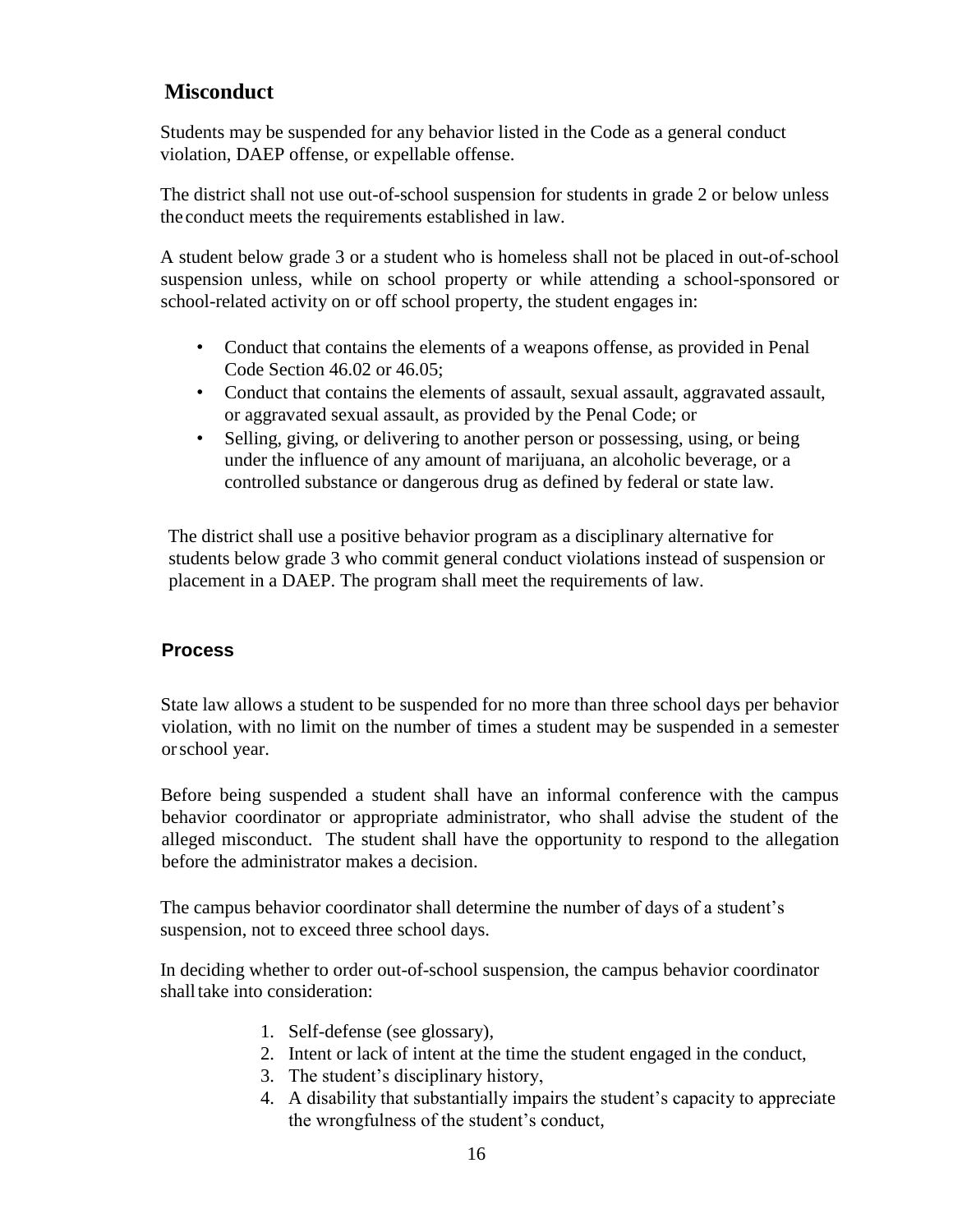## Misconduct

Students may be suspended for any behavior listed in the Code as a general conduct violation, DAEP offense, or expellable offense.

The district shall not use out-of-school suspension for students in grade 2 or below unless the conduct meets the requirements established in law.

A student below grade 3 or a student who is homeless shall not be placed in out-of-school suspension unless, while on school property or while attending a school-sponsored or school-related activity on or off school property, the student engages in:

- Conduct that contains the elements of a weapons offense, as provided in Penal Code Section 46.02 or 46.05;
- Conduct that contains the elements of assault, sexual assault, aggravated assault, or aggravated sexual assault, as provided by the Penal Code; or
- Selling, giving, or delivering to another person or possessing, using, or being under the influence of any amount of marijuana, an alcoholic beverage, or a controlled substance or dangerous drug as defined by federal or state law.

The district shall use a positive behavior program as a disciplinary alternative for students below grade 3 who commit general conduct violations instead of suspension or placement in a DAEP. The program shall meet the requirements of law.

### Process

State law allows a student to be suspended for no more than three school days per behavior violation, with no limit on the number of times a student may be suspended in a semester or school year.

Before being suspended a student shall have an informal conference with the campus behavior coordinator or appropriate administrator, who shall advise the student of the alleged misconduct. The student shall have the opportunity to respond to the allegation before the administrator makes a decision.

The campus behavior coordinator shall determine the number of days of a student's suspension, not to exceed three school days.

In deciding whether to order out-of-school suspension, the campus behavior coordinator shall take into consideration:

1. Self-defense (see glossary),
2. Intent or lack of intent at the time the student engaged in the conduct,
3. The student's disciplinary history,
4. A disability that substantially impairs the student's capacity to appreciate the wrongfulness of the student's conduct,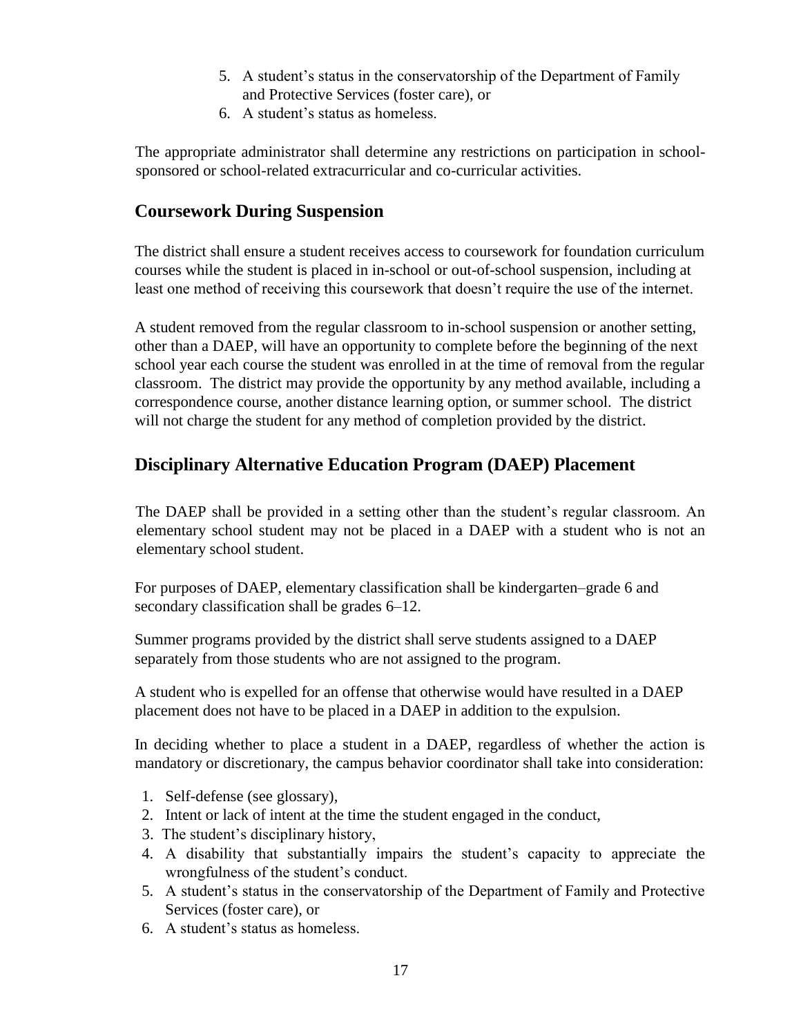5. A student's status in the conservatorship of the Department of Family and Protective Services (foster care), or
6. A student's status as homeless.

The appropriate administrator shall determine any restrictions on participation in school-sponsored or school-related extracurricular and co-curricular activities.

## Coursework During Suspension

The district shall ensure a student receives access to coursework for foundation curriculum courses while the student is placed in in-school or out-of-school suspension, including at least one method of receiving this coursework that doesn't require the use of the internet.

A student removed from the regular classroom to in-school suspension or another setting, other than a DAEP, will have an opportunity to complete before the beginning of the next school year each course the student was enrolled in at the time of removal from the regular classroom. The district may provide the opportunity by any method available, including a correspondence course, another distance learning option, or summer school. The district will not charge the student for any method of completion provided by the district.

## Disciplinary Alternative Education Program (DAEP) Placement

The DAEP shall be provided in a setting other than the student's regular classroom. An elementary school student may not be placed in a DAEP with a student who is not an elementary school student.

For purposes of DAEP, elementary classification shall be kindergarten–grade 6 and secondary classification shall be grades 6–12.

Summer programs provided by the district shall serve students assigned to a DAEP separately from those students who are not assigned to the program.

A student who is expelled for an offense that otherwise would have resulted in a DAEP placement does not have to be placed in a DAEP in addition to the expulsion.

In deciding whether to place a student in a DAEP, regardless of whether the action is mandatory or discretionary, the campus behavior coordinator shall take into consideration:

1. Self-defense (see glossary),
2. Intent or lack of intent at the time the student engaged in the conduct,
3. The student's disciplinary history,
4. A disability that substantially impairs the student's capacity to appreciate the wrongfulness of the student's conduct.
5. A student's status in the conservatorship of the Department of Family and Protective Services (foster care), or
6. A student's status as homeless.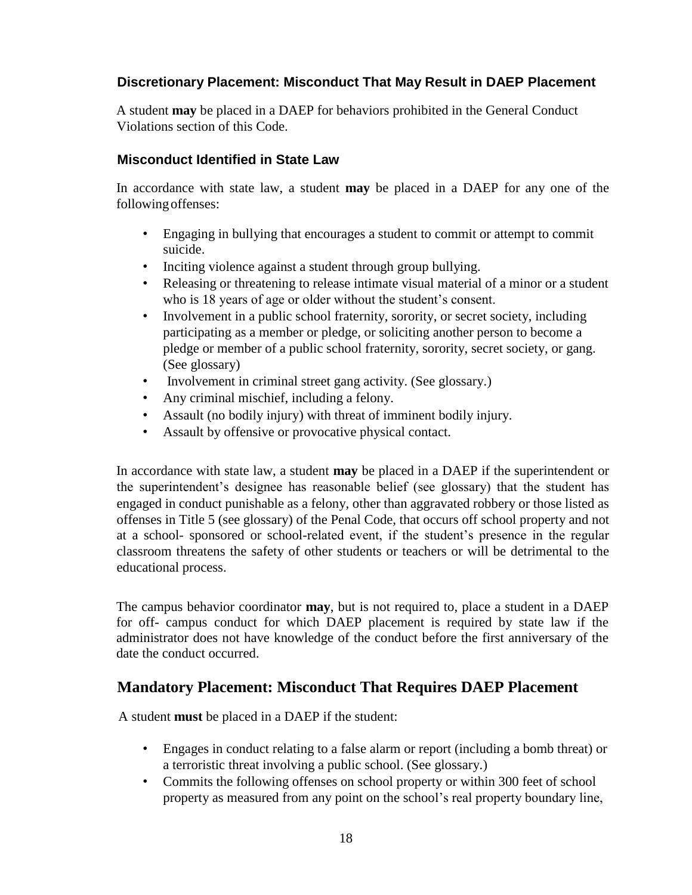### Discretionary Placement: Misconduct That May Result in DAEP Placement

A student **may** be placed in a DAEP for behaviors prohibited in the General Conduct Violations section of this Code.

### Misconduct Identified in State Law

In accordance with state law, a student **may** be placed in a DAEP for any one of the following offenses:

- Engaging in bullying that encourages a student to commit or attempt to commit suicide.
- Inciting violence against a student through group bullying.
- Releasing or threatening to release intimate visual material of a minor or a student who is 18 years of age or older without the student's consent.
- Involvement in a public school fraternity, sorority, or secret society, including participating as a member or pledge, or soliciting another person to become a pledge or member of a public school fraternity, sorority, secret society, or gang. (See glossary)
- Involvement in criminal street gang activity. (See glossary.)
- Any criminal mischief, including a felony.
- Assault (no bodily injury) with threat of imminent bodily injury.
- Assault by offensive or provocative physical contact.

In accordance with state law, a student **may** be placed in a DAEP if the superintendent or the superintendent's designee has reasonable belief (see glossary) that the student has engaged in conduct punishable as a felony, other than aggravated robbery or those listed as offenses in Title 5 (see glossary) of the Penal Code, that occurs off school property and not at a school- sponsored or school-related event, if the student's presence in the regular classroom threatens the safety of other students or teachers or will be detrimental to the educational process.

The campus behavior coordinator **may**, but is not required to, place a student in a DAEP for off- campus conduct for which DAEP placement is required by state law if the administrator does not have knowledge of the conduct before the first anniversary of the date the conduct occurred.

## Mandatory Placement: Misconduct That Requires DAEP Placement

A student **must** be placed in a DAEP if the student:

- Engages in conduct relating to a false alarm or report (including a bomb threat) or a terroristic threat involving a public school. (See glossary.)
- Commits the following offenses on school property or within 300 feet of school property as measured from any point on the school's real property boundary line,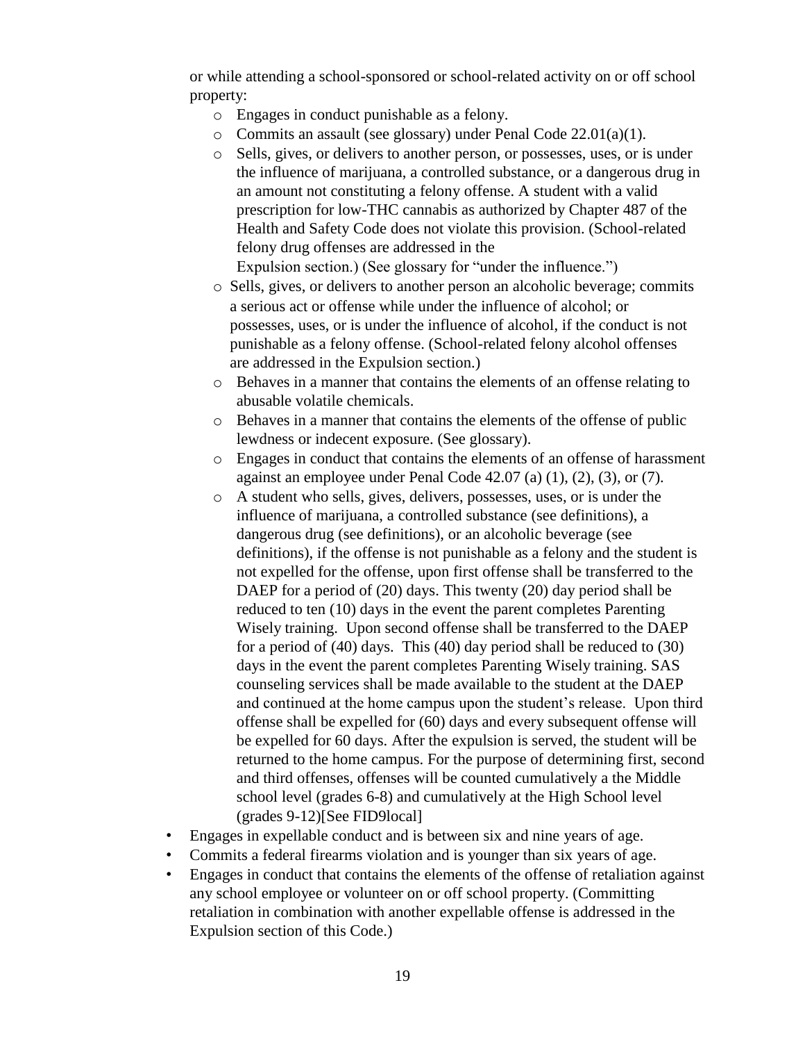or while attending a school-sponsored or school-related activity on or off school property:

  - Engages in conduct punishable as a felony.
  - Commits an assault (see glossary) under Penal Code 22.01(a)(1).
  - Sells, gives, or delivers to another person, or possesses, uses, or is under the influence of marijuana, a controlled substance, or a dangerous drug in an amount not constituting a felony offense. A student with a valid prescription for low-THC cannabis as authorized by Chapter 487 of the Health and Safety Code does not violate this provision. (School-related felony drug offenses are addressed in the Expulsion section.) (See glossary for "under the influence.")
  - Sells, gives, or delivers to another person an alcoholic beverage; commits a serious act or offense while under the influence of alcohol; or possesses, uses, or is under the influence of alcohol, if the conduct is not punishable as a felony offense. (School-related felony alcohol offenses are addressed in the Expulsion section.)
  - Behaves in a manner that contains the elements of an offense relating to abusable volatile chemicals.
  - Behaves in a manner that contains the elements of the offense of public lewdness or indecent exposure. (See glossary).
  - Engages in conduct that contains the elements of an offense of harassment against an employee under Penal Code 42.07 (a) (1), (2), (3), or (7).
  - A student who sells, gives, delivers, possesses, uses, or is under the influence of marijuana, a controlled substance (see definitions), a dangerous drug (see definitions), or an alcoholic beverage (see definitions), if the offense is not punishable as a felony and the student is not expelled for the offense, upon first offense shall be transferred to the DAEP for a period of (20) days. This twenty (20) day period shall be reduced to ten (10) days in the event the parent completes Parenting Wisely training. Upon second offense shall be transferred to the DAEP for a period of (40) days. This (40) day period shall be reduced to (30) days in the event the parent completes Parenting Wisely training. SAS counseling services shall be made available to the student at the DAEP and continued at the home campus upon the student's release. Upon third offense shall be expelled for (60) days and every subsequent offense will be expelled for 60 days. After the expulsion is served, the student will be returned to the home campus. For the purpose of determining first, second and third offenses, offenses will be counted cumulatively a the Middle school level (grades 6-8) and cumulatively at the High School level (grades 9-12)[See FID9local]

- Engages in expellable conduct and is between six and nine years of age.
- Commits a federal firearms violation and is younger than six years of age.
- Engages in conduct that contains the elements of the offense of retaliation against any school employee or volunteer on or off school property. (Committing retaliation in combination with another expellable offense is addressed in the Expulsion section of this Code.)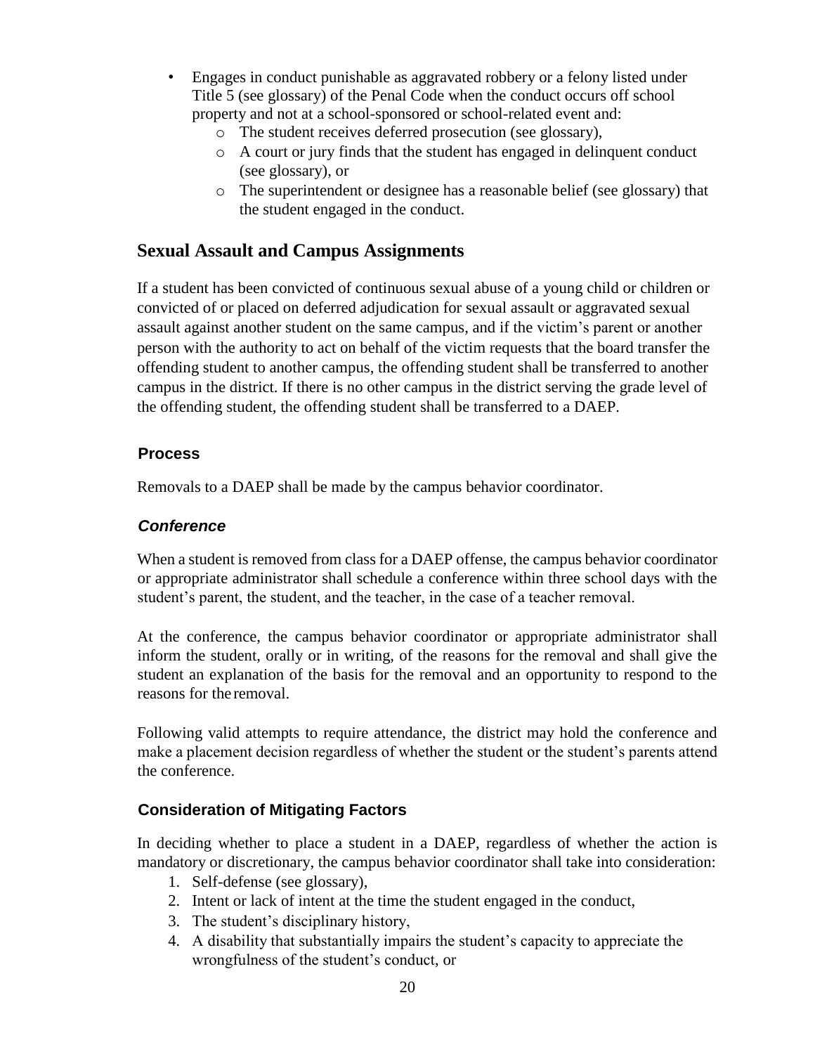- Engages in conduct punishable as aggravated robbery or a felony listed under Title 5 (see glossary) of the Penal Code when the conduct occurs off school property and not at a school-sponsored or school-related event and:
  - The student receives deferred prosecution (see glossary),
  - A court or jury finds that the student has engaged in delinquent conduct (see glossary), or
  - The superintendent or designee has a reasonable belief (see glossary) that the student engaged in the conduct.

## Sexual Assault and Campus Assignments

If a student has been convicted of continuous sexual abuse of a young child or children or convicted of or placed on deferred adjudication for sexual assault or aggravated sexual assault against another student on the same campus, and if the victim's parent or another person with the authority to act on behalf of the victim requests that the board transfer the offending student to another campus, the offending student shall be transferred to another campus in the district. If there is no other campus in the district serving the grade level of the offending student, the offending student shall be transferred to a DAEP.

### Process

Removals to a DAEP shall be made by the campus behavior coordinator.

#### *Conference*

When a student is removed from class for a DAEP offense, the campus behavior coordinator or appropriate administrator shall schedule a conference within three school days with the student's parent, the student, and the teacher, in the case of a teacher removal.

At the conference, the campus behavior coordinator or appropriate administrator shall inform the student, orally or in writing, of the reasons for the removal and shall give the student an explanation of the basis for the removal and an opportunity to respond to the reasons for the removal.

Following valid attempts to require attendance, the district may hold the conference and make a placement decision regardless of whether the student or the student's parents attend the conference.

### Consideration of Mitigating Factors

In deciding whether to place a student in a DAEP, regardless of whether the action is mandatory or discretionary, the campus behavior coordinator shall take into consideration:

1. Self-defense (see glossary),
2. Intent or lack of intent at the time the student engaged in the conduct,
3. The student's disciplinary history,
4. A disability that substantially impairs the student's capacity to appreciate the wrongfulness of the student's conduct, or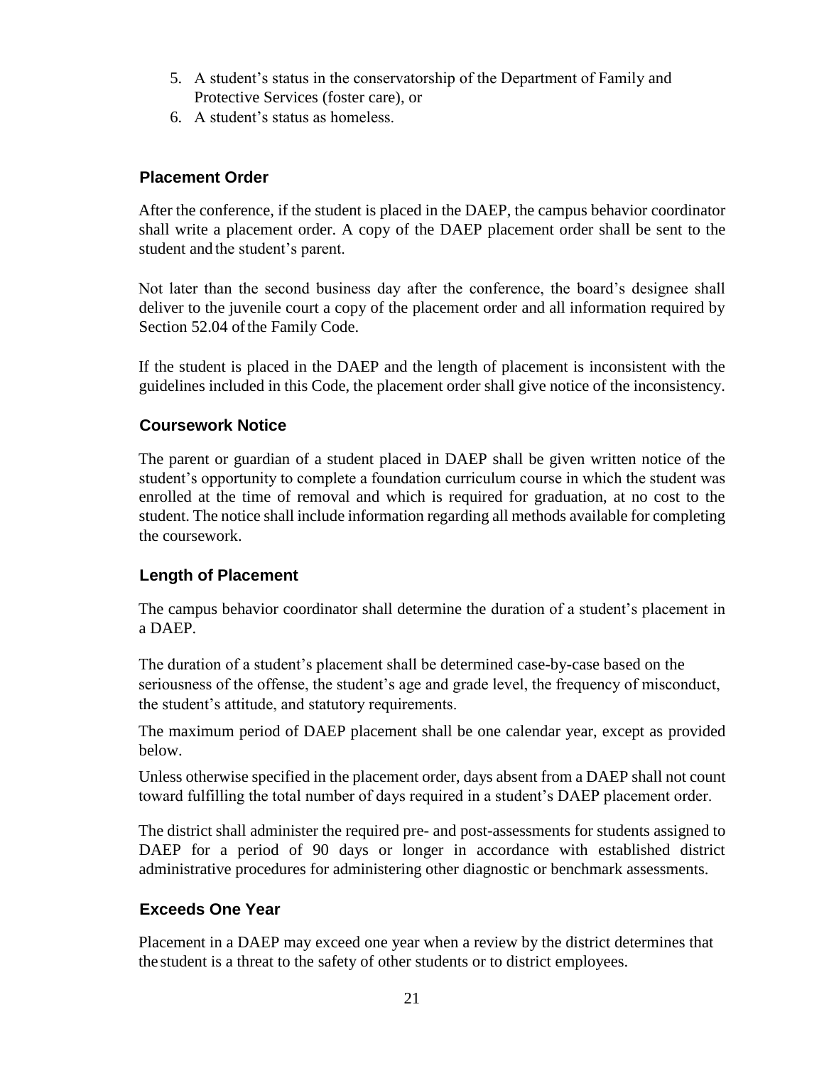5. A student's status in the conservatorship of the Department of Family and Protective Services (foster care), or
6. A student's status as homeless.

## Placement Order

After the conference, if the student is placed in the DAEP, the campus behavior coordinator shall write a placement order. A copy of the DAEP placement order shall be sent to the student and the student's parent.

Not later than the second business day after the conference, the board's designee shall deliver to the juvenile court a copy of the placement order and all information required by Section 52.04 of the Family Code.

If the student is placed in the DAEP and the length of placement is inconsistent with the guidelines included in this Code, the placement order shall give notice of the inconsistency.

## Coursework Notice

The parent or guardian of a student placed in DAEP shall be given written notice of the student's opportunity to complete a foundation curriculum course in which the student was enrolled at the time of removal and which is required for graduation, at no cost to the student. The notice shall include information regarding all methods available for completing the coursework.

## Length of Placement

The campus behavior coordinator shall determine the duration of a student's placement in a DAEP.

The duration of a student's placement shall be determined case-by-case based on the seriousness of the offense, the student's age and grade level, the frequency of misconduct, the student's attitude, and statutory requirements.

The maximum period of DAEP placement shall be one calendar year, except as provided below.

Unless otherwise specified in the placement order, days absent from a DAEP shall not count toward fulfilling the total number of days required in a student's DAEP placement order.

The district shall administer the required pre- and post-assessments for students assigned to DAEP for a period of 90 days or longer in accordance with established district administrative procedures for administering other diagnostic or benchmark assessments.

## Exceeds One Year

Placement in a DAEP may exceed one year when a review by the district determines that the student is a threat to the safety of other students or to district employees.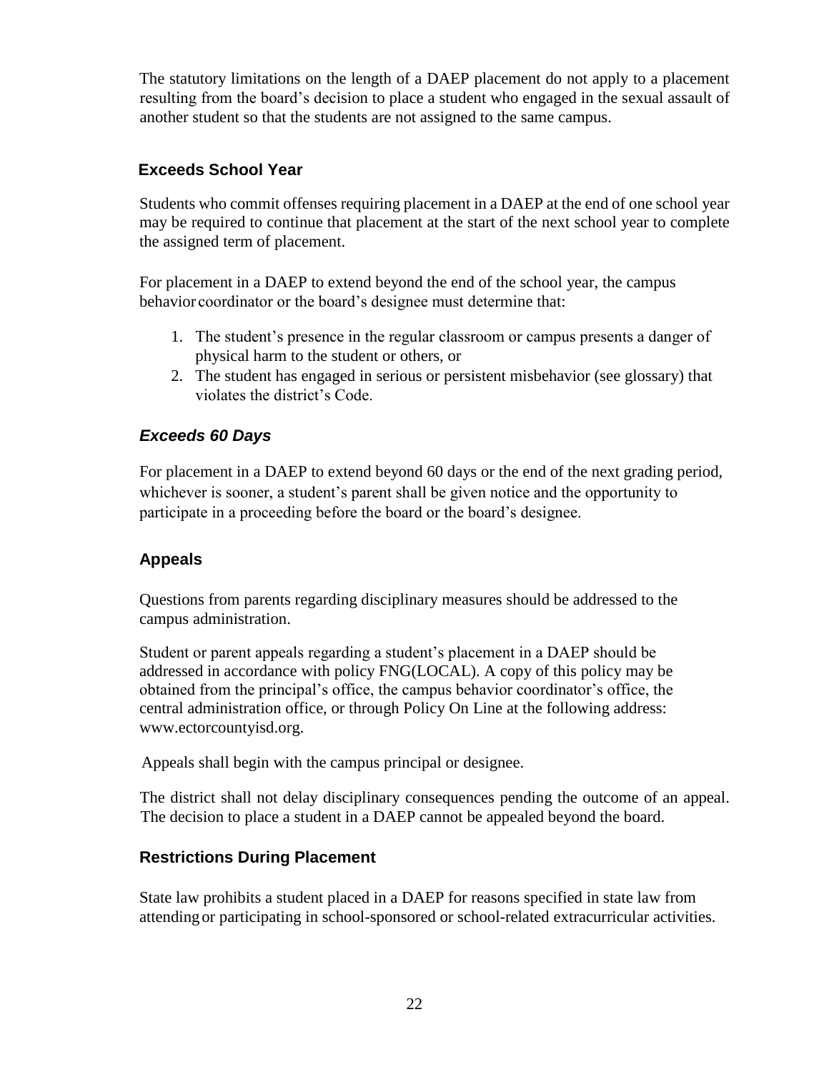The statutory limitations on the length of a DAEP placement do not apply to a placement resulting from the board's decision to place a student who engaged in the sexual assault of another student so that the students are not assigned to the same campus.

## Exceeds School Year

Students who commit offenses requiring placement in a DAEP at the end of one school year may be required to continue that placement at the start of the next school year to complete the assigned term of placement.

For placement in a DAEP to extend beyond the end of the school year, the campus behavior coordinator or the board's designee must determine that:

1. The student's presence in the regular classroom or campus presents a danger of physical harm to the student or others, or
2. The student has engaged in serious or persistent misbehavior (see glossary) that violates the district's Code.

### *Exceeds 60 Days*

For placement in a DAEP to extend beyond 60 days or the end of the next grading period, whichever is sooner, a student's parent shall be given notice and the opportunity to participate in a proceeding before the board or the board's designee.

## Appeals

Questions from parents regarding disciplinary measures should be addressed to the campus administration.

Student or parent appeals regarding a student's placement in a DAEP should be addressed in accordance with policy FNG(LOCAL). A copy of this policy may be obtained from the principal's office, the campus behavior coordinator's office, the central administration office, or through Policy On Line at the following address: www.ectorcountyisd.org.

Appeals shall begin with the campus principal or designee.

The district shall not delay disciplinary consequences pending the outcome of an appeal. The decision to place a student in a DAEP cannot be appealed beyond the board.

## Restrictions During Placement

State law prohibits a student placed in a DAEP for reasons specified in state law from attending or participating in school-sponsored or school-related extracurricular activities.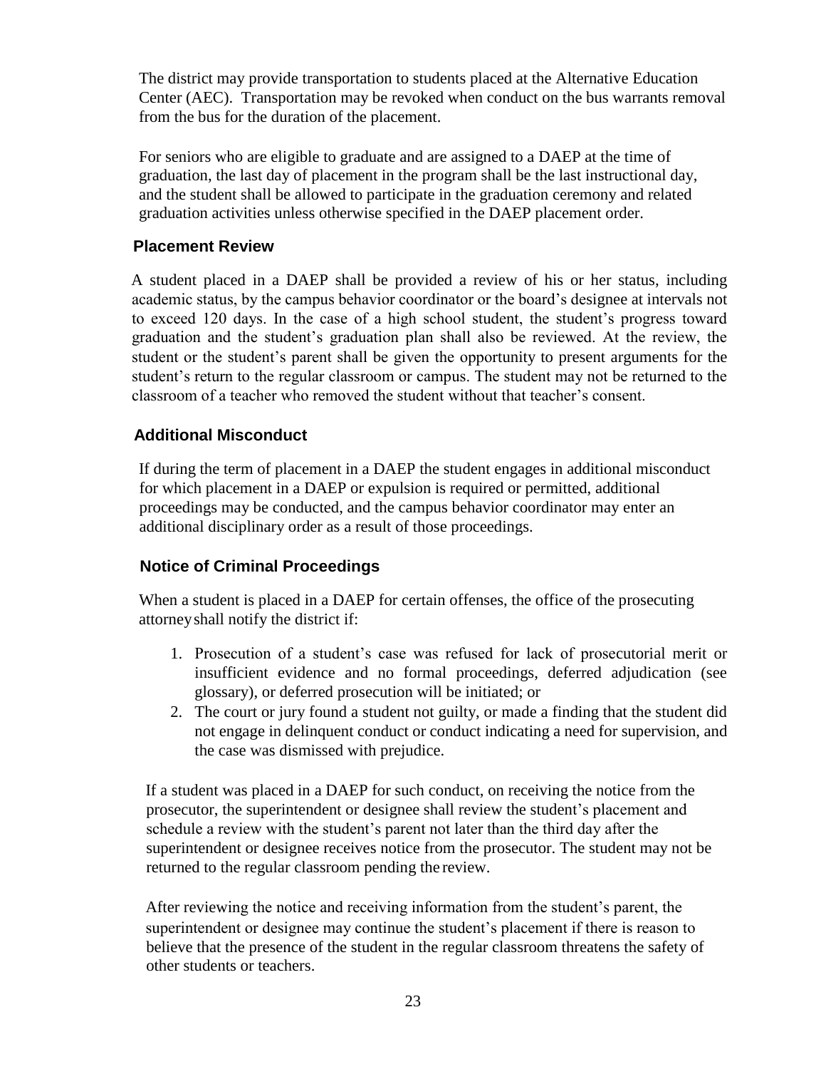The district may provide transportation to students placed at the Alternative Education Center (AEC). Transportation may be revoked when conduct on the bus warrants removal from the bus for the duration of the placement.

For seniors who are eligible to graduate and are assigned to a DAEP at the time of graduation, the last day of placement in the program shall be the last instructional day, and the student shall be allowed to participate in the graduation ceremony and related graduation activities unless otherwise specified in the DAEP placement order.

### Placement Review

A student placed in a DAEP shall be provided a review of his or her status, including academic status, by the campus behavior coordinator or the board's designee at intervals not to exceed 120 days. In the case of a high school student, the student's progress toward graduation and the student's graduation plan shall also be reviewed. At the review, the student or the student's parent shall be given the opportunity to present arguments for the student's return to the regular classroom or campus. The student may not be returned to the classroom of a teacher who removed the student without that teacher's consent.

### Additional Misconduct

If during the term of placement in a DAEP the student engages in additional misconduct for which placement in a DAEP or expulsion is required or permitted, additional proceedings may be conducted, and the campus behavior coordinator may enter an additional disciplinary order as a result of those proceedings.

### Notice of Criminal Proceedings

When a student is placed in a DAEP for certain offenses, the office of the prosecuting attorney shall notify the district if:

1. Prosecution of a student's case was refused for lack of prosecutorial merit or insufficient evidence and no formal proceedings, deferred adjudication (see glossary), or deferred prosecution will be initiated; or
2. The court or jury found a student not guilty, or made a finding that the student did not engage in delinquent conduct or conduct indicating a need for supervision, and the case was dismissed with prejudice.

If a student was placed in a DAEP for such conduct, on receiving the notice from the prosecutor, the superintendent or designee shall review the student's placement and schedule a review with the student's parent not later than the third day after the superintendent or designee receives notice from the prosecutor. The student may not be returned to the regular classroom pending the review.

After reviewing the notice and receiving information from the student's parent, the superintendent or designee may continue the student's placement if there is reason to believe that the presence of the student in the regular classroom threatens the safety of other students or teachers.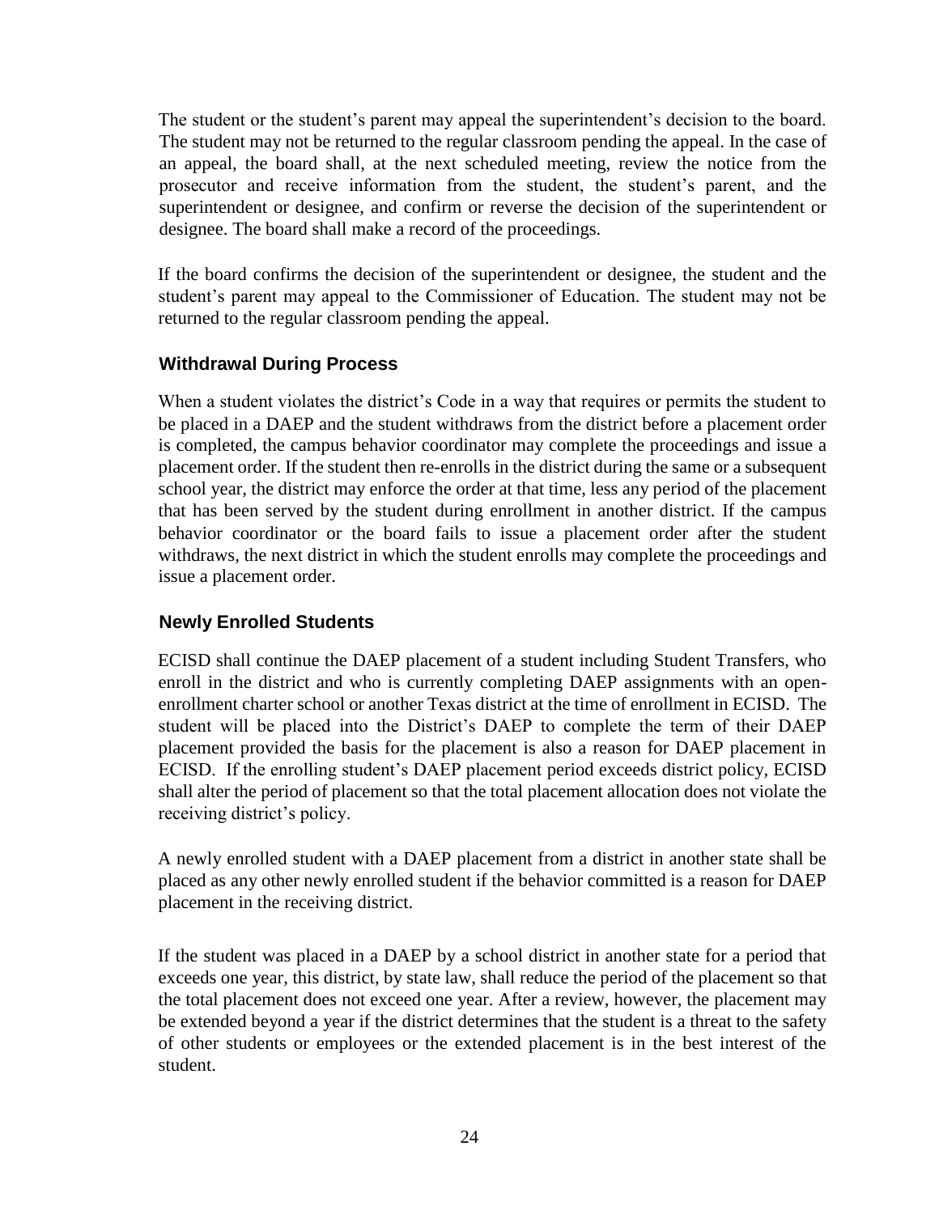The student or the student's parent may appeal the superintendent's decision to the board. The student may not be returned to the regular classroom pending the appeal. In the case of an appeal, the board shall, at the next scheduled meeting, review the notice from the prosecutor and receive information from the student, the student's parent, and the superintendent or designee, and confirm or reverse the decision of the superintendent or designee. The board shall make a record of the proceedings.

If the board confirms the decision of the superintendent or designee, the student and the student's parent may appeal to the Commissioner of Education. The student may not be returned to the regular classroom pending the appeal.

## Withdrawal During Process

When a student violates the district's Code in a way that requires or permits the student to be placed in a DAEP and the student withdraws from the district before a placement order is completed, the campus behavior coordinator may complete the proceedings and issue a placement order. If the student then re-enrolls in the district during the same or a subsequent school year, the district may enforce the order at that time, less any period of the placement that has been served by the student during enrollment in another district. If the campus behavior coordinator or the board fails to issue a placement order after the student withdraws, the next district in which the student enrolls may complete the proceedings and issue a placement order.

## Newly Enrolled Students

ECISD shall continue the DAEP placement of a student including Student Transfers, who enroll in the district and who is currently completing DAEP assignments with an open-enrollment charter school or another Texas district at the time of enrollment in ECISD. The student will be placed into the District's DAEP to complete the term of their DAEP placement provided the basis for the placement is also a reason for DAEP placement in ECISD. If the enrolling student's DAEP placement period exceeds district policy, ECISD shall alter the period of placement so that the total placement allocation does not violate the receiving district's policy.

A newly enrolled student with a DAEP placement from a district in another state shall be placed as any other newly enrolled student if the behavior committed is a reason for DAEP placement in the receiving district.

If the student was placed in a DAEP by a school district in another state for a period that exceeds one year, this district, by state law, shall reduce the period of the placement so that the total placement does not exceed one year. After a review, however, the placement may be extended beyond a year if the district determines that the student is a threat to the safety of other students or employees or the extended placement is in the best interest of the student.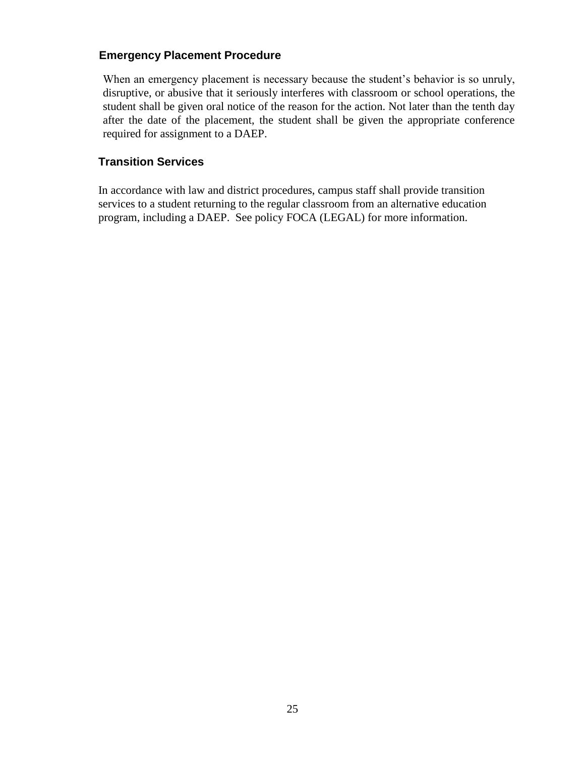## Emergency Placement Procedure

When an emergency placement is necessary because the student's behavior is so unruly, disruptive, or abusive that it seriously interferes with classroom or school operations, the student shall be given oral notice of the reason for the action. Not later than the tenth day after the date of the placement, the student shall be given the appropriate conference required for assignment to a DAEP.

## Transition Services

In accordance with law and district procedures, campus staff shall provide transition services to a student returning to the regular classroom from an alternative education program, including a DAEP. See policy FOCA (LEGAL) for more information.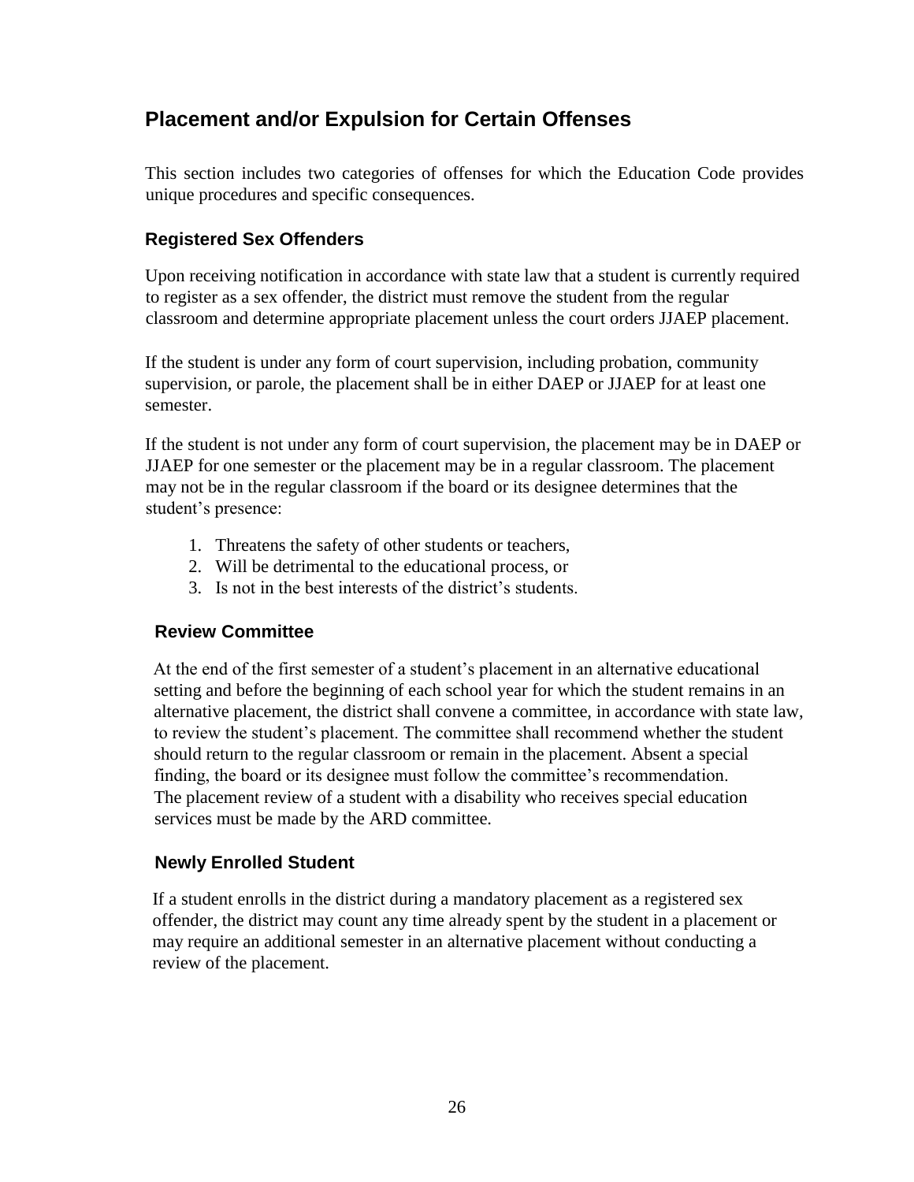## Placement and/or Expulsion for Certain Offenses

This section includes two categories of offenses for which the Education Code provides unique procedures and specific consequences.

### Registered Sex Offenders

Upon receiving notification in accordance with state law that a student is currently required to register as a sex offender, the district must remove the student from the regular classroom and determine appropriate placement unless the court orders JJAEP placement.

If the student is under any form of court supervision, including probation, community supervision, or parole, the placement shall be in either DAEP or JJAEP for at least one semester.

If the student is not under any form of court supervision, the placement may be in DAEP or JJAEP for one semester or the placement may be in a regular classroom. The placement may not be in the regular classroom if the board or its designee determines that the student's presence:

1. Threatens the safety of other students or teachers,
2. Will be detrimental to the educational process, or
3. Is not in the best interests of the district's students.

### Review Committee

At the end of the first semester of a student's placement in an alternative educational setting and before the beginning of each school year for which the student remains in an alternative placement, the district shall convene a committee, in accordance with state law, to review the student's placement. The committee shall recommend whether the student should return to the regular classroom or remain in the placement. Absent a special finding, the board or its designee must follow the committee's recommendation. The placement review of a student with a disability who receives special education services must be made by the ARD committee.

### Newly Enrolled Student

If a student enrolls in the district during a mandatory placement as a registered sex offender, the district may count any time already spent by the student in a placement or may require an additional semester in an alternative placement without conducting a review of the placement.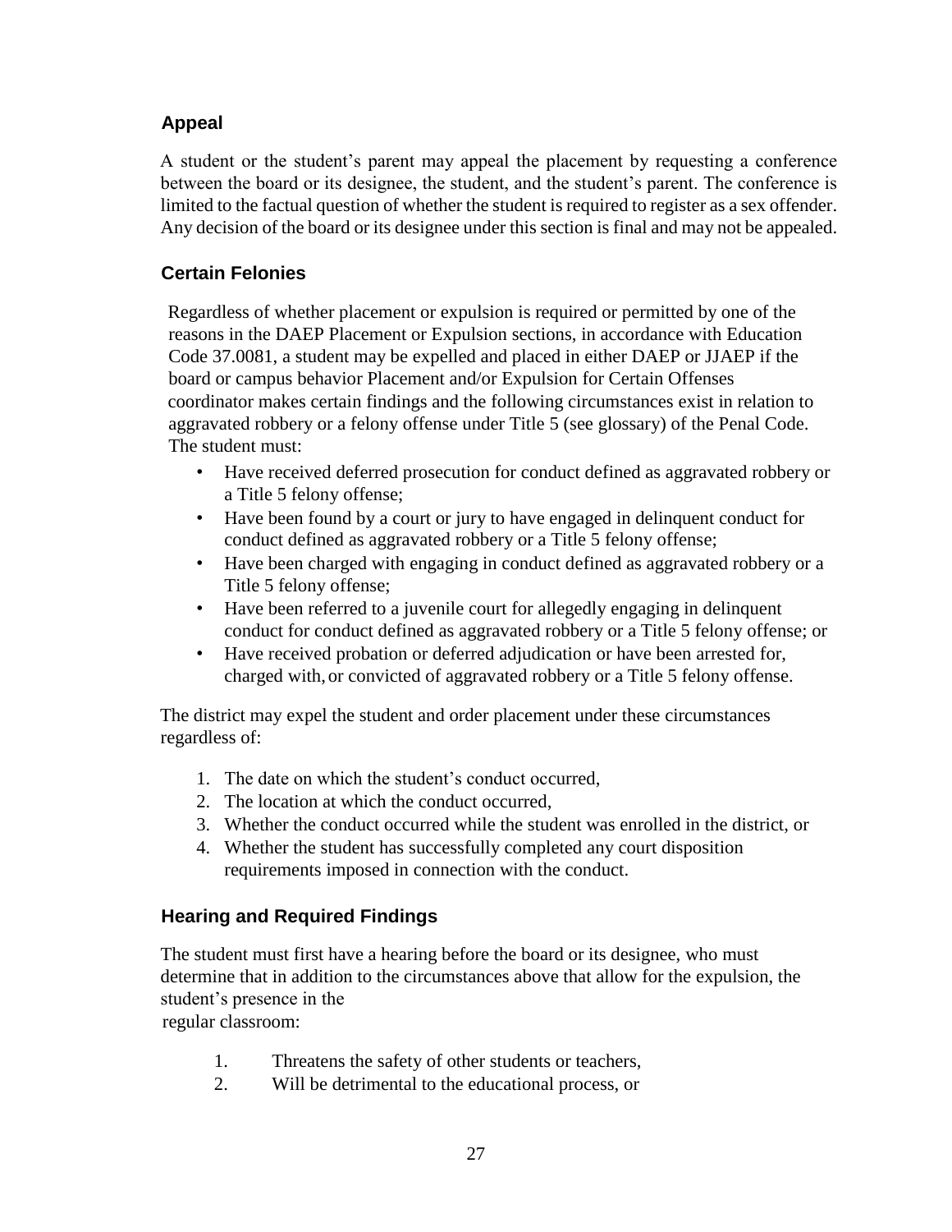## Appeal

A student or the student's parent may appeal the placement by requesting a conference between the board or its designee, the student, and the student's parent. The conference is limited to the factual question of whether the student is required to register as a sex offender. Any decision of the board or its designee under this section is final and may not be appealed.

## Certain Felonies

Regardless of whether placement or expulsion is required or permitted by one of the reasons in the DAEP Placement or Expulsion sections, in accordance with Education Code 37.0081, a student may be expelled and placed in either DAEP or JJAEP if the board or campus behavior Placement and/or Expulsion for Certain Offenses coordinator makes certain findings and the following circumstances exist in relation to aggravated robbery or a felony offense under Title 5 (see glossary) of the Penal Code. The student must:

- Have received deferred prosecution for conduct defined as aggravated robbery or a Title 5 felony offense;
- Have been found by a court or jury to have engaged in delinquent conduct for conduct defined as aggravated robbery or a Title 5 felony offense;
- Have been charged with engaging in conduct defined as aggravated robbery or a Title 5 felony offense;
- Have been referred to a juvenile court for allegedly engaging in delinquent conduct for conduct defined as aggravated robbery or a Title 5 felony offense; or
- Have received probation or deferred adjudication or have been arrested for, charged with, or convicted of aggravated robbery or a Title 5 felony offense.

The district may expel the student and order placement under these circumstances regardless of:

1. The date on which the student's conduct occurred,
2. The location at which the conduct occurred,
3. Whether the conduct occurred while the student was enrolled in the district, or
4. Whether the student has successfully completed any court disposition requirements imposed in connection with the conduct.

## Hearing and Required Findings

The student must first have a hearing before the board or its designee, who must determine that in addition to the circumstances above that allow for the expulsion, the student's presence in the regular classroom:

1. Threatens the safety of other students or teachers,
2. Will be detrimental to the educational process, or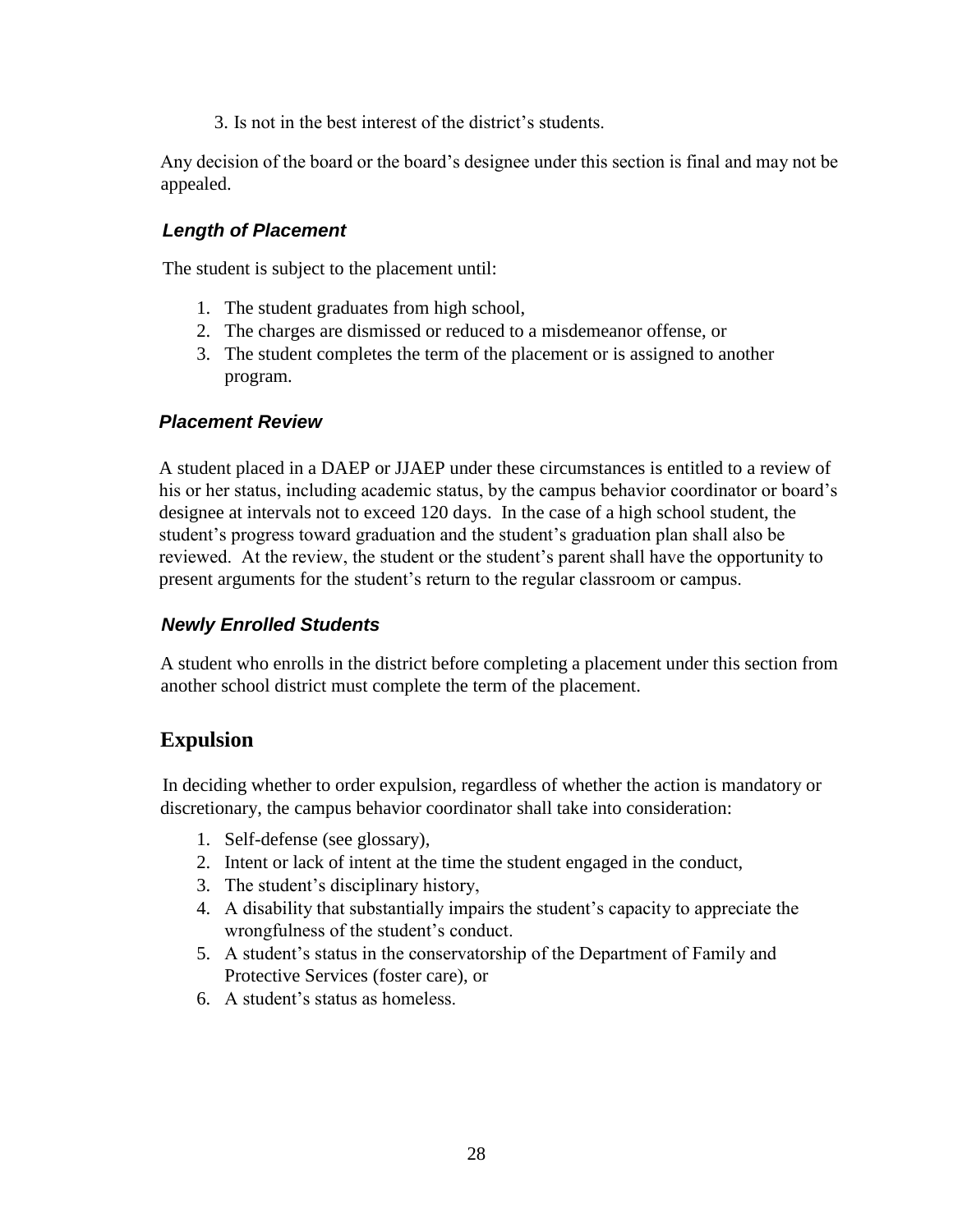3. Is not in the best interest of the district's students.

Any decision of the board or the board's designee under this section is final and may not be appealed.

### *Length of Placement*

The student is subject to the placement until:

1. The student graduates from high school,
2. The charges are dismissed or reduced to a misdemeanor offense, or
3. The student completes the term of the placement or is assigned to another program.

### *Placement Review*

A student placed in a DAEP or JJAEP under these circumstances is entitled to a review of his or her status, including academic status, by the campus behavior coordinator or board's designee at intervals not to exceed 120 days. In the case of a high school student, the student's progress toward graduation and the student's graduation plan shall also be reviewed. At the review, the student or the student's parent shall have the opportunity to present arguments for the student's return to the regular classroom or campus.

### *Newly Enrolled Students*

A student who enrolls in the district before completing a placement under this section from another school district must complete the term of the placement.

## Expulsion

In deciding whether to order expulsion, regardless of whether the action is mandatory or discretionary, the campus behavior coordinator shall take into consideration:

1. Self-defense (see glossary),
2. Intent or lack of intent at the time the student engaged in the conduct,
3. The student's disciplinary history,
4. A disability that substantially impairs the student's capacity to appreciate the wrongfulness of the student's conduct.
5. A student's status in the conservatorship of the Department of Family and Protective Services (foster care), or
6. A student's status as homeless.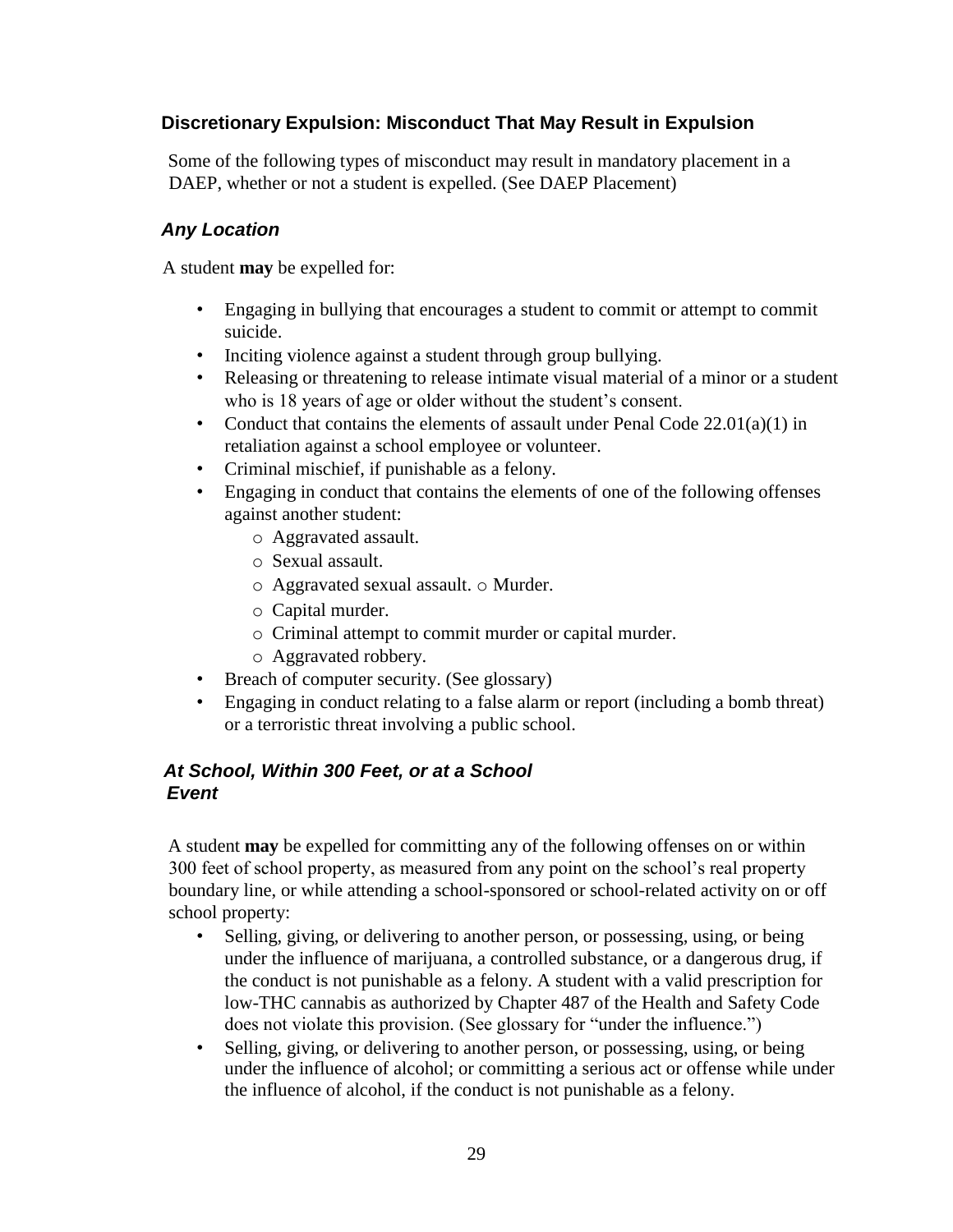## Discretionary Expulsion: Misconduct That May Result in Expulsion

Some of the following types of misconduct may result in mandatory placement in a DAEP, whether or not a student is expelled. (See DAEP Placement)

### *Any Location*

A student **may** be expelled for:

- Engaging in bullying that encourages a student to commit or attempt to commit suicide.
- Inciting violence against a student through group bullying.
- Releasing or threatening to release intimate visual material of a minor or a student who is 18 years of age or older without the student's consent.
- Conduct that contains the elements of assault under Penal Code 22.01(a)(1) in retaliation against a school employee or volunteer.
- Criminal mischief, if punishable as a felony.
- Engaging in conduct that contains the elements of one of the following offenses against another student:
  - Aggravated assault.
  - Sexual assault.
  - Aggravated sexual assault. o Murder.
  - Capital murder.
  - Criminal attempt to commit murder or capital murder.
  - Aggravated robbery.
- Breach of computer security. (See glossary)
- Engaging in conduct relating to a false alarm or report (including a bomb threat) or a terroristic threat involving a public school.

### *At School, Within 300 Feet, or at a School Event*

A student **may** be expelled for committing any of the following offenses on or within 300 feet of school property, as measured from any point on the school's real property boundary line, or while attending a school-sponsored or school-related activity on or off school property:

- Selling, giving, or delivering to another person, or possessing, using, or being under the influence of marijuana, a controlled substance, or a dangerous drug, if the conduct is not punishable as a felony. A student with a valid prescription for low-THC cannabis as authorized by Chapter 487 of the Health and Safety Code does not violate this provision. (See glossary for "under the influence.")
- Selling, giving, or delivering to another person, or possessing, using, or being under the influence of alcohol; or committing a serious act or offense while under the influence of alcohol, if the conduct is not punishable as a felony.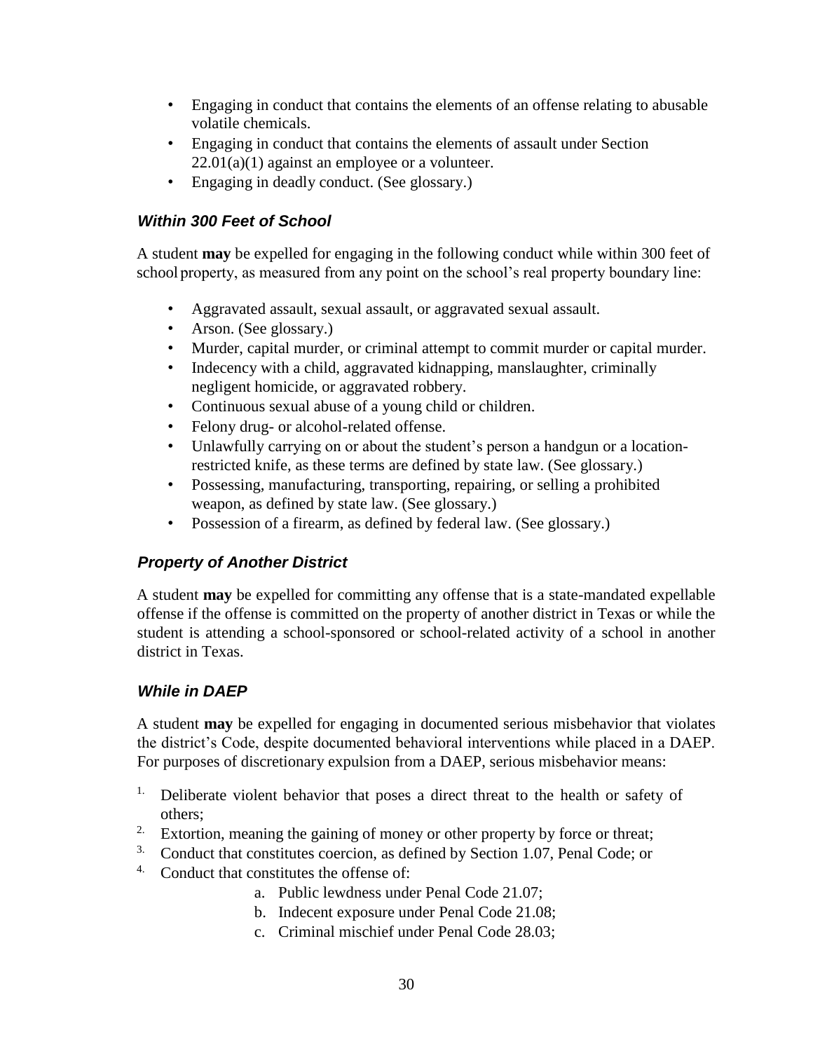- Engaging in conduct that contains the elements of an offense relating to abusable volatile chemicals.
- Engaging in conduct that contains the elements of assault under Section 22.01(a)(1) against an employee or a volunteer.
- Engaging in deadly conduct. (See glossary.)

### *Within 300 Feet of School*

A student **may** be expelled for engaging in the following conduct while within 300 feet of school property, as measured from any point on the school's real property boundary line:

- Aggravated assault, sexual assault, or aggravated sexual assault.
- Arson. (See glossary.)
- Murder, capital murder, or criminal attempt to commit murder or capital murder.
- Indecency with a child, aggravated kidnapping, manslaughter, criminally negligent homicide, or aggravated robbery.
- Continuous sexual abuse of a young child or children.
- Felony drug- or alcohol-related offense.
- Unlawfully carrying on or about the student's person a handgun or a location-restricted knife, as these terms are defined by state law. (See glossary.)
- Possessing, manufacturing, transporting, repairing, or selling a prohibited weapon, as defined by state law. (See glossary.)
- Possession of a firearm, as defined by federal law. (See glossary.)

### *Property of Another District*

A student **may** be expelled for committing any offense that is a state-mandated expellable offense if the offense is committed on the property of another district in Texas or while the student is attending a school-sponsored or school-related activity of a school in another district in Texas.

### *While in DAEP*

A student **may** be expelled for engaging in documented serious misbehavior that violates the district's Code, despite documented behavioral interventions while placed in a DAEP. For purposes of discretionary expulsion from a DAEP, serious misbehavior means:

1. Deliberate violent behavior that poses a direct threat to the health or safety of others;
2. Extortion, meaning the gaining of money or other property by force or threat;
3. Conduct that constitutes coercion, as defined by Section 1.07, Penal Code; or
4. Conduct that constitutes the offense of:
   a. Public lewdness under Penal Code 21.07;
   b. Indecent exposure under Penal Code 21.08;
   c. Criminal mischief under Penal Code 28.03;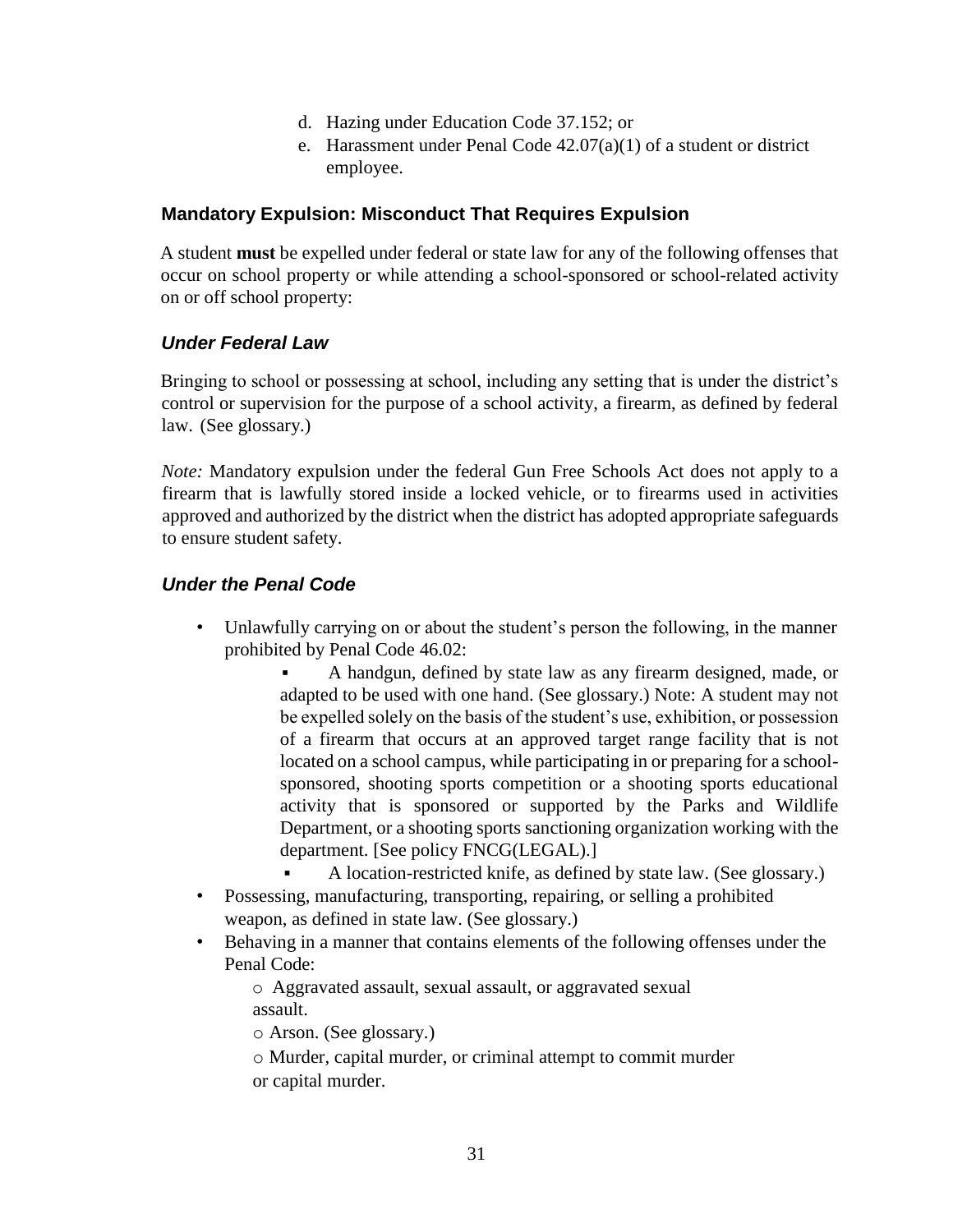d. Hazing under Education Code 37.152; or
e. Harassment under Penal Code 42.07(a)(1) of a student or district employee.

### Mandatory Expulsion: Misconduct That Requires Expulsion

A student **must** be expelled under federal or state law for any of the following offenses that occur on school property or while attending a school-sponsored or school-related activity on or off school property:

#### *Under Federal Law*

Bringing to school or possessing at school, including any setting that is under the district's control or supervision for the purpose of a school activity, a firearm, as defined by federal law. (See glossary.)

*Note:* Mandatory expulsion under the federal Gun Free Schools Act does not apply to a firearm that is lawfully stored inside a locked vehicle, or to firearms used in activities approved and authorized by the district when the district has adopted appropriate safeguards to ensure student safety.

#### *Under the Penal Code*

- Unlawfully carrying on or about the student's person the following, in the manner prohibited by Penal Code 46.02:
  - A handgun, defined by state law as any firearm designed, made, or adapted to be used with one hand. (See glossary.) Note: A student may not be expelled solely on the basis of the student's use, exhibition, or possession of a firearm that occurs at an approved target range facility that is not located on a school campus, while participating in or preparing for a school-sponsored, shooting sports competition or a shooting sports educational activity that is sponsored or supported by the Parks and Wildlife Department, or a shooting sports sanctioning organization working with the department. [See policy FNCG(LEGAL).]
  - A location-restricted knife, as defined by state law. (See glossary.)
- Possessing, manufacturing, transporting, repairing, or selling a prohibited weapon, as defined in state law. (See glossary.)
- Behaving in a manner that contains elements of the following offenses under the Penal Code:
  - Aggravated assault, sexual assault, or aggravated sexual assault.
  - Arson. (See glossary.)
  - Murder, capital murder, or criminal attempt to commit murder or capital murder.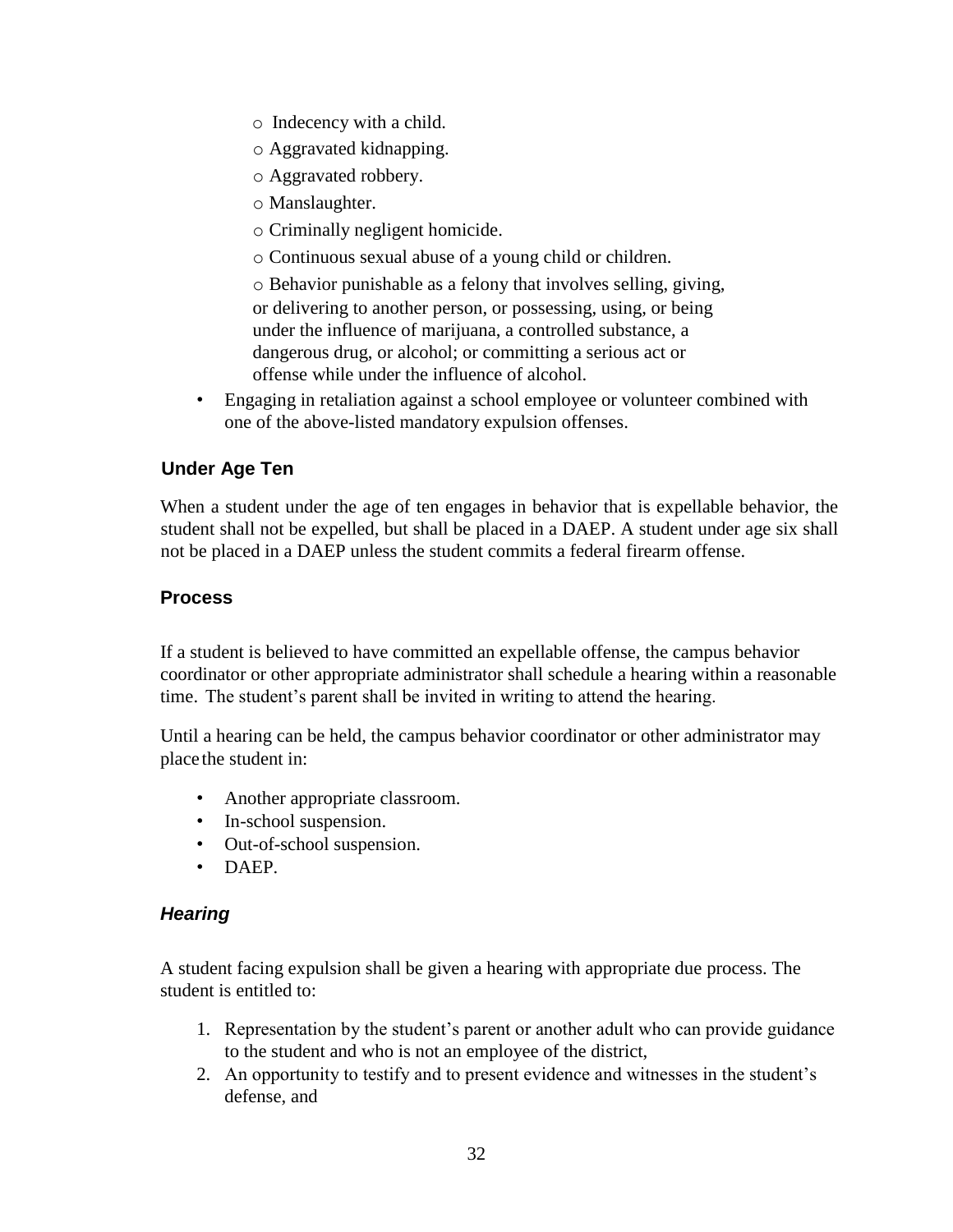- Indecency with a child.
    - Aggravated kidnapping.
    - Aggravated robbery.
    - Manslaughter.
    - Criminally negligent homicide.
    - Continuous sexual abuse of a young child or children.
    - Behavior punishable as a felony that involves selling, giving, or delivering to another person, or possessing, using, or being under the influence of marijuana, a controlled substance, a dangerous drug, or alcohol; or committing a serious act or offense while under the influence of alcohol.
- Engaging in retaliation against a school employee or volunteer combined with one of the above-listed mandatory expulsion offenses.

### Under Age Ten

When a student under the age of ten engages in behavior that is expellable behavior, the student shall not be expelled, but shall be placed in a DAEP. A student under age six shall not be placed in a DAEP unless the student commits a federal firearm offense.

## Process

If a student is believed to have committed an expellable offense, the campus behavior coordinator or other appropriate administrator shall schedule a hearing within a reasonable time. The student's parent shall be invited in writing to attend the hearing.

Until a hearing can be held, the campus behavior coordinator or other administrator may place the student in:

- Another appropriate classroom.
- In-school suspension.
- Out-of-school suspension.
- DAEP.

### *Hearing*

A student facing expulsion shall be given a hearing with appropriate due process. The student is entitled to:

1. Representation by the student's parent or another adult who can provide guidance to the student and who is not an employee of the district,
2. An opportunity to testify and to present evidence and witnesses in the student's defense, and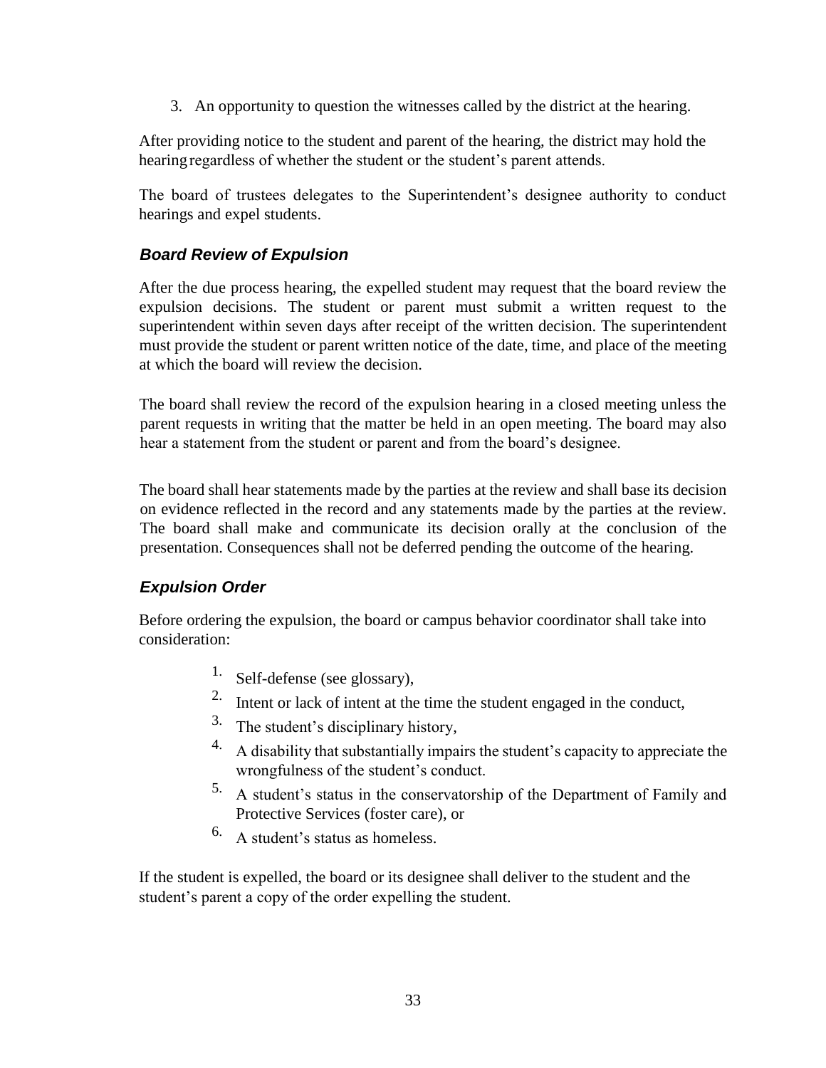3. An opportunity to question the witnesses called by the district at the hearing.

After providing notice to the student and parent of the hearing, the district may hold the hearing regardless of whether the student or the student's parent attends.

The board of trustees delegates to the Superintendent's designee authority to conduct hearings and expel students.

### *Board Review of Expulsion*

After the due process hearing, the expelled student may request that the board review the expulsion decisions. The student or parent must submit a written request to the superintendent within seven days after receipt of the written decision. The superintendent must provide the student or parent written notice of the date, time, and place of the meeting at which the board will review the decision.

The board shall review the record of the expulsion hearing in a closed meeting unless the parent requests in writing that the matter be held in an open meeting. The board may also hear a statement from the student or parent and from the board's designee.

The board shall hear statements made by the parties at the review and shall base its decision on evidence reflected in the record and any statements made by the parties at the review. The board shall make and communicate its decision orally at the conclusion of the presentation. Consequences shall not be deferred pending the outcome of the hearing.

### *Expulsion Order*

Before ordering the expulsion, the board or campus behavior coordinator shall take into consideration:

1. Self-defense (see glossary),
2. Intent or lack of intent at the time the student engaged in the conduct,
3. The student's disciplinary history,
4. A disability that substantially impairs the student's capacity to appreciate the wrongfulness of the student's conduct.
5. A student's status in the conservatorship of the Department of Family and Protective Services (foster care), or
6. A student's status as homeless.

If the student is expelled, the board or its designee shall deliver to the student and the student's parent a copy of the order expelling the student.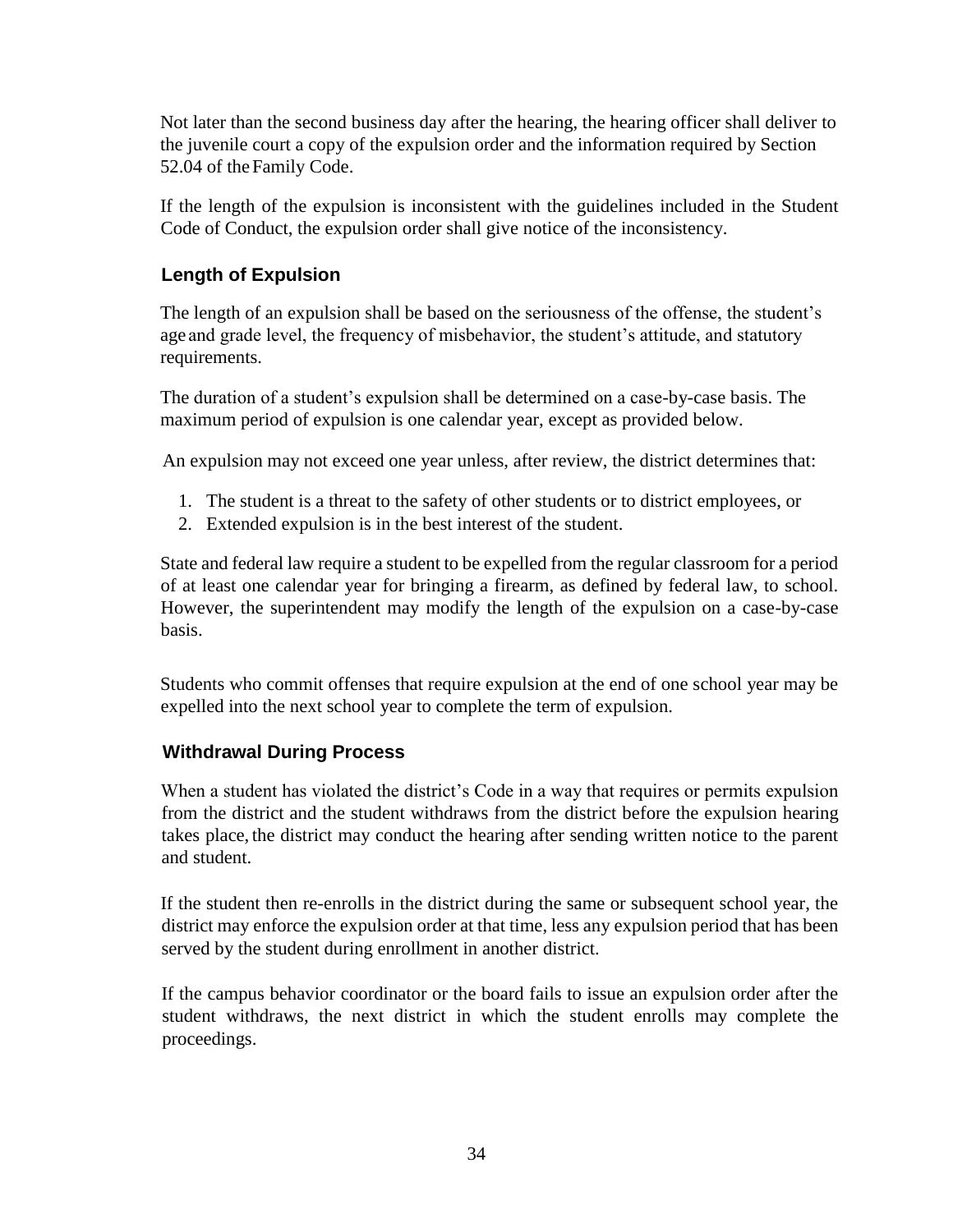Not later than the second business day after the hearing, the hearing officer shall deliver to the juvenile court a copy of the expulsion order and the information required by Section 52.04 of the Family Code.

If the length of the expulsion is inconsistent with the guidelines included in the Student Code of Conduct, the expulsion order shall give notice of the inconsistency.

## Length of Expulsion

The length of an expulsion shall be based on the seriousness of the offense, the student's age and grade level, the frequency of misbehavior, the student's attitude, and statutory requirements.

The duration of a student's expulsion shall be determined on a case-by-case basis. The maximum period of expulsion is one calendar year, except as provided below.

An expulsion may not exceed one year unless, after review, the district determines that:

1. The student is a threat to the safety of other students or to district employees, or
2. Extended expulsion is in the best interest of the student.

State and federal law require a student to be expelled from the regular classroom for a period of at least one calendar year for bringing a firearm, as defined by federal law, to school. However, the superintendent may modify the length of the expulsion on a case-by-case basis.

Students who commit offenses that require expulsion at the end of one school year may be expelled into the next school year to complete the term of expulsion.

## Withdrawal During Process

When a student has violated the district's Code in a way that requires or permits expulsion from the district and the student withdraws from the district before the expulsion hearing takes place, the district may conduct the hearing after sending written notice to the parent and student.

If the student then re-enrolls in the district during the same or subsequent school year, the district may enforce the expulsion order at that time, less any expulsion period that has been served by the student during enrollment in another district.

If the campus behavior coordinator or the board fails to issue an expulsion order after the student withdraws, the next district in which the student enrolls may complete the proceedings.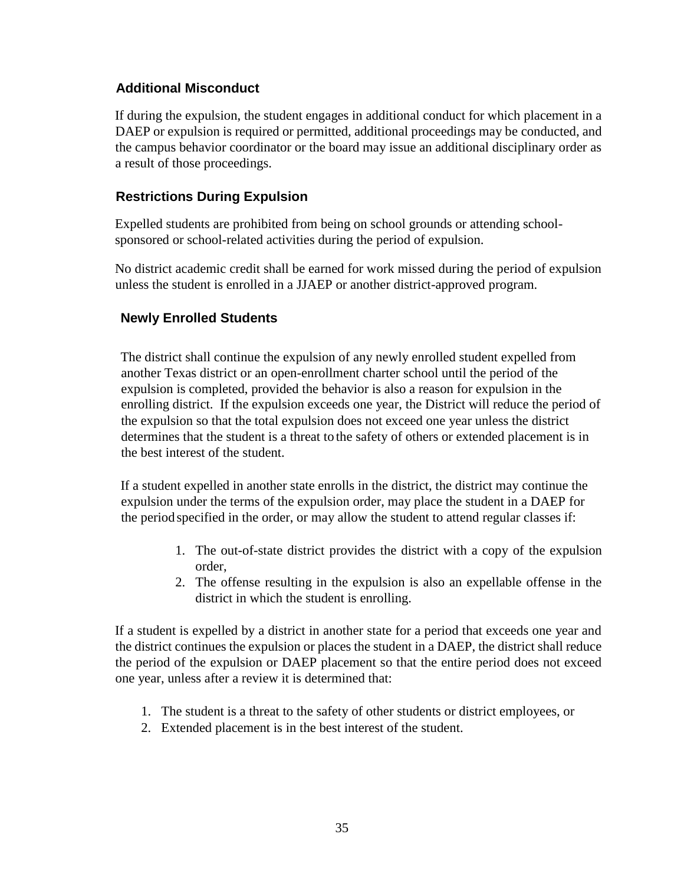### Additional Misconduct

If during the expulsion, the student engages in additional conduct for which placement in a DAEP or expulsion is required or permitted, additional proceedings may be conducted, and the campus behavior coordinator or the board may issue an additional disciplinary order as a result of those proceedings.

### Restrictions During Expulsion

Expelled students are prohibited from being on school grounds or attending school-sponsored or school-related activities during the period of expulsion.

No district academic credit shall be earned for work missed during the period of expulsion unless the student is enrolled in a JJAEP or another district-approved program.

### Newly Enrolled Students

The district shall continue the expulsion of any newly enrolled student expelled from another Texas district or an open-enrollment charter school until the period of the expulsion is completed, provided the behavior is also a reason for expulsion in the enrolling district. If the expulsion exceeds one year, the District will reduce the period of the expulsion so that the total expulsion does not exceed one year unless the district determines that the student is a threat to the safety of others or extended placement is in the best interest of the student.

If a student expelled in another state enrolls in the district, the district may continue the expulsion under the terms of the expulsion order, may place the student in a DAEP for the period specified in the order, or may allow the student to attend regular classes if:

1. The out-of-state district provides the district with a copy of the expulsion order,
2. The offense resulting in the expulsion is also an expellable offense in the district in which the student is enrolling.

If a student is expelled by a district in another state for a period that exceeds one year and the district continues the expulsion or places the student in a DAEP, the district shall reduce the period of the expulsion or DAEP placement so that the entire period does not exceed one year, unless after a review it is determined that:

1. The student is a threat to the safety of other students or district employees, or
2. Extended placement is in the best interest of the student.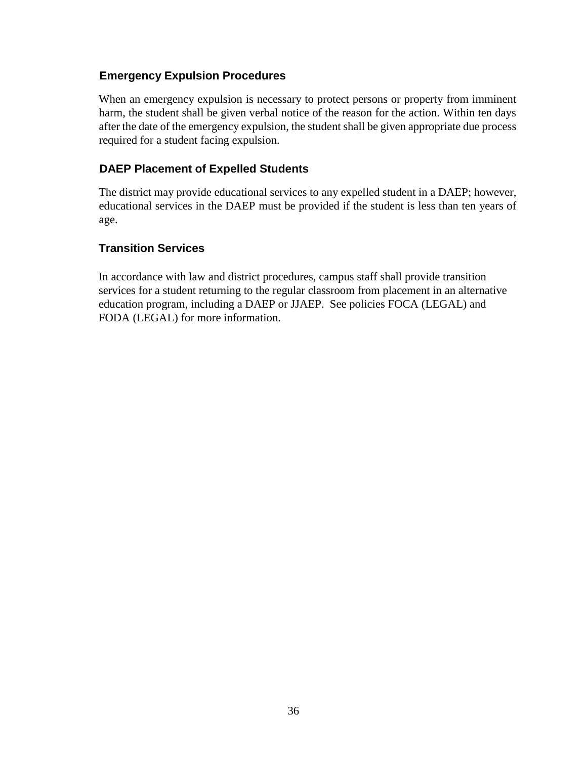### Emergency Expulsion Procedures

When an emergency expulsion is necessary to protect persons or property from imminent harm, the student shall be given verbal notice of the reason for the action. Within ten days after the date of the emergency expulsion, the student shall be given appropriate due process required for a student facing expulsion.

### DAEP Placement of Expelled Students

The district may provide educational services to any expelled student in a DAEP; however, educational services in the DAEP must be provided if the student is less than ten years of age.

### Transition Services

In accordance with law and district procedures, campus staff shall provide transition services for a student returning to the regular classroom from placement in an alternative education program, including a DAEP or JJAEP. See policies FOCA (LEGAL) and FODA (LEGAL) for more information.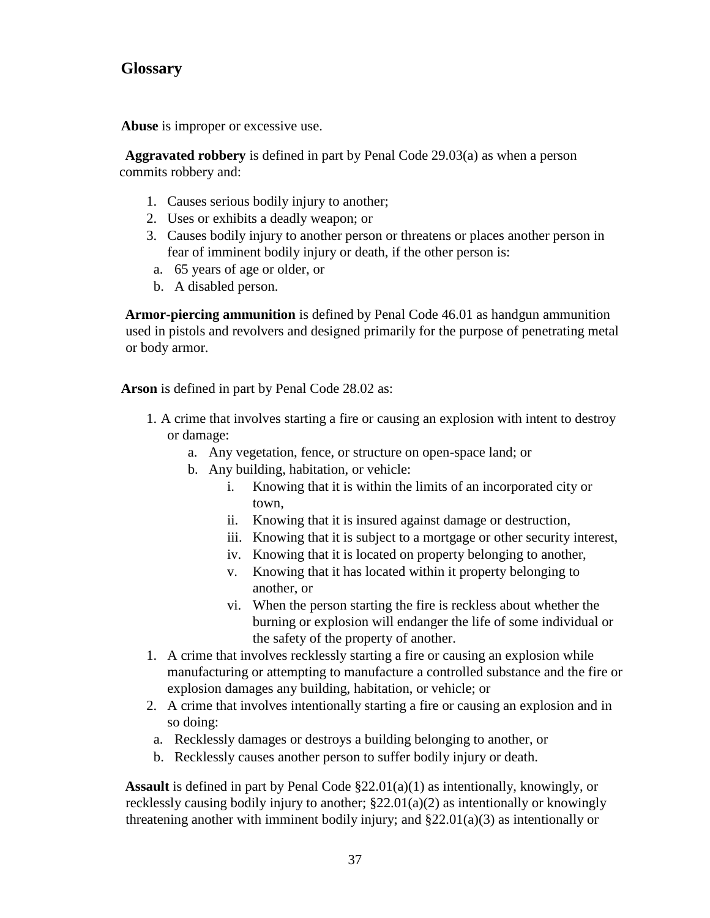## Glossary

**Abuse** is improper or excessive use.

**Aggravated robbery** is defined in part by Penal Code 29.03(a) as when a person commits robbery and:

1. Causes serious bodily injury to another;
2. Uses or exhibits a deadly weapon; or
3. Causes bodily injury to another person or threatens or places another person in fear of imminent bodily injury or death, if the other person is:
   a. 65 years of age or older, or
   b. A disabled person.

**Armor-piercing ammunition** is defined by Penal Code 46.01 as handgun ammunition used in pistols and revolvers and designed primarily for the purpose of penetrating metal or body armor.

**Arson** is defined in part by Penal Code 28.02 as:

1. A crime that involves starting a fire or causing an explosion with intent to destroy or damage:
   a. Any vegetation, fence, or structure on open-space land; or
   b. Any building, habitation, or vehicle:
      i. Knowing that it is within the limits of an incorporated city or town,
      ii. Knowing that it is insured against damage or destruction,
      iii. Knowing that it is subject to a mortgage or other security interest,
      iv. Knowing that it is located on property belonging to another,
      v. Knowing that it has located within it property belonging to another, or
      vi. When the person starting the fire is reckless about whether the burning or explosion will endanger the life of some individual or the safety of the property of another.
1. A crime that involves recklessly starting a fire or causing an explosion while manufacturing or attempting to manufacture a controlled substance and the fire or explosion damages any building, habitation, or vehicle; or
2. A crime that involves intentionally starting a fire or causing an explosion and in so doing:
   a. Recklessly damages or destroys a building belonging to another, or
   b. Recklessly causes another person to suffer bodily injury or death.

**Assault** is defined in part by Penal Code §22.01(a)(1) as intentionally, knowingly, or recklessly causing bodily injury to another; §22.01(a)(2) as intentionally or knowingly threatening another with imminent bodily injury; and §22.01(a)(3) as intentionally or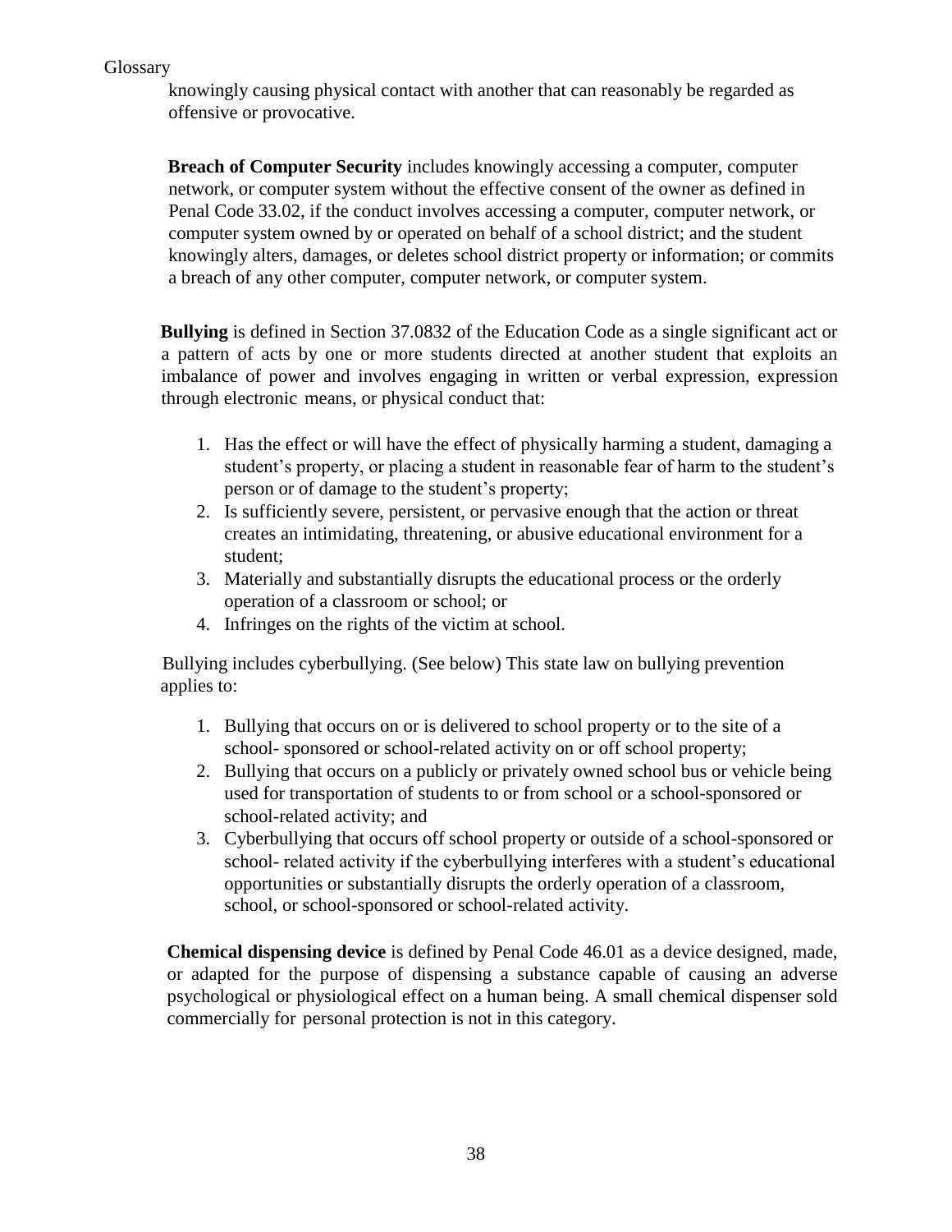knowingly causing physical contact with another that can reasonably be regarded as offensive or provocative.

**Breach of Computer Security** includes knowingly accessing a computer, computer network, or computer system without the effective consent of the owner as defined in Penal Code 33.02, if the conduct involves accessing a computer, computer network, or computer system owned by or operated on behalf of a school district; and the student knowingly alters, damages, or deletes school district property or information; or commits a breach of any other computer, computer network, or computer system.

**Bullying** is defined in Section 37.0832 of the Education Code as a single significant act or a pattern of acts by one or more students directed at another student that exploits an imbalance of power and involves engaging in written or verbal expression, expression through electronic means, or physical conduct that:

1. Has the effect or will have the effect of physically harming a student, damaging a student's property, or placing a student in reasonable fear of harm to the student's person or of damage to the student's property;
2. Is sufficiently severe, persistent, or pervasive enough that the action or threat creates an intimidating, threatening, or abusive educational environment for a student;
3. Materially and substantially disrupts the educational process or the orderly operation of a classroom or school; or
4. Infringes on the rights of the victim at school.

Bullying includes cyberbullying. (See below) This state law on bullying prevention applies to:

1. Bullying that occurs on or is delivered to school property or to the site of a school- sponsored or school-related activity on or off school property;
2. Bullying that occurs on a publicly or privately owned school bus or vehicle being used for transportation of students to or from school or a school-sponsored or school-related activity; and
3. Cyberbullying that occurs off school property or outside of a school-sponsored or school- related activity if the cyberbullying interferes with a student's educational opportunities or substantially disrupts the orderly operation of a classroom, school, or school-sponsored or school-related activity.

**Chemical dispensing device** is defined by Penal Code 46.01 as a device designed, made, or adapted for the purpose of dispensing a substance capable of causing an adverse psychological or physiological effect on a human being. A small chemical dispenser sold commercially for personal protection is not in this category.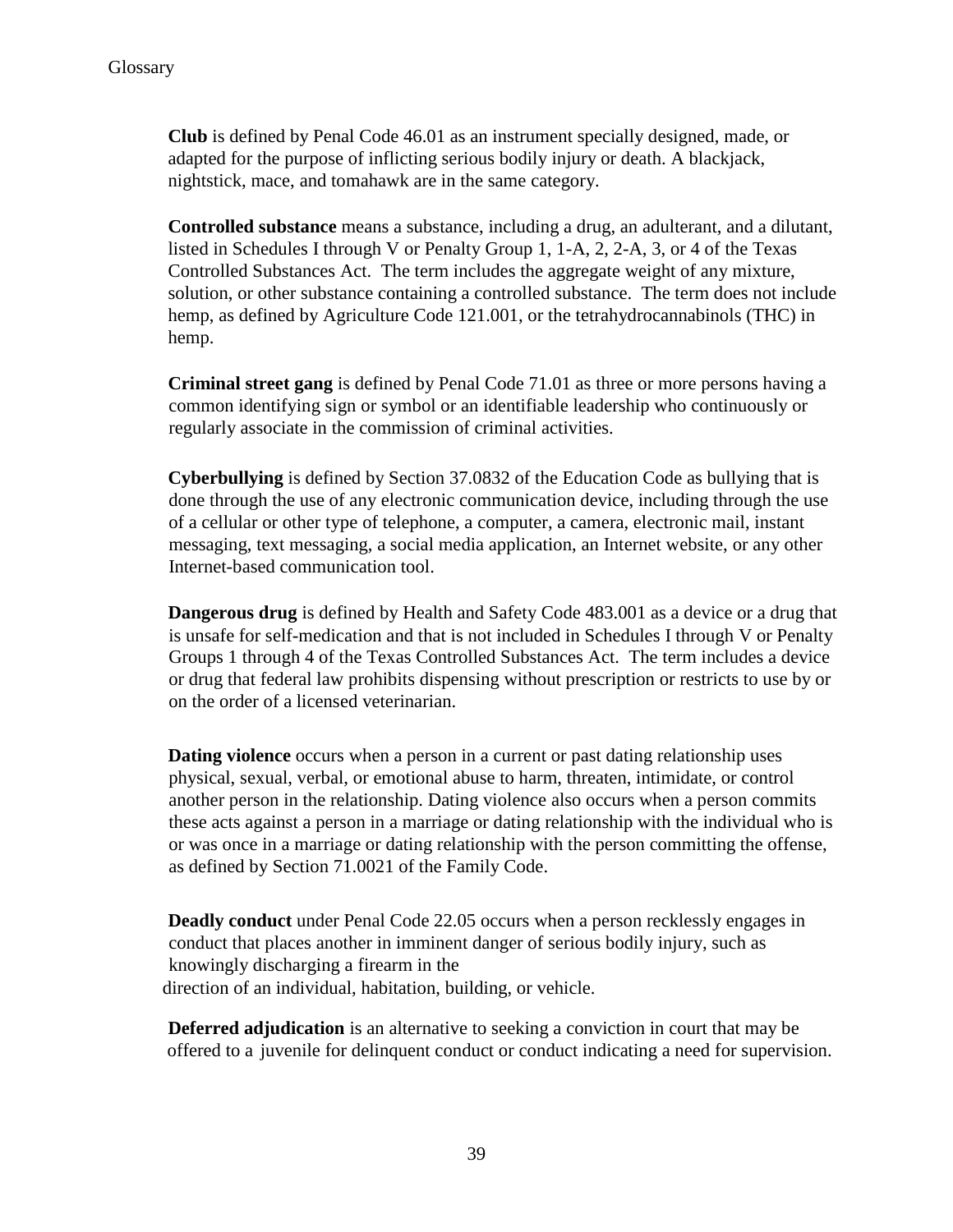Glossary

**Club** is defined by Penal Code 46.01 as an instrument specially designed, made, or adapted for the purpose of inflicting serious bodily injury or death. A blackjack, nightstick, mace, and tomahawk are in the same category.

**Controlled substance** means a substance, including a drug, an adulterant, and a dilutant, listed in Schedules I through V or Penalty Group 1, 1-A, 2, 2-A, 3, or 4 of the Texas Controlled Substances Act. The term includes the aggregate weight of any mixture, solution, or other substance containing a controlled substance. The term does not include hemp, as defined by Agriculture Code 121.001, or the tetrahydrocannabinols (THC) in hemp.

**Criminal street gang** is defined by Penal Code 71.01 as three or more persons having a common identifying sign or symbol or an identifiable leadership who continuously or regularly associate in the commission of criminal activities.

**Cyberbullying** is defined by Section 37.0832 of the Education Code as bullying that is done through the use of any electronic communication device, including through the use of a cellular or other type of telephone, a computer, a camera, electronic mail, instant messaging, text messaging, a social media application, an Internet website, or any other Internet-based communication tool.

**Dangerous drug** is defined by Health and Safety Code 483.001 as a device or a drug that is unsafe for self-medication and that is not included in Schedules I through V or Penalty Groups 1 through 4 of the Texas Controlled Substances Act. The term includes a device or drug that federal law prohibits dispensing without prescription or restricts to use by or on the order of a licensed veterinarian.

**Dating violence** occurs when a person in a current or past dating relationship uses physical, sexual, verbal, or emotional abuse to harm, threaten, intimidate, or control another person in the relationship. Dating violence also occurs when a person commits these acts against a person in a marriage or dating relationship with the individual who is or was once in a marriage or dating relationship with the person committing the offense, as defined by Section 71.0021 of the Family Code.

**Deadly conduct** under Penal Code 22.05 occurs when a person recklessly engages in conduct that places another in imminent danger of serious bodily injury, such as knowingly discharging a firearm in the direction of an individual, habitation, building, or vehicle.

**Deferred adjudication** is an alternative to seeking a conviction in court that may be offered to a juvenile for delinquent conduct or conduct indicating a need for supervision.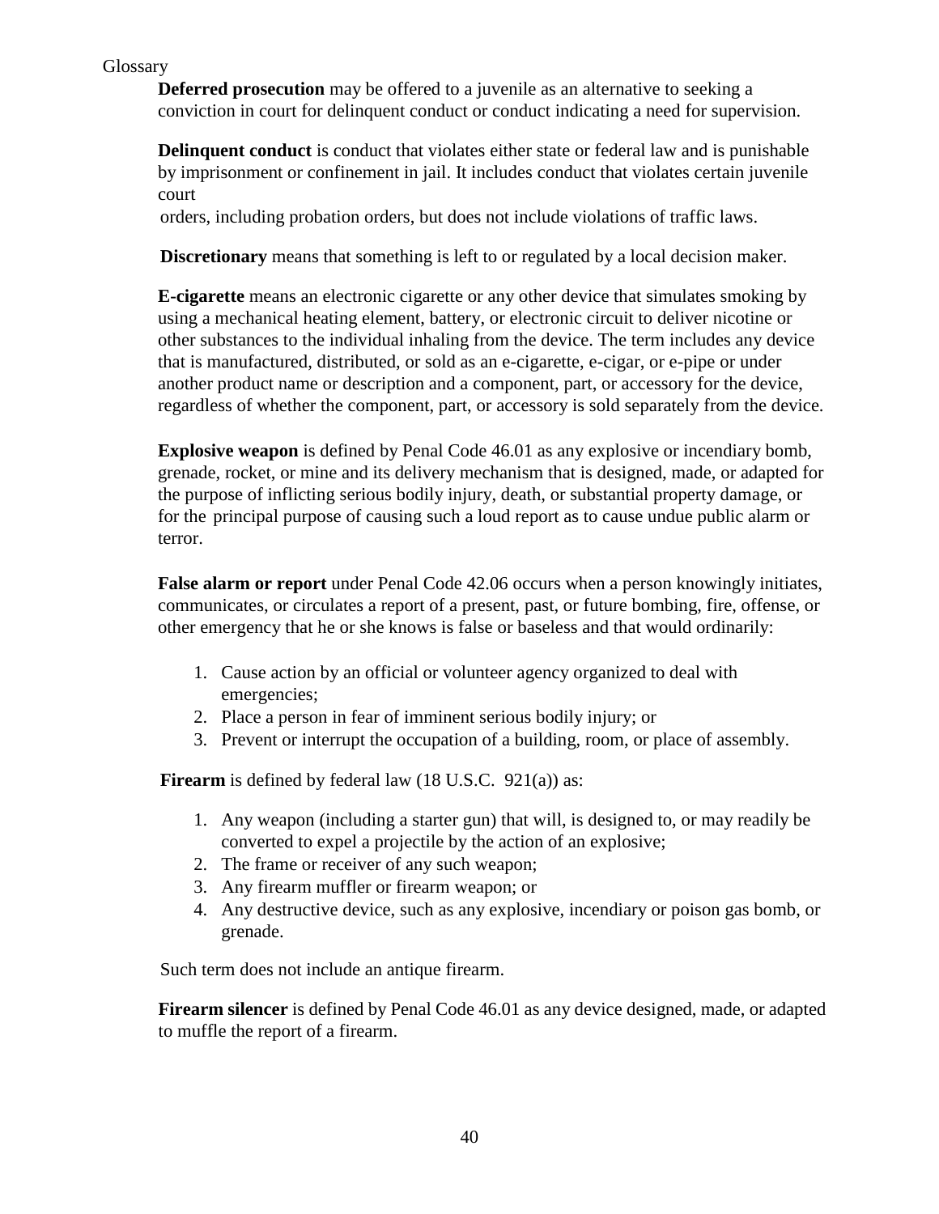Glossary

**Deferred prosecution** may be offered to a juvenile as an alternative to seeking a conviction in court for delinquent conduct or conduct indicating a need for supervision.

**Delinquent conduct** is conduct that violates either state or federal law and is punishable by imprisonment or confinement in jail. It includes conduct that violates certain juvenile court orders, including probation orders, but does not include violations of traffic laws.

**Discretionary** means that something is left to or regulated by a local decision maker.

**E-cigarette** means an electronic cigarette or any other device that simulates smoking by using a mechanical heating element, battery, or electronic circuit to deliver nicotine or other substances to the individual inhaling from the device. The term includes any device that is manufactured, distributed, or sold as an e-cigarette, e-cigar, or e-pipe or under another product name or description and a component, part, or accessory for the device, regardless of whether the component, part, or accessory is sold separately from the device.

**Explosive weapon** is defined by Penal Code 46.01 as any explosive or incendiary bomb, grenade, rocket, or mine and its delivery mechanism that is designed, made, or adapted for the purpose of inflicting serious bodily injury, death, or substantial property damage, or for the principal purpose of causing such a loud report as to cause undue public alarm or terror.

**False alarm or report** under Penal Code 42.06 occurs when a person knowingly initiates, communicates, or circulates a report of a present, past, or future bombing, fire, offense, or other emergency that he or she knows is false or baseless and that would ordinarily:

1. Cause action by an official or volunteer agency organized to deal with emergencies;
2. Place a person in fear of imminent serious bodily injury; or
3. Prevent or interrupt the occupation of a building, room, or place of assembly.

**Firearm** is defined by federal law (18 U.S.C. 921(a)) as:

1. Any weapon (including a starter gun) that will, is designed to, or may readily be converted to expel a projectile by the action of an explosive;
2. The frame or receiver of any such weapon;
3. Any firearm muffler or firearm weapon; or
4. Any destructive device, such as any explosive, incendiary or poison gas bomb, or grenade.

Such term does not include an antique firearm.

**Firearm silencer** is defined by Penal Code 46.01 as any device designed, made, or adapted to muffle the report of a firearm.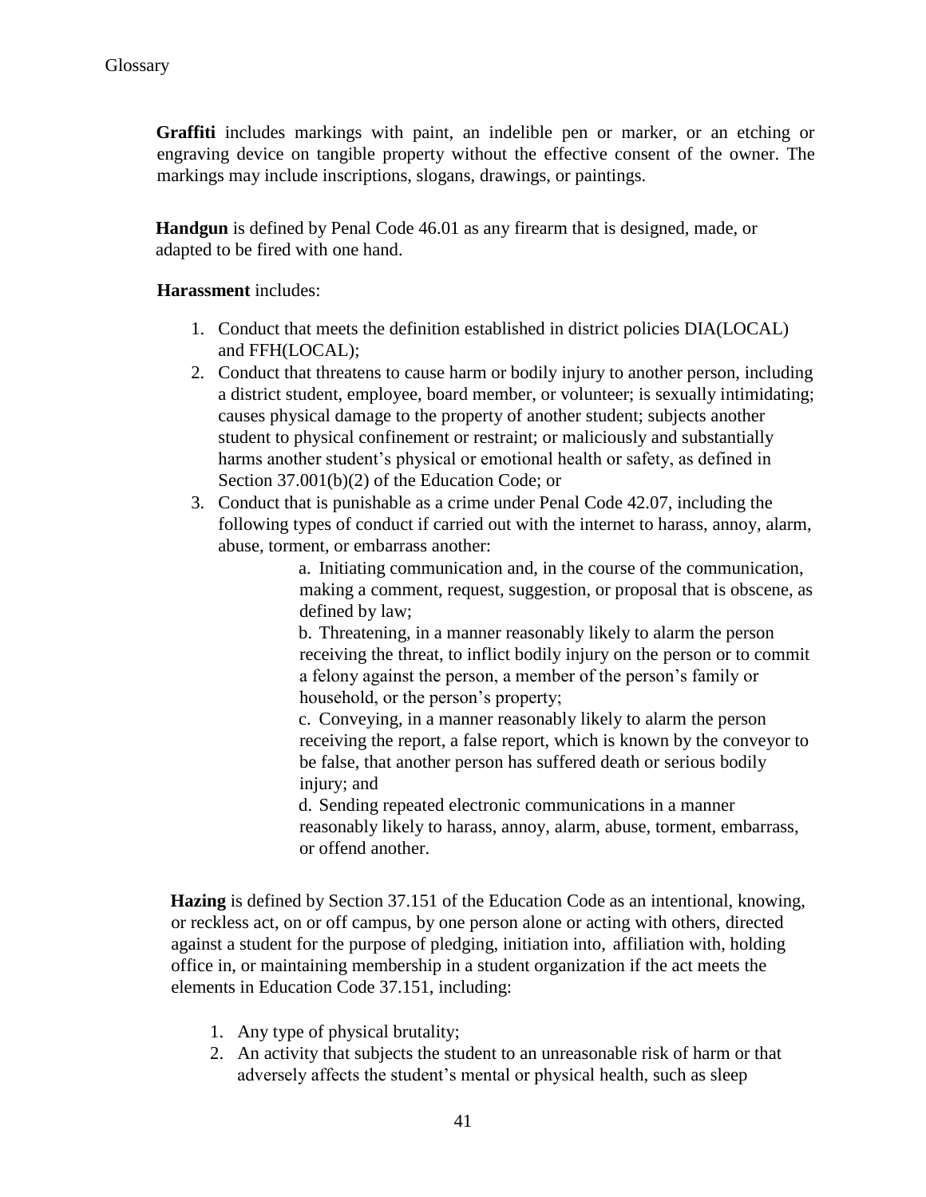**Graffiti** includes markings with paint, an indelible pen or marker, or an etching or engraving device on tangible property without the effective consent of the owner. The markings may include inscriptions, slogans, drawings, or paintings.

**Handgun** is defined by Penal Code 46.01 as any firearm that is designed, made, or adapted to be fired with one hand.

**Harassment** includes:

1. Conduct that meets the definition established in district policies DIA(LOCAL) and FFH(LOCAL);
2. Conduct that threatens to cause harm or bodily injury to another person, including a district student, employee, board member, or volunteer; is sexually intimidating; causes physical damage to the property of another student; subjects another student to physical confinement or restraint; or maliciously and substantially harms another student's physical or emotional health or safety, as defined in Section 37.001(b)(2) of the Education Code; or
3. Conduct that is punishable as a crime under Penal Code 42.07, including the following types of conduct if carried out with the internet to harass, annoy, alarm, abuse, torment, or embarrass another:
   a. Initiating communication and, in the course of the communication, making a comment, request, suggestion, or proposal that is obscene, as defined by law;
   b. Threatening, in a manner reasonably likely to alarm the person receiving the threat, to inflict bodily injury on the person or to commit a felony against the person, a member of the person's family or household, or the person's property;
   c. Conveying, in a manner reasonably likely to alarm the person receiving the report, a false report, which is known by the conveyor to be false, that another person has suffered death or serious bodily injury; and
   d. Sending repeated electronic communications in a manner reasonably likely to harass, annoy, alarm, abuse, torment, embarrass, or offend another.

**Hazing** is defined by Section 37.151 of the Education Code as an intentional, knowing, or reckless act, on or off campus, by one person alone or acting with others, directed against a student for the purpose of pledging, initiation into, affiliation with, holding office in, or maintaining membership in a student organization if the act meets the elements in Education Code 37.151, including:

1. Any type of physical brutality;
2. An activity that subjects the student to an unreasonable risk of harm or that adversely affects the student's mental or physical health, such as sleep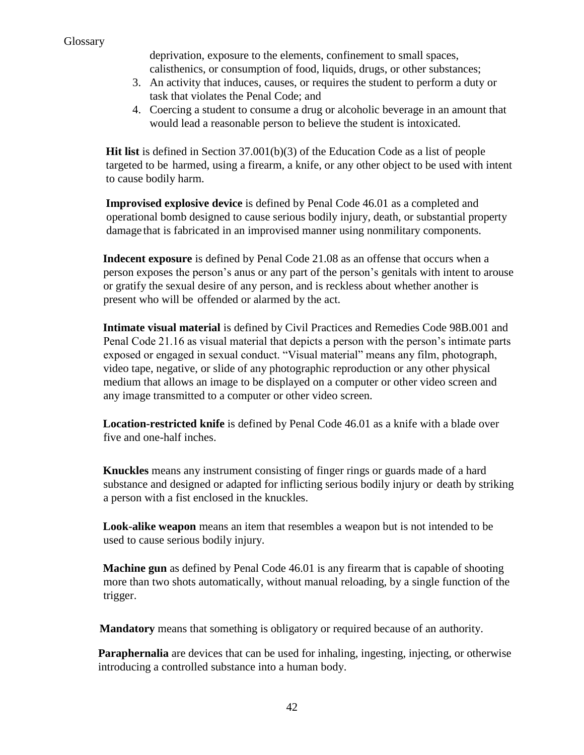deprivation, exposure to the elements, confinement to small spaces, calisthenics, or consumption of food, liquids, drugs, or other substances;

3. An activity that induces, causes, or requires the student to perform a duty or task that violates the Penal Code; and
4. Coercing a student to consume a drug or alcoholic beverage in an amount that would lead a reasonable person to believe the student is intoxicated.

**Hit list** is defined in Section 37.001(b)(3) of the Education Code as a list of people targeted to be harmed, using a firearm, a knife, or any other object to be used with intent to cause bodily harm.

**Improvised explosive device** is defined by Penal Code 46.01 as a completed and operational bomb designed to cause serious bodily injury, death, or substantial property damage that is fabricated in an improvised manner using nonmilitary components.

**Indecent exposure** is defined by Penal Code 21.08 as an offense that occurs when a person exposes the person's anus or any part of the person's genitals with intent to arouse or gratify the sexual desire of any person, and is reckless about whether another is present who will be offended or alarmed by the act.

**Intimate visual material** is defined by Civil Practices and Remedies Code 98B.001 and Penal Code 21.16 as visual material that depicts a person with the person's intimate parts exposed or engaged in sexual conduct. "Visual material" means any film, photograph, video tape, negative, or slide of any photographic reproduction or any other physical medium that allows an image to be displayed on a computer or other video screen and any image transmitted to a computer or other video screen.

**Location-restricted knife** is defined by Penal Code 46.01 as a knife with a blade over five and one-half inches.

**Knuckles** means any instrument consisting of finger rings or guards made of a hard substance and designed or adapted for inflicting serious bodily injury or death by striking a person with a fist enclosed in the knuckles.

**Look-alike weapon** means an item that resembles a weapon but is not intended to be used to cause serious bodily injury.

**Machine gun** as defined by Penal Code 46.01 is any firearm that is capable of shooting more than two shots automatically, without manual reloading, by a single function of the trigger.

**Mandatory** means that something is obligatory or required because of an authority.

**Paraphernalia** are devices that can be used for inhaling, ingesting, injecting, or otherwise introducing a controlled substance into a human body.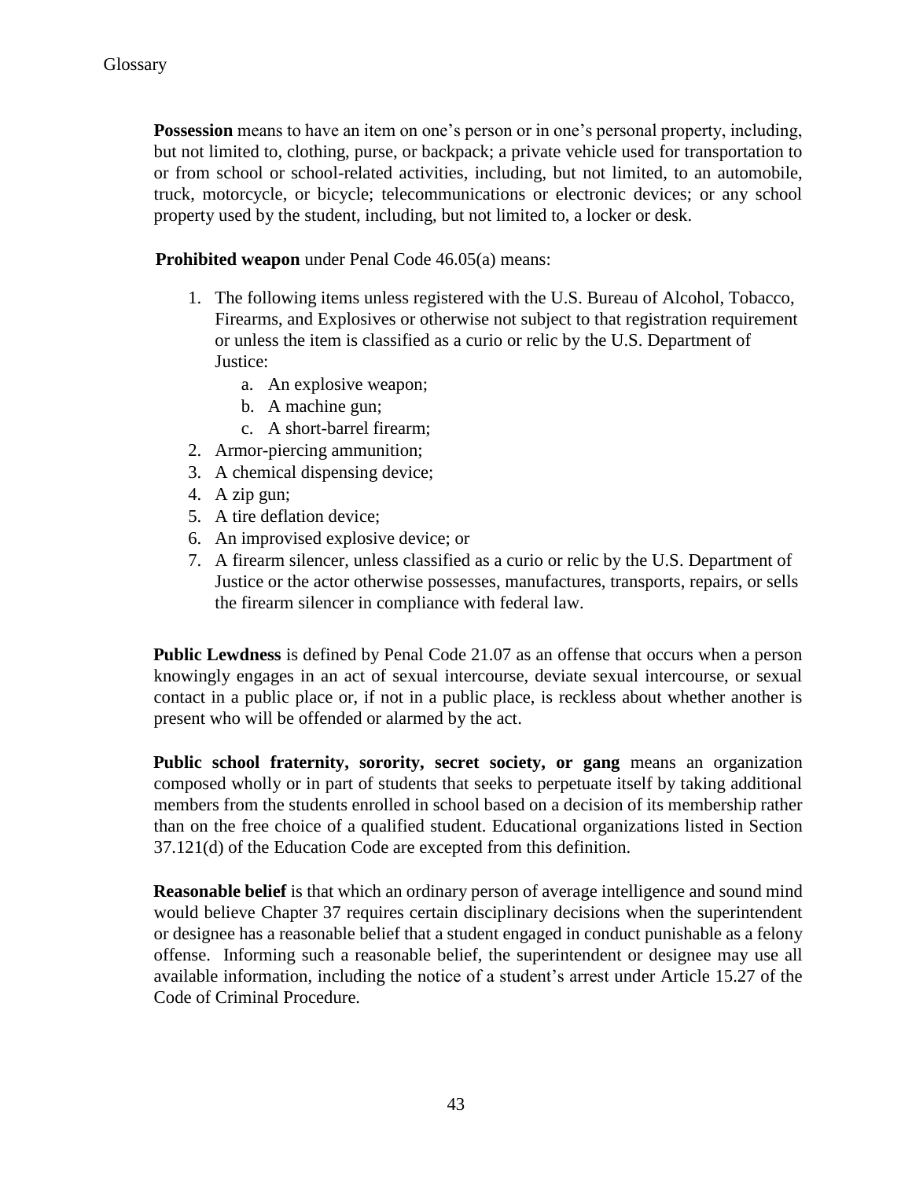**Possession** means to have an item on one's person or in one's personal property, including, but not limited to, clothing, purse, or backpack; a private vehicle used for transportation to or from school or school-related activities, including, but not limited, to an automobile, truck, motorcycle, or bicycle; telecommunications or electronic devices; or any school property used by the student, including, but not limited to, a locker or desk.

**Prohibited weapon** under Penal Code 46.05(a) means:

1. The following items unless registered with the U.S. Bureau of Alcohol, Tobacco, Firearms, and Explosives or otherwise not subject to that registration requirement or unless the item is classified as a curio or relic by the U.S. Department of Justice:
   a. An explosive weapon;
   b. A machine gun;
   c. A short-barrel firearm;
2. Armor-piercing ammunition;
3. A chemical dispensing device;
4. A zip gun;
5. A tire deflation device;
6. An improvised explosive device; or
7. A firearm silencer, unless classified as a curio or relic by the U.S. Department of Justice or the actor otherwise possesses, manufactures, transports, repairs, or sells the firearm silencer in compliance with federal law.

**Public Lewdness** is defined by Penal Code 21.07 as an offense that occurs when a person knowingly engages in an act of sexual intercourse, deviate sexual intercourse, or sexual contact in a public place or, if not in a public place, is reckless about whether another is present who will be offended or alarmed by the act.

**Public school fraternity, sorority, secret society, or gang** means an organization composed wholly or in part of students that seeks to perpetuate itself by taking additional members from the students enrolled in school based on a decision of its membership rather than on the free choice of a qualified student. Educational organizations listed in Section 37.121(d) of the Education Code are excepted from this definition.

**Reasonable belief** is that which an ordinary person of average intelligence and sound mind would believe Chapter 37 requires certain disciplinary decisions when the superintendent or designee has a reasonable belief that a student engaged in conduct punishable as a felony offense. Informing such a reasonable belief, the superintendent or designee may use all available information, including the notice of a student's arrest under Article 15.27 of the Code of Criminal Procedure.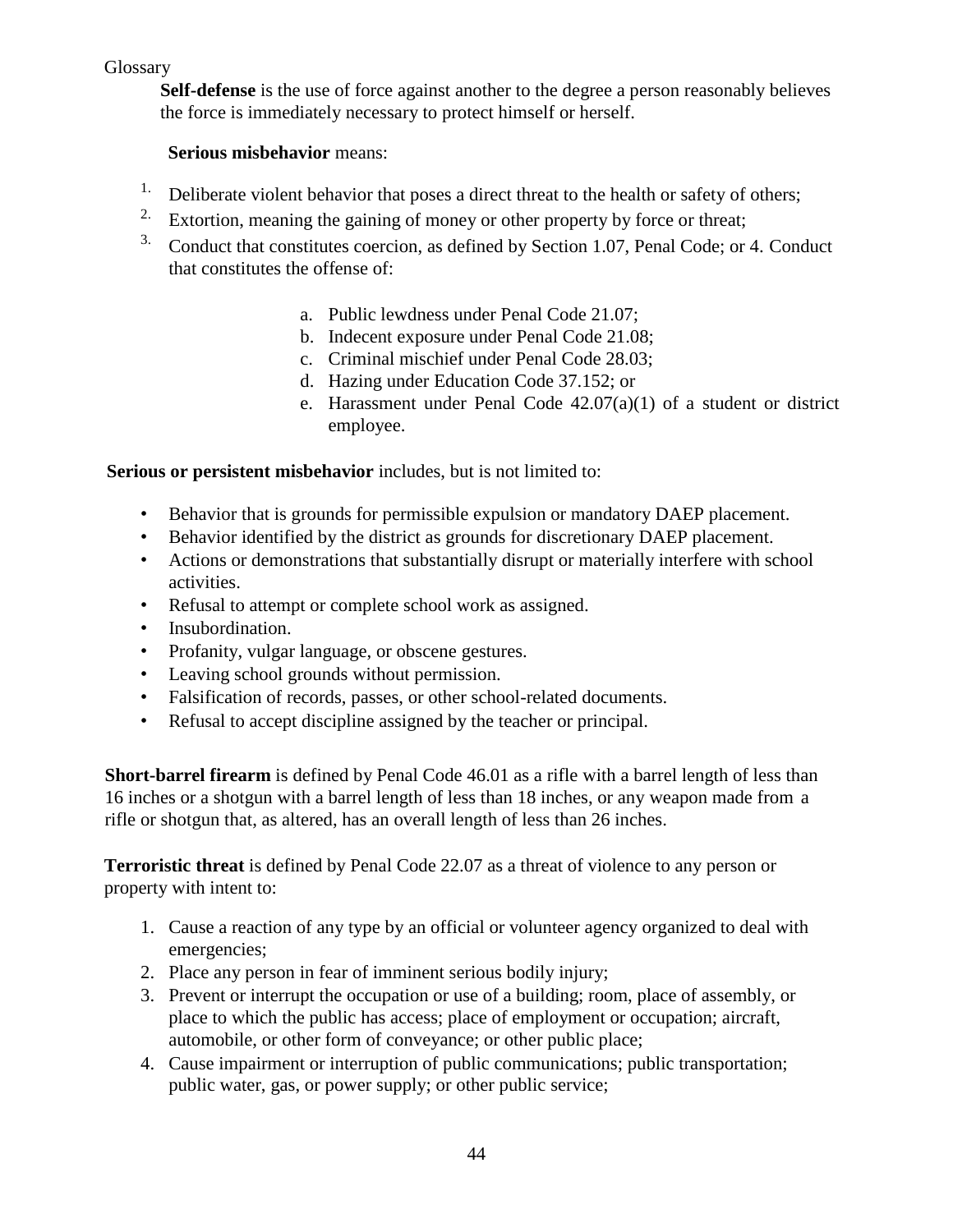Glossary

**Self-defense** is the use of force against another to the degree a person reasonably believes the force is immediately necessary to protect himself or herself.

**Serious misbehavior** means:

1. Deliberate violent behavior that poses a direct threat to the health or safety of others;
2. Extortion, meaning the gaining of money or other property by force or threat;
3. Conduct that constitutes coercion, as defined by Section 1.07, Penal Code; or 4. Conduct that constitutes the offense of:
   a. Public lewdness under Penal Code 21.07;
   b. Indecent exposure under Penal Code 21.08;
   c. Criminal mischief under Penal Code 28.03;
   d. Hazing under Education Code 37.152; or
   e. Harassment under Penal Code 42.07(a)(1) of a student or district employee.

**Serious or persistent misbehavior** includes, but is not limited to:

- Behavior that is grounds for permissible expulsion or mandatory DAEP placement.
- Behavior identified by the district as grounds for discretionary DAEP placement.
- Actions or demonstrations that substantially disrupt or materially interfere with school activities.
- Refusal to attempt or complete school work as assigned.
- Insubordination.
- Profanity, vulgar language, or obscene gestures.
- Leaving school grounds without permission.
- Falsification of records, passes, or other school-related documents.
- Refusal to accept discipline assigned by the teacher or principal.

**Short-barrel firearm** is defined by Penal Code 46.01 as a rifle with a barrel length of less than 16 inches or a shotgun with a barrel length of less than 18 inches, or any weapon made from a rifle or shotgun that, as altered, has an overall length of less than 26 inches.

**Terroristic threat** is defined by Penal Code 22.07 as a threat of violence to any person or property with intent to:

1. Cause a reaction of any type by an official or volunteer agency organized to deal with emergencies;
2. Place any person in fear of imminent serious bodily injury;
3. Prevent or interrupt the occupation or use of a building; room, place of assembly, or place to which the public has access; place of employment or occupation; aircraft, automobile, or other form of conveyance; or other public place;
4. Cause impairment or interruption of public communications; public transportation; public water, gas, or power supply; or other public service;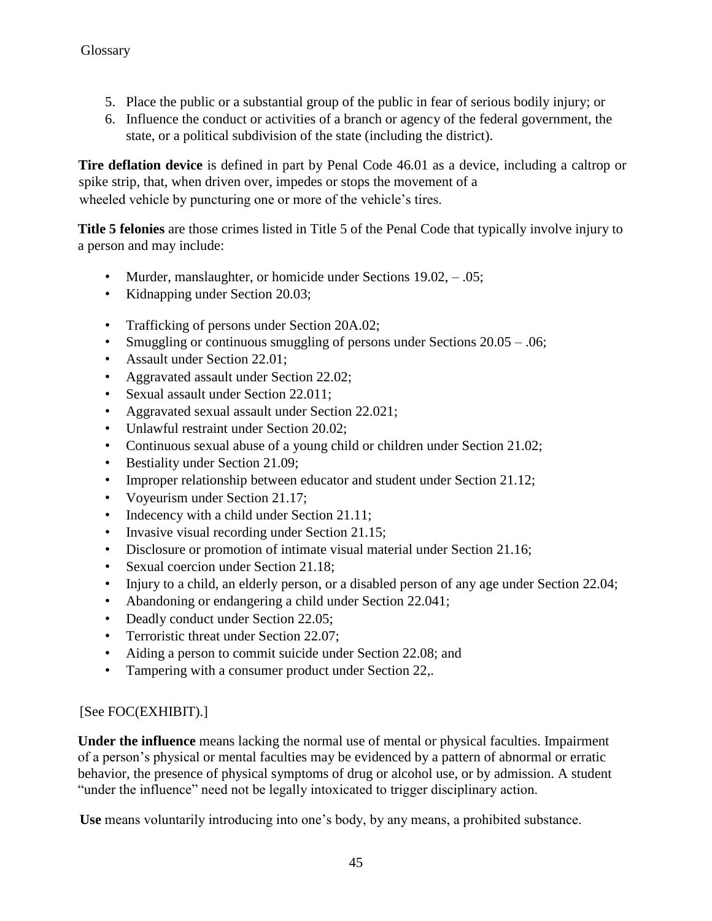5. Place the public or a substantial group of the public in fear of serious bodily injury; or
6. Influence the conduct or activities of a branch or agency of the federal government, the state, or a political subdivision of the state (including the district).

**Tire deflation device** is defined in part by Penal Code 46.01 as a device, including a caltrop or spike strip, that, when driven over, impedes or stops the movement of a wheeled vehicle by puncturing one or more of the vehicle's tires.

**Title 5 felonies** are those crimes listed in Title 5 of the Penal Code that typically involve injury to a person and may include:

- Murder, manslaughter, or homicide under Sections 19.02, – .05;
- Kidnapping under Section 20.03;
- Trafficking of persons under Section 20A.02;
- Smuggling or continuous smuggling of persons under Sections 20.05 – .06;
- Assault under Section 22.01;
- Aggravated assault under Section 22.02;
- Sexual assault under Section 22.011;
- Aggravated sexual assault under Section 22.021;
- Unlawful restraint under Section 20.02;
- Continuous sexual abuse of a young child or children under Section 21.02;
- Bestiality under Section 21.09;
- Improper relationship between educator and student under Section 21.12;
- Voyeurism under Section 21.17;
- Indecency with a child under Section 21.11;
- Invasive visual recording under Section 21.15;
- Disclosure or promotion of intimate visual material under Section 21.16;
- Sexual coercion under Section 21.18;
- Injury to a child, an elderly person, or a disabled person of any age under Section 22.04;
- Abandoning or endangering a child under Section 22.041;
- Deadly conduct under Section 22.05;
- Terroristic threat under Section 22.07;
- Aiding a person to commit suicide under Section 22.08; and
- Tampering with a consumer product under Section 22,.

[See FOC(EXHIBIT).]

**Under the influence** means lacking the normal use of mental or physical faculties. Impairment of a person's physical or mental faculties may be evidenced by a pattern of abnormal or erratic behavior, the presence of physical symptoms of drug or alcohol use, or by admission. A student "under the influence" need not be legally intoxicated to trigger disciplinary action.

**Use** means voluntarily introducing into one's body, by any means, a prohibited substance.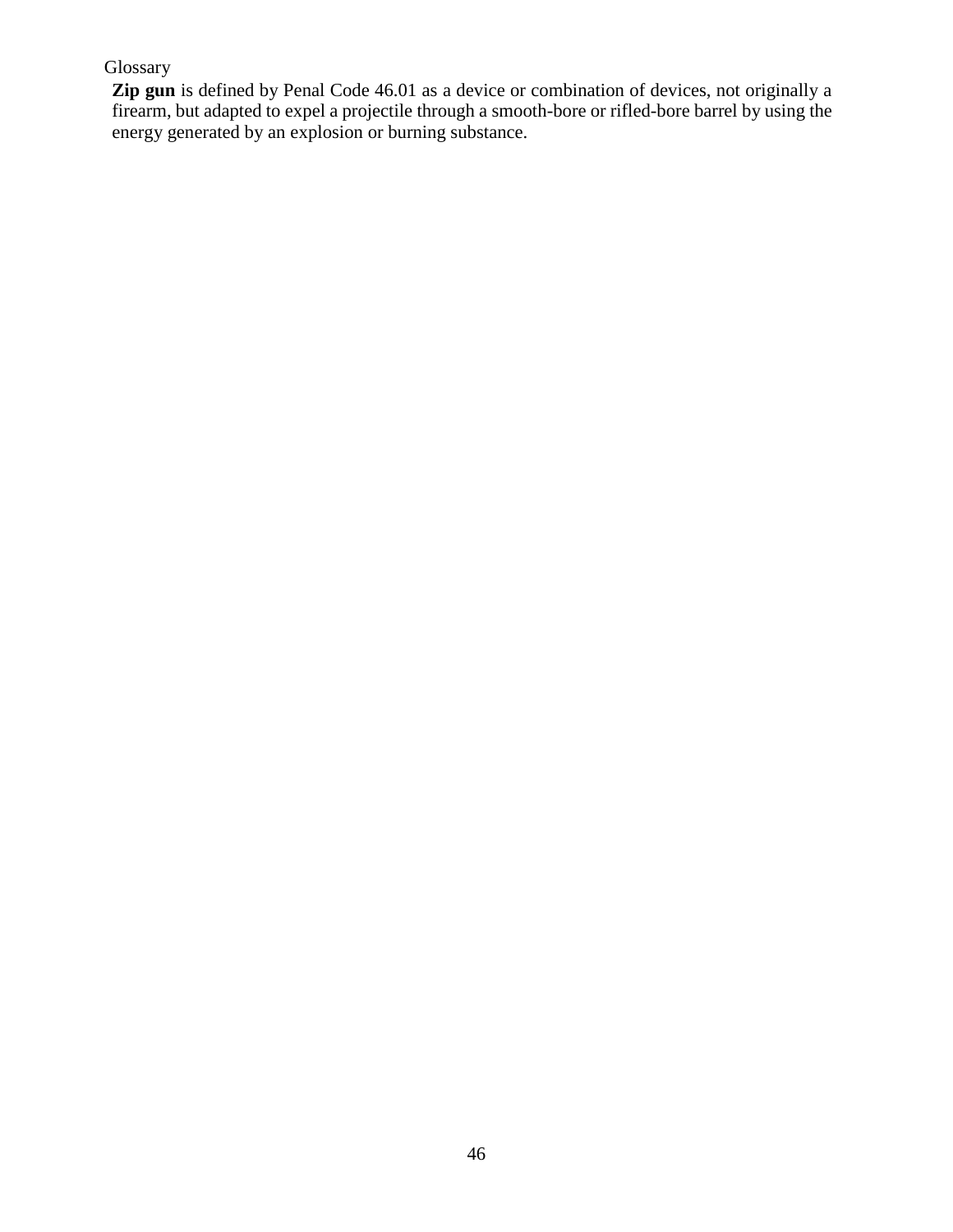Glossary

**Zip gun** is defined by Penal Code 46.01 as a device or combination of devices, not originally a firearm, but adapted to expel a projectile through a smooth-bore or rifled-bore barrel by using the energy generated by an explosion or burning substance.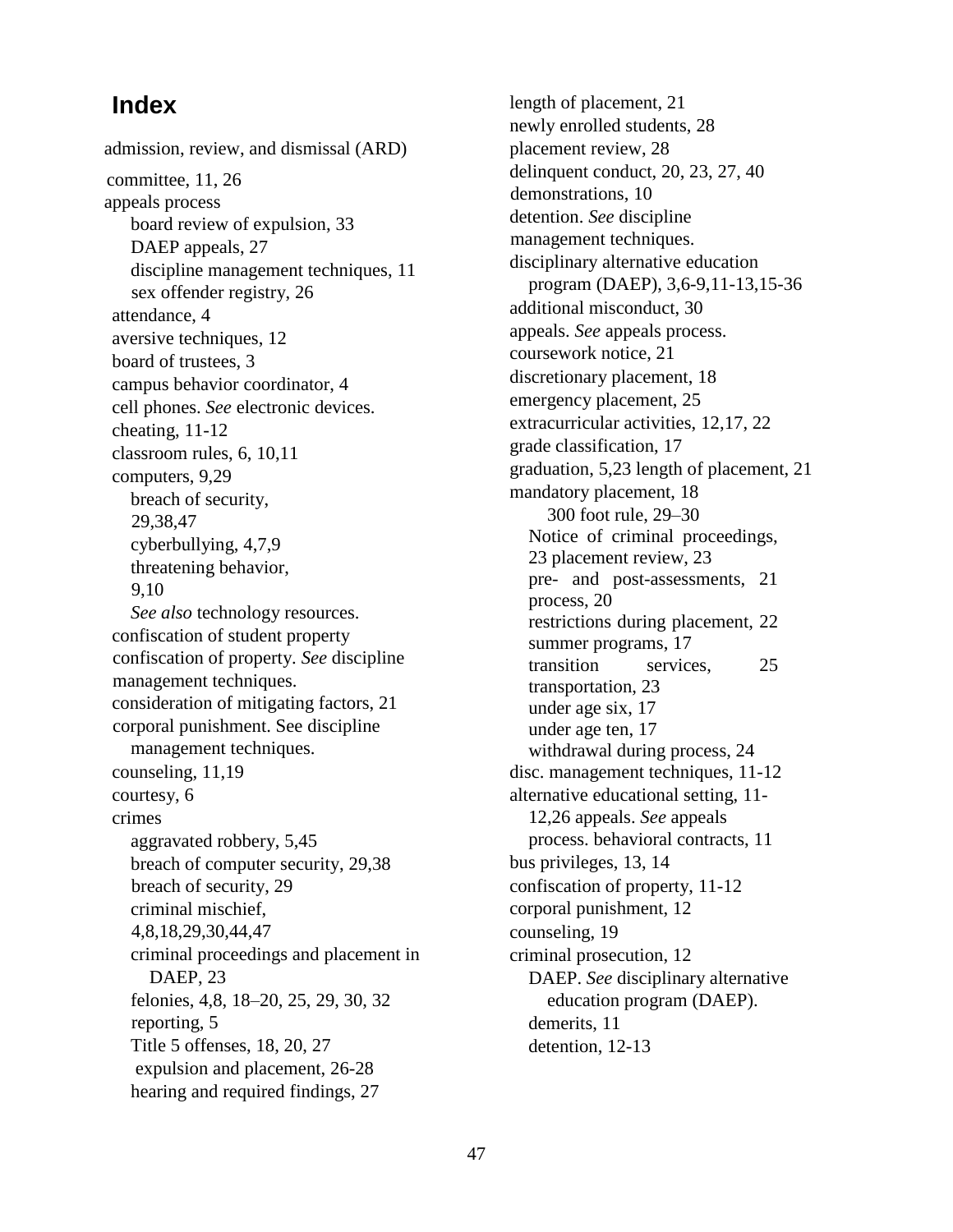# Index

admission, review, and dismissal (ARD) committee, 11, 26

appeals process
- board review of expulsion, 33
- DAEP appeals, 27
- discipline management techniques, 11
- sex offender registry, 26

attendance, 4

aversive techniques, 12

board of trustees, 3

campus behavior coordinator, 4

cell phones. *See* electronic devices.

cheating, 11-12

classroom rules, 6, 10,11

computers, 9,29
- breach of security, 29,38,47
- cyberbullying, 4,7,9
- threatening behavior, 9,10
- *See also* technology resources.

confiscation of student property

confiscation of property. *See* discipline management techniques.

consideration of mitigating factors, 21

corporal punishment. See discipline management techniques.

counseling, 11,19

courtesy, 6

crimes
- aggravated robbery, 5,45
- breach of computer security, 29,38
- breach of security, 29
- criminal mischief, 4,8,18,29,30,44,47
- criminal proceedings and placement in DAEP, 23
- felonies, 4,8, 18–20, 25, 29, 30, 32
- reporting, 5
- Title 5 offenses, 18, 20, 27
- expulsion and placement, 26-28
- hearing and required findings, 27

length of placement, 21

newly enrolled students, 28

placement review, 28

delinquent conduct, 20, 23, 27, 40

demonstrations, 10

detention. *See* discipline management techniques.

disciplinary alternative education program (DAEP), 3,6-9,11-13,15-36

additional misconduct, 30

appeals. *See* appeals process.

coursework notice, 21

discretionary placement, 18

emergency placement, 25

extracurricular activities, 12,17, 22

grade classification, 17

graduation, 5,23 length of placement, 21

mandatory placement, 18
- 300 foot rule, 29–30
- Notice of criminal proceedings, 23 placement review, 23
- pre- and post-assessments, 21
- process, 20
- restrictions during placement, 22
- summer programs, 17
- transition services, 25
- transportation, 23
- under age six, 17
- under age ten, 17
- withdrawal during process, 24

disc. management techniques, 11-12

alternative educational setting, 11-12,26 appeals. *See* appeals process. behavioral contracts, 11

bus privileges, 13, 14

confiscation of property, 11-12

corporal punishment, 12

counseling, 19

criminal prosecution, 12
- DAEP. *See* disciplinary alternative education program (DAEP).
- demerits, 11
- detention, 12-13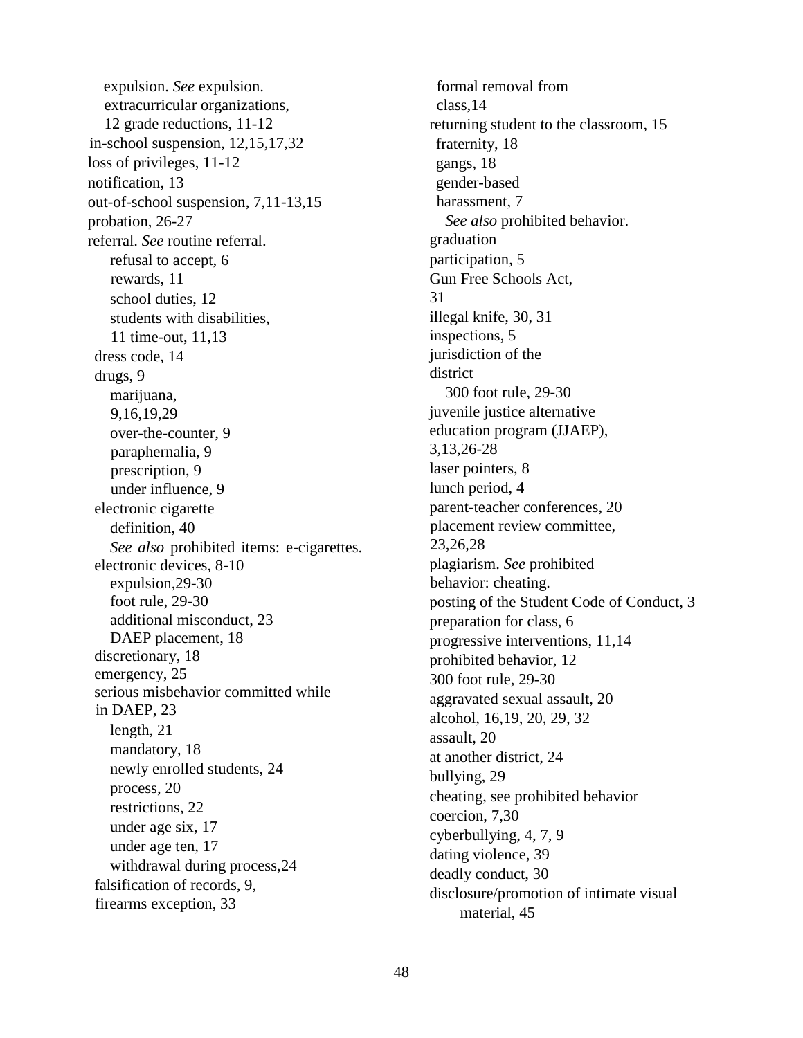expulsion. *See* expulsion.
extracurricular organizations,
12 grade reductions, 11-12
in-school suspension, 12,15,17,32
loss of privileges, 11-12
notification, 13
out-of-school suspension, 7,11-13,15
probation, 26-27
referral. *See* routine referral.
refusal to accept, 6
rewards, 11
school duties, 12
students with disabilities,
11 time-out, 11,13
dress code, 14
drugs, 9
marijuana,
9,16,19,29
over-the-counter, 9
paraphernalia, 9
prescription, 9
under influence, 9
electronic cigarette
definition, 40
*See also* prohibited items: e-cigarettes.
electronic devices, 8-10
expulsion,29-30
foot rule, 29-30
additional misconduct, 23
DAEP placement, 18
discretionary, 18
emergency, 25
serious misbehavior committed while
in DAEP, 23
length, 21
mandatory, 18
newly enrolled students, 24
process, 20
restrictions, 22
under age six, 17
under age ten, 17
withdrawal during process,24
falsification of records, 9,
firearms exception, 33

formal removal from
class,14
returning student to the classroom, 15
fraternity, 18
gangs, 18
gender-based
harassment, 7
*See also* prohibited behavior.
graduation
participation, 5
Gun Free Schools Act,
31
illegal knife, 30, 31
inspections, 5
jurisdiction of the
district
300 foot rule, 29-30
juvenile justice alternative
education program (JJAEP),
3,13,26-28
laser pointers, 8
lunch period, 4
parent-teacher conferences, 20
placement review committee,
23,26,28
plagiarism. *See* prohibited
behavior: cheating.
posting of the Student Code of Conduct, 3
preparation for class, 6
progressive interventions, 11,14
prohibited behavior, 12
300 foot rule, 29-30
aggravated sexual assault, 20
alcohol, 16,19, 20, 29, 32
assault, 20
at another district, 24
bullying, 29
cheating, see prohibited behavior
coercion, 7,30
cyberbullying, 4, 7, 9
dating violence, 39
deadly conduct, 30
disclosure/promotion of intimate visual
material, 45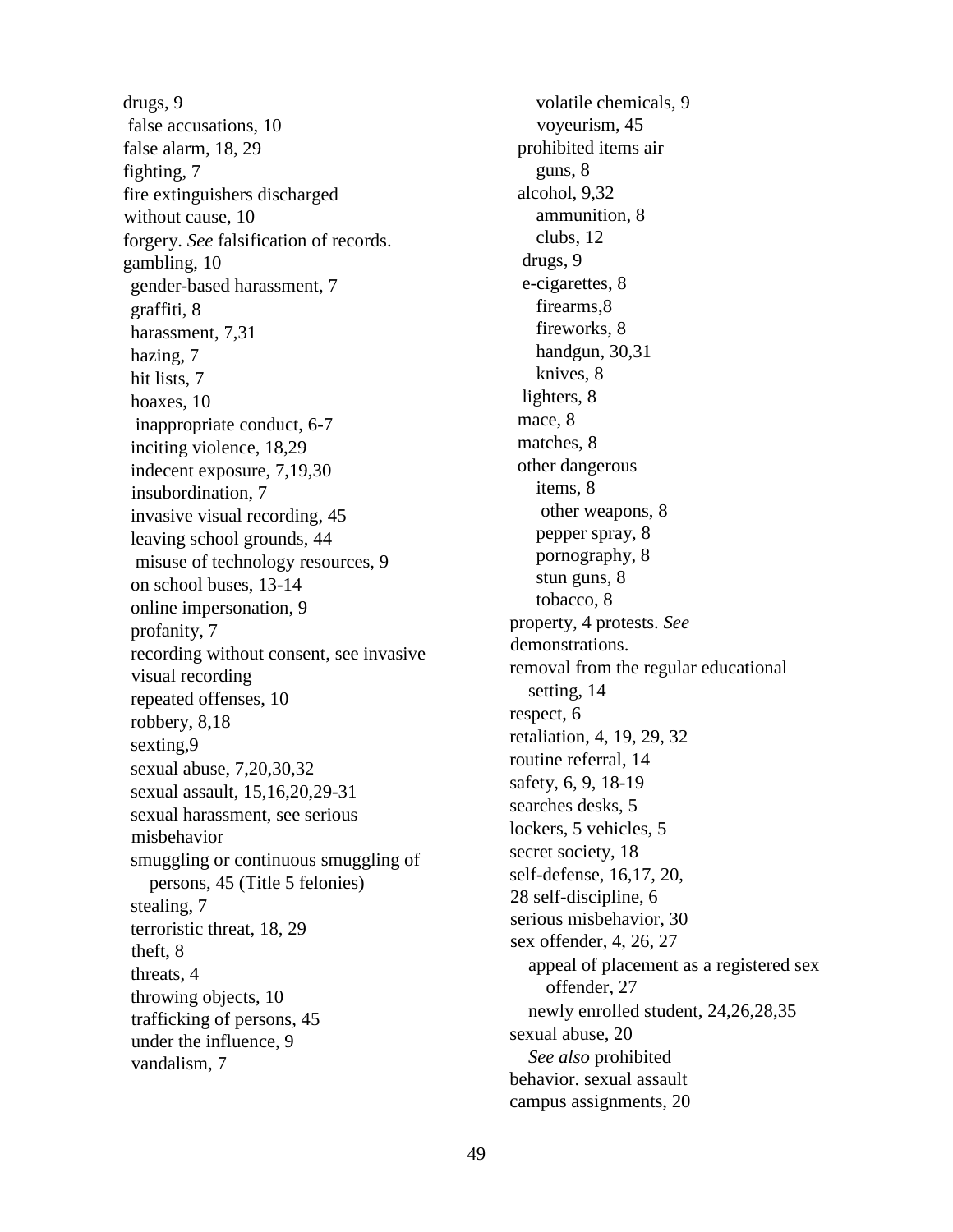drugs, 9
false accusations, 10
false alarm, 18, 29
fighting, 7
fire extinguishers discharged without cause, 10
forgery. *See* falsification of records.
gambling, 10
gender-based harassment, 7
graffiti, 8
harassment, 7,31
hazing, 7
hit lists, 7
hoaxes, 10
inappropriate conduct, 6-7
inciting violence, 18,29
indecent exposure, 7,19,30
insubordination, 7
invasive visual recording, 45
leaving school grounds, 44
misuse of technology resources, 9
on school buses, 13-14
online impersonation, 9
profanity, 7
recording without consent, see invasive visual recording
repeated offenses, 10
robbery, 8,18
sexting,9
sexual abuse, 7,20,30,32
sexual assault, 15,16,20,29-31
sexual harassment, see serious misbehavior
smuggling or continuous smuggling of persons, 45 (Title 5 felonies)
stealing, 7
terroristic threat, 18, 29
theft, 8
threats, 4
throwing objects, 10
trafficking of persons, 45
under the influence, 9
vandalism, 7
volatile chemicals, 9
voyeurism, 45

prohibited items air guns, 8
alcohol, 9,32
ammunition, 8
clubs, 12
drugs, 9
e-cigarettes, 8
firearms,8
fireworks, 8
handgun, 30,31
knives, 8
lighters, 8
mace, 8
matches, 8
other dangerous items, 8
other weapons, 8
pepper spray, 8
pornography, 8
stun guns, 8
tobacco, 8

property, 4 protests. *See* demonstrations.
removal from the regular educational setting, 14
respect, 6
retaliation, 4, 19, 29, 32
routine referral, 14
safety, 6, 9, 18-19
searches desks, 5
lockers, 5 vehicles, 5
secret society, 18
self-defense, 16,17, 20, 28 self-discipline, 6
serious misbehavior, 30
sex offender, 4, 26, 27
appeal of placement as a registered sex offender, 27
newly enrolled student, 24,26,28,35
sexual abuse, 20
*See also* prohibited behavior. sexual assault
campus assignments, 20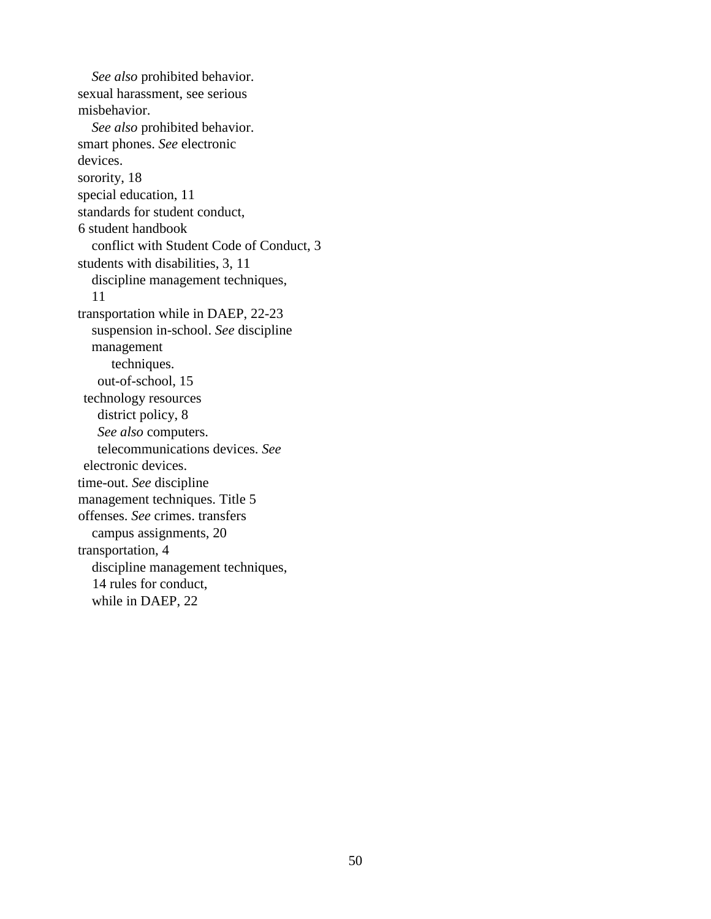*See also* prohibited behavior.
sexual harassment, see serious misbehavior.
*See also* prohibited behavior.
smart phones. *See* electronic devices.
sorority, 18
special education, 11
standards for student conduct, 6
student handbook
conflict with Student Code of Conduct, 3
students with disabilities, 3, 11
discipline management techniques, 11
transportation while in DAEP, 22-23
suspension in-school. *See* discipline management techniques.
out-of-school, 15
technology resources
district policy, 8
*See also* computers.
telecommunications devices. *See* electronic devices.
time-out. *See* discipline management techniques.
Title 5 offenses. *See* crimes.
transfers
campus assignments, 20
transportation, 4
discipline management techniques, 14
rules for conduct,
while in DAEP, 22